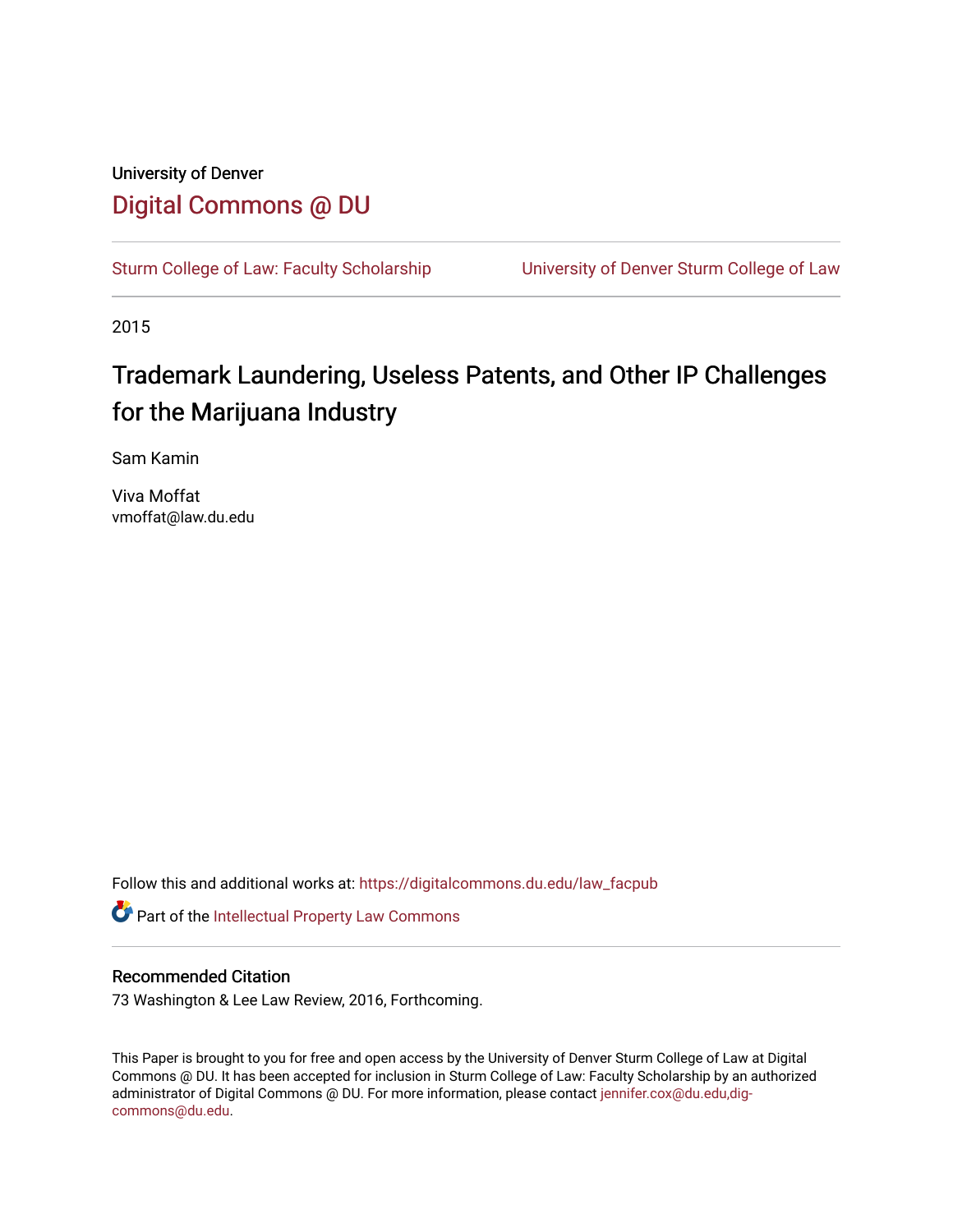University of Denver

## Digital Commons @ DU

Sturm College of Law: Faculty Scholarship | University of Denver Sturm College of Law

2015

# Trademark Laundering, Useless Patents, and Other IP Challenges for the Marijuana Industry

Sam Kamin

Viva Moffat
vmoffat@law.du.edu

Follow this and additional works at: https://digitalcommons.du.edu/law_facpub

Part of the Intellectual Property Law Commons

### Recommended Citation

73 Washington & Lee Law Review, 2016, Forthcoming.

This Paper is brought to you for free and open access by the University of Denver Sturm College of Law at Digital Commons @ DU. It has been accepted for inclusion in Sturm College of Law: Faculty Scholarship by an authorized administrator of Digital Commons @ DU. For more information, please contact jennifer.cox@du.edu,dig-commons@du.edu.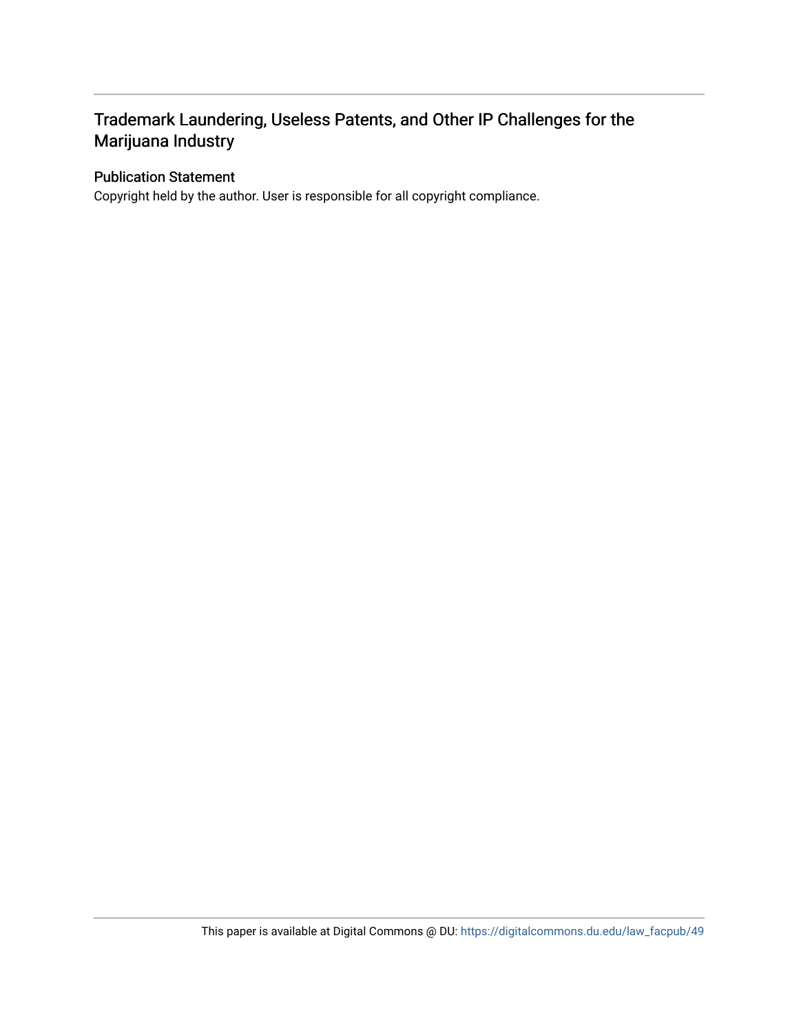# Trademark Laundering, Useless Patents, and Other IP Challenges for the Marijuana Industry

## Publication Statement

Copyright held by the author. User is responsible for all copyright compliance.

This paper is available at Digital Commons @ DU: https://digitalcommons.du.edu/law_facpub/49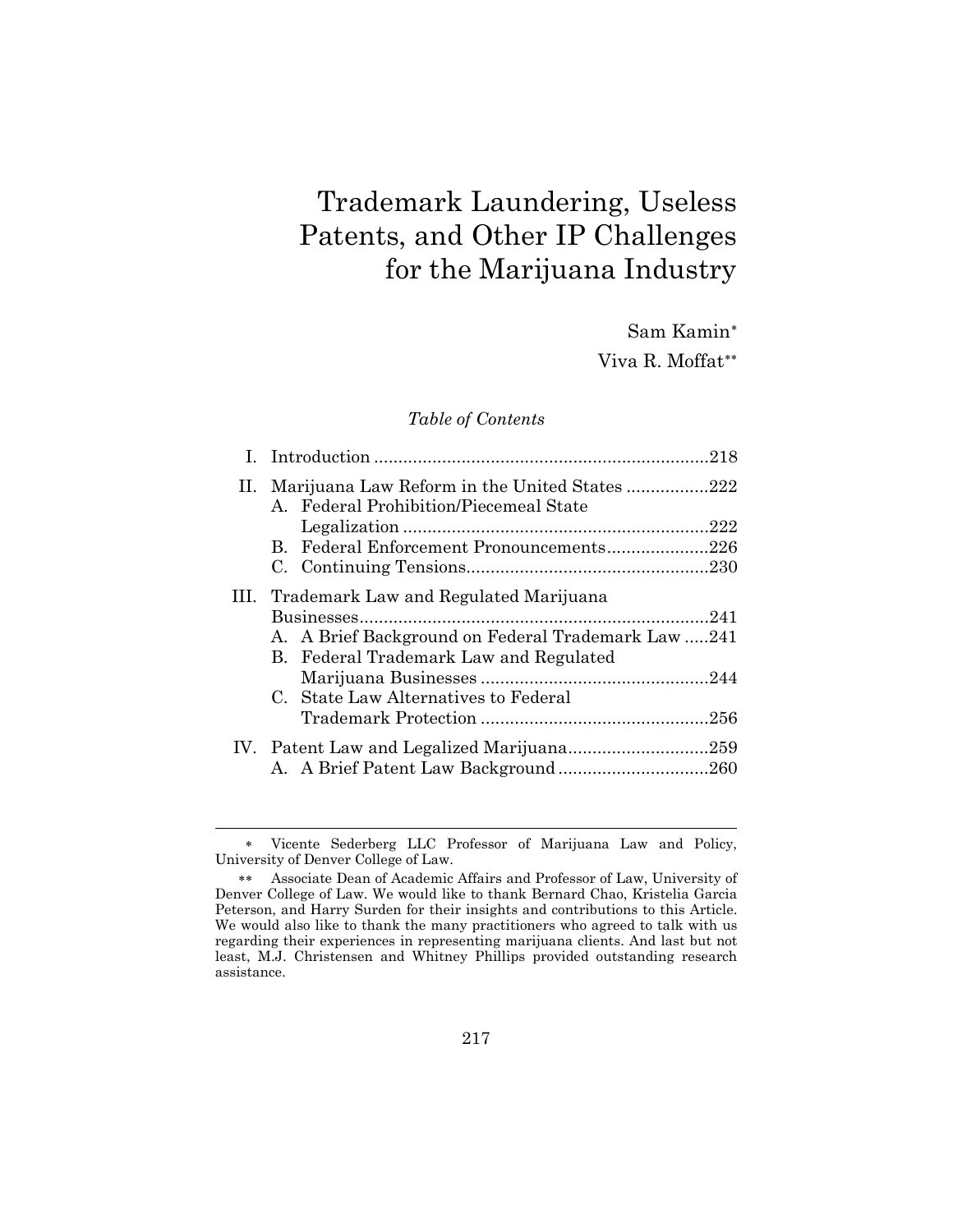# Trademark Laundering, Useless Patents, and Other IP Challenges for the Marijuana Industry

Sam Kamin*

Viva R. Moffat**

*Table of Contents*

I. Introduction ....................................................................218

II. Marijuana Law Reform in the United States .................222
   A. Federal Prohibition/Piecemeal State Legalization ..............................................................222
   B. Federal Enforcement Pronouncements.....................226
   C. Continuing Tensions..................................................230

III. Trademark Law and Regulated Marijuana Businesses.......................................................................241
   A. A Brief Background on Federal Trademark Law .....241
   B. Federal Trademark Law and Regulated Marijuana Businesses ...............................................244
   C. State Law Alternatives to Federal Trademark Protection ...............................................256

IV. Patent Law and Legalized Marijuana.............................259
   A. A Brief Patent Law Background ...............................260

---

\* Vicente Sederberg LLC Professor of Marijuana Law and Policy, University of Denver College of Law.

\*\* Associate Dean of Academic Affairs and Professor of Law, University of Denver College of Law. We would like to thank Bernard Chao, Kristelia Garcia Peterson, and Harry Surden for their insights and contributions to this Article. We would also like to thank the many practitioners who agreed to talk with us regarding their experiences in representing marijuana clients. And last but not least, M.J. Christensen and Whitney Phillips provided outstanding research assistance.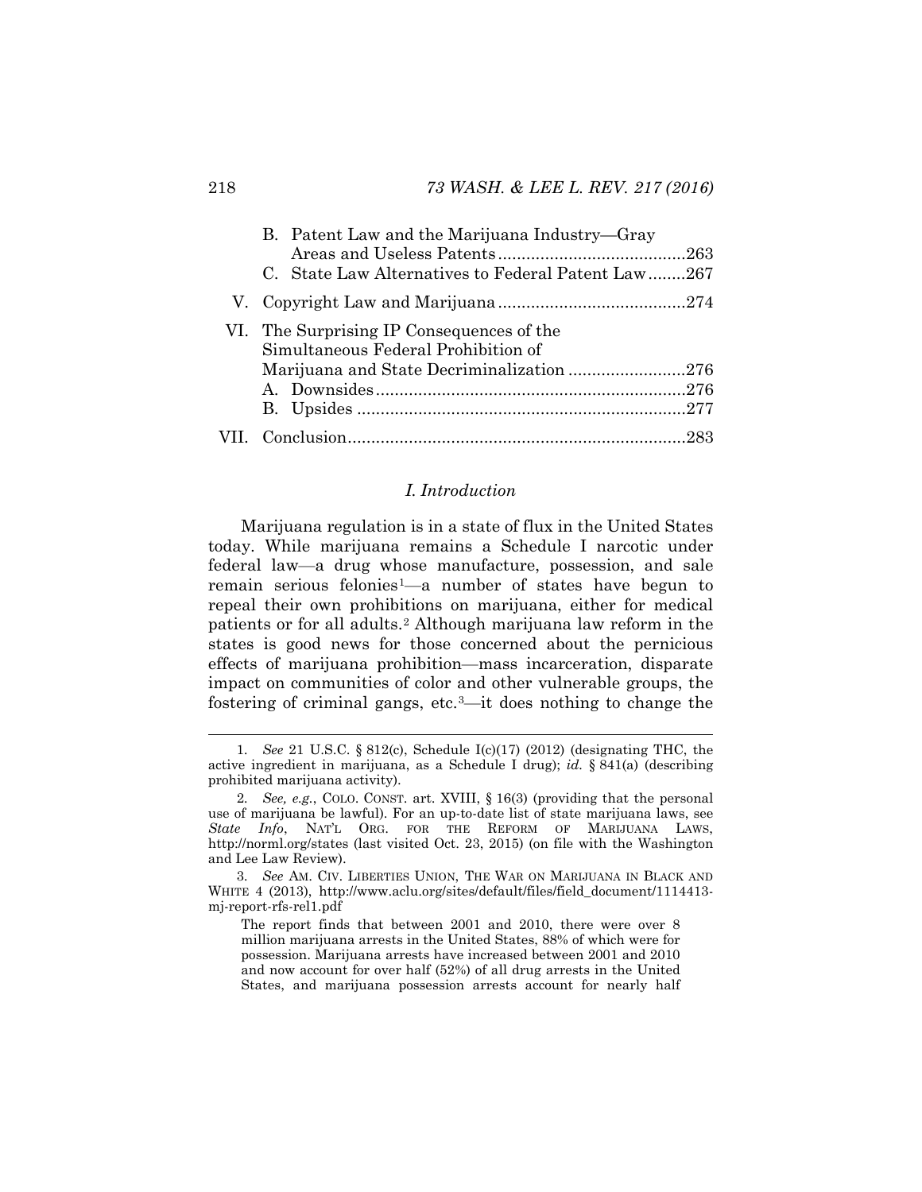B. Patent Law and the Marijuana Industry—Gray Areas and Useless Patents ........................................263

C. State Law Alternatives to Federal Patent Law........267

V. Copyright Law and Marijuana ........................................274

VI. The Surprising IP Consequences of the Simultaneous Federal Prohibition of Marijuana and State Decriminalization .........................276

A. Downsides..................................................................276

B. Upsides ......................................................................277

VII. Conclusion........................................................................283

## *I. Introduction*

Marijuana regulation is in a state of flux in the United States today. While marijuana remains a Schedule I narcotic under federal law—a drug whose manufacture, possession, and sale remain serious felonies[1]—a number of states have begun to repeal their own prohibitions on marijuana, either for medical patients or for all adults.[2] Although marijuana law reform in the states is good news for those concerned about the pernicious effects of marijuana prohibition—mass incarceration, disparate impact on communities of color and other vulnerable groups, the fostering of criminal gangs, etc.[3]—it does nothing to change the

---

1. *See* 21 U.S.C. § 812(c), Schedule I(c)(17) (2012) (designating THC, the active ingredient in marijuana, as a Schedule I drug); *id.* § 841(a) (describing prohibited marijuana activity).

2. *See, e.g.*, COLO. CONST. art. XVIII, § 16(3) (providing that the personal use of marijuana be lawful). For an up-to-date list of state marijuana laws, see *State Info*, NAT'L ORG. FOR THE REFORM OF MARIJUANA LAWS, http://norml.org/states (last visited Oct. 23, 2015) (on file with the Washington and Lee Law Review).

3. *See* AM. CIV. LIBERTIES UNION, THE WAR ON MARIJUANA IN BLACK AND WHITE 4 (2013), http://www.aclu.org/sites/default/files/field_document/1114413-mj-report-rfs-rel1.pdf

> The report finds that between 2001 and 2010, there were over 8 million marijuana arrests in the United States, 88% of which were for possession. Marijuana arrests have increased between 2001 and 2010 and now account for over half (52%) of all drug arrests in the United States, and marijuana possession arrests account for nearly half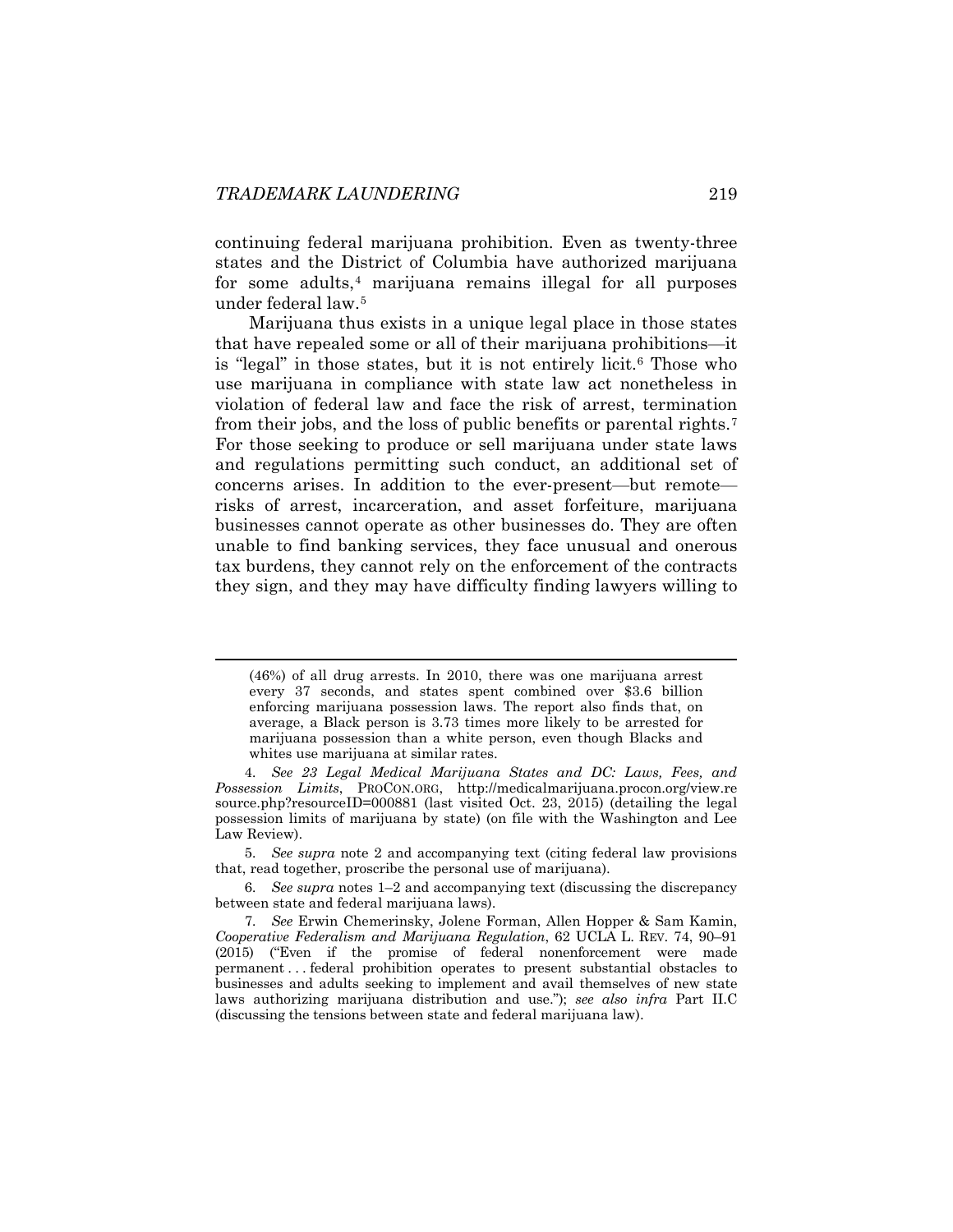continuing federal marijuana prohibition. Even as twenty-three states and the District of Columbia have authorized marijuana for some adults,[4] marijuana remains illegal for all purposes under federal law.[5]

Marijuana thus exists in a unique legal place in those states that have repealed some or all of their marijuana prohibitions—it is "legal" in those states, but it is not entirely licit.[6] Those who use marijuana in compliance with state law act nonetheless in violation of federal law and face the risk of arrest, termination from their jobs, and the loss of public benefits or parental rights.[7] For those seeking to produce or sell marijuana under state laws and regulations permitting such conduct, an additional set of concerns arises. In addition to the ever-present—but remote—risks of arrest, incarceration, and asset forfeiture, marijuana businesses cannot operate as other businesses do. They are often unable to find banking services, they face unusual and onerous tax burdens, they cannot rely on the enforcement of the contracts they sign, and they may have difficulty finding lawyers willing to

---

(46%) of all drug arrests. In 2010, there was one marijuana arrest every 37 seconds, and states spent combined over $3.6 billion enforcing marijuana possession laws. The report also finds that, on average, a Black person is 3.73 times more likely to be arrested for marijuana possession than a white person, even though Blacks and whites use marijuana at similar rates.

4. *See 23 Legal Medical Marijuana States and DC: Laws, Fees, and Possession Limits*, PROCON.ORG, http://medicalmarijuana.procon.org/view.resource.php?resourceID=000881 (last visited Oct. 23, 2015) (detailing the legal possession limits of marijuana by state) (on file with the Washington and Lee Law Review).

5. *See supra* note 2 and accompanying text (citing federal law provisions that, read together, proscribe the personal use of marijuana).

6. *See supra* notes 1–2 and accompanying text (discussing the discrepancy between state and federal marijuana laws).

7. *See* Erwin Chemerinsky, Jolene Forman, Allen Hopper & Sam Kamin, *Cooperative Federalism and Marijuana Regulation*, 62 UCLA L. REV. 74, 90–91 (2015) ("Even if the promise of federal nonenforcement were made permanent . . . federal prohibition operates to present substantial obstacles to businesses and adults seeking to implement and avail themselves of new state laws authorizing marijuana distribution and use."); *see also infra* Part II.C (discussing the tensions between state and federal marijuana law).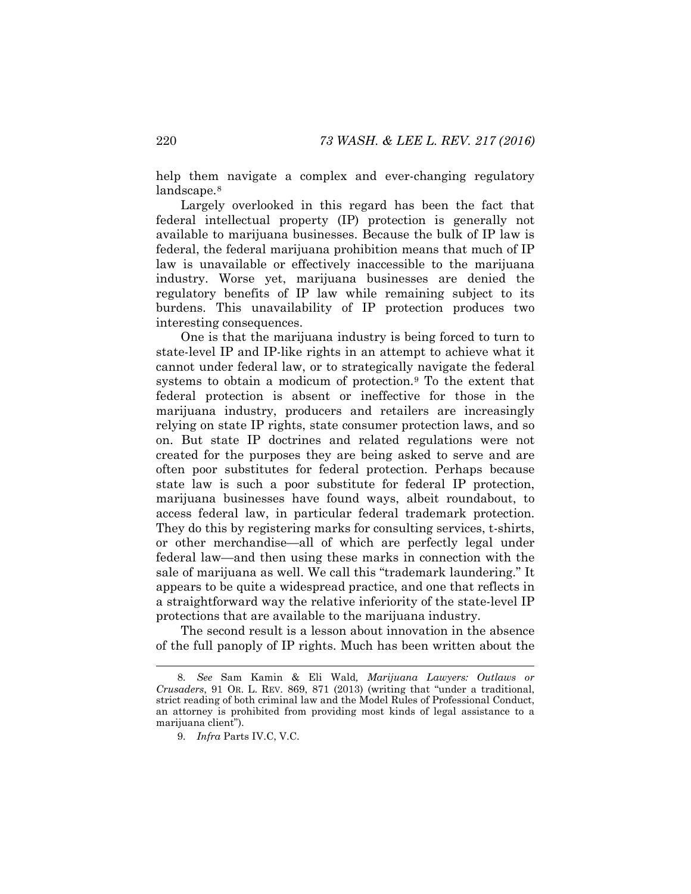help them navigate a complex and ever-changing regulatory landscape.[8]

Largely overlooked in this regard has been the fact that federal intellectual property (IP) protection is generally not available to marijuana businesses. Because the bulk of IP law is federal, the federal marijuana prohibition means that much of IP law is unavailable or effectively inaccessible to the marijuana industry. Worse yet, marijuana businesses are denied the regulatory benefits of IP law while remaining subject to its burdens. This unavailability of IP protection produces two interesting consequences.

One is that the marijuana industry is being forced to turn to state-level IP and IP-like rights in an attempt to achieve what it cannot under federal law, or to strategically navigate the federal systems to obtain a modicum of protection.[9] To the extent that federal protection is absent or ineffective for those in the marijuana industry, producers and retailers are increasingly relying on state IP rights, state consumer protection laws, and so on. But state IP doctrines and related regulations were not created for the purposes they are being asked to serve and are often poor substitutes for federal protection. Perhaps because state law is such a poor substitute for federal IP protection, marijuana businesses have found ways, albeit roundabout, to access federal law, in particular federal trademark protection. They do this by registering marks for consulting services, t-shirts, or other merchandise—all of which are perfectly legal under federal law—and then using these marks in connection with the sale of marijuana as well. We call this "trademark laundering." It appears to be quite a widespread practice, and one that reflects in a straightforward way the relative inferiority of the state-level IP protections that are available to the marijuana industry.

The second result is a lesson about innovation in the absence of the full panoply of IP rights. Much has been written about the

---

8. *See* Sam Kamin & Eli Wald, *Marijuana Lawyers: Outlaws or Crusaders*, 91 OR. L. REV. 869, 871 (2013) (writing that "under a traditional, strict reading of both criminal law and the Model Rules of Professional Conduct, an attorney is prohibited from providing most kinds of legal assistance to a marijuana client").

9. *Infra* Parts IV.C, V.C.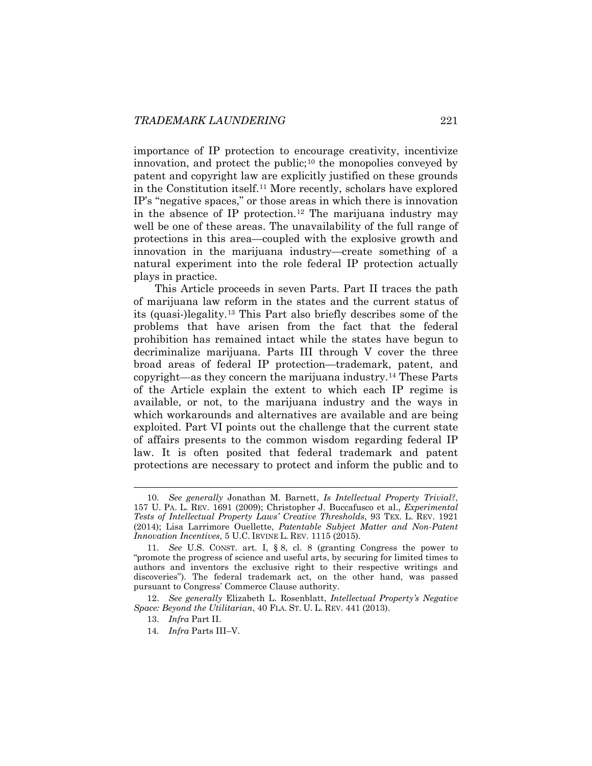importance of IP protection to encourage creativity, incentivize innovation, and protect the public;[10] the monopolies conveyed by patent and copyright law are explicitly justified on these grounds in the Constitution itself.[11] More recently, scholars have explored IP's "negative spaces," or those areas in which there is innovation in the absence of IP protection.[12] The marijuana industry may well be one of these areas. The unavailability of the full range of protections in this area—coupled with the explosive growth and innovation in the marijuana industry—create something of a natural experiment into the role federal IP protection actually plays in practice.

This Article proceeds in seven Parts. Part II traces the path of marijuana law reform in the states and the current status of its (quasi-)legality.[13] This Part also briefly describes some of the problems that have arisen from the fact that the federal prohibition has remained intact while the states have begun to decriminalize marijuana. Parts III through V cover the three broad areas of federal IP protection—trademark, patent, and copyright—as they concern the marijuana industry.[14] These Parts of the Article explain the extent to which each IP regime is available, or not, to the marijuana industry and the ways in which workarounds and alternatives are available and are being exploited. Part VI points out the challenge that the current state of affairs presents to the common wisdom regarding federal IP law. It is often posited that federal trademark and patent protections are necessary to protect and inform the public and to

---

10. *See generally* Jonathan M. Barnett, *Is Intellectual Property Trivial?*, 157 U. PA. L. REV. 1691 (2009); Christopher J. Buccafusco et al., *Experimental Tests of Intellectual Property Laws' Creative Thresholds*, 93 TEX. L. REV. 1921 (2014); Lisa Larrimore Ouellette, *Patentable Subject Matter and Non-Patent Innovation Incentives*, 5 U.C. IRVINE L. REV. 1115 (2015).

11. *See* U.S. CONST. art. I, § 8, cl. 8 (granting Congress the power to "promote the progress of science and useful arts, by securing for limited times to authors and inventors the exclusive right to their respective writings and discoveries"). The federal trademark act, on the other hand, was passed pursuant to Congress' Commerce Clause authority.

12. *See generally* Elizabeth L. Rosenblatt, *Intellectual Property's Negative Space: Beyond the Utilitarian*, 40 FLA. ST. U. L. REV. 441 (2013).

13. *Infra* Part II.

14. *Infra* Parts III–V.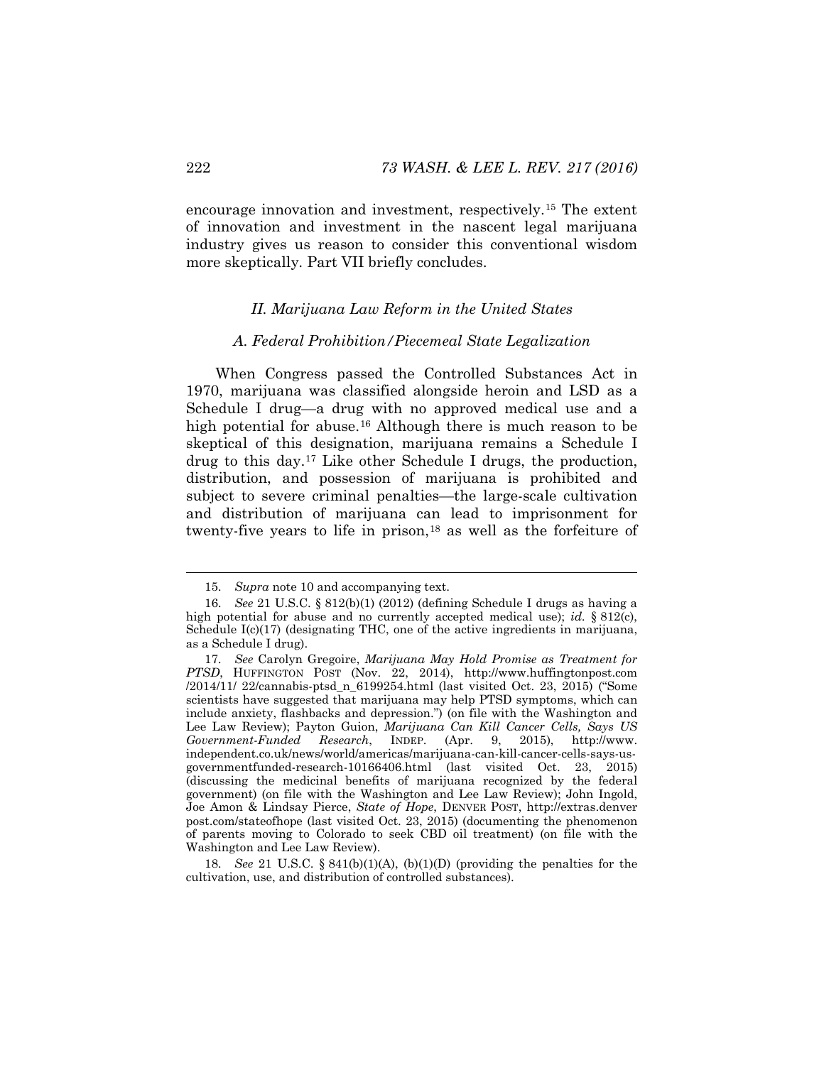encourage innovation and investment, respectively.[15] The extent of innovation and investment in the nascent legal marijuana industry gives us reason to consider this conventional wisdom more skeptically. Part VII briefly concludes.

## *II. Marijuana Law Reform in the United States*

### *A. Federal Prohibition/Piecemeal State Legalization*

When Congress passed the Controlled Substances Act in 1970, marijuana was classified alongside heroin and LSD as a Schedule I drug—a drug with no approved medical use and a high potential for abuse.[16] Although there is much reason to be skeptical of this designation, marijuana remains a Schedule I drug to this day.[17] Like other Schedule I drugs, the production, distribution, and possession of marijuana is prohibited and subject to severe criminal penalties—the large-scale cultivation and distribution of marijuana can lead to imprisonment for twenty-five years to life in prison,[18] as well as the forfeiture of

---

15. *Supra* note 10 and accompanying text.

16. *See* 21 U.S.C. § 812(b)(1) (2012) (defining Schedule I drugs as having a high potential for abuse and no currently accepted medical use); *id.* § 812(c), Schedule I(c)(17) (designating THC, one of the active ingredients in marijuana, as a Schedule I drug).

17. *See* Carolyn Gregoire, *Marijuana May Hold Promise as Treatment for PTSD*, HUFFINGTON POST (Nov. 22, 2014), http://www.huffingtonpost.com/2014/11/ 22/cannabis-ptsd_n_6199254.html (last visited Oct. 23, 2015) ("Some scientists have suggested that marijuana may help PTSD symptoms, which can include anxiety, flashbacks and depression.") (on file with the Washington and Lee Law Review); Payton Guion, *Marijuana Can Kill Cancer Cells, Says US Government-Funded Research*, INDEP. (Apr. 9, 2015), http://www.independent.co.uk/news/world/americas/marijuana-can-kill-cancer-cells-says-us-governmentfunded-research-10166406.html (last visited Oct. 23, 2015) (discussing the medicinal benefits of marijuana recognized by the federal government) (on file with the Washington and Lee Law Review); John Ingold, Joe Amon & Lindsay Pierce, *State of Hope*, DENVER POST, http://extras.denverpost.com/stateofhope (last visited Oct. 23, 2015) (documenting the phenomenon of parents moving to Colorado to seek CBD oil treatment) (on file with the Washington and Lee Law Review).

18. *See* 21 U.S.C. § 841(b)(1)(A), (b)(1)(D) (providing the penalties for the cultivation, use, and distribution of controlled substances).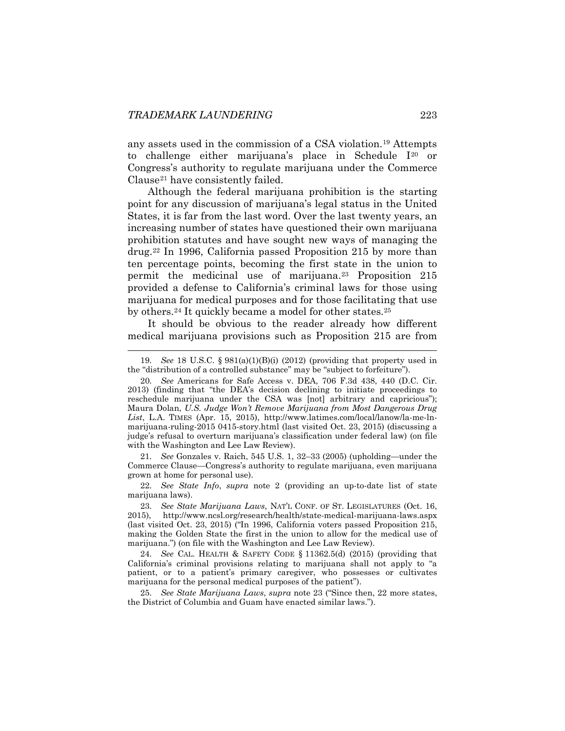any assets used in the commission of a CSA violation.[19] Attempts to challenge either marijuana's place in Schedule I[20] or Congress's authority to regulate marijuana under the Commerce Clause[21] have consistently failed.

Although the federal marijuana prohibition is the starting point for any discussion of marijuana's legal status in the United States, it is far from the last word. Over the last twenty years, an increasing number of states have questioned their own marijuana prohibition statutes and have sought new ways of managing the drug.[22] In 1996, California passed Proposition 215 by more than ten percentage points, becoming the first state in the union to permit the medicinal use of marijuana.[23] Proposition 215 provided a defense to California's criminal laws for those using marijuana for medical purposes and for those facilitating that use by others.[24] It quickly became a model for other states.[25]

It should be obvious to the reader already how different medical marijuana provisions such as Proposition 215 are from

---

19. *See* 18 U.S.C. § 981(a)(1)(B)(i) (2012) (providing that property used in the "distribution of a controlled substance" may be "subject to forfeiture").

20. *See* Americans for Safe Access v. DEA, 706 F.3d 438, 440 (D.C. Cir. 2013) (finding that "the DEA's decision declining to initiate proceedings to reschedule marijuana under the CSA was [not] arbitrary and capricious"); Maura Dolan, *U.S. Judge Won't Remove Marijuana from Most Dangerous Drug List*, L.A. TIMES (Apr. 15, 2015), http://www.latimes.com/local/lanow/la-me-ln-marijuana-ruling-2015 0415-story.html (last visited Oct. 23, 2015) (discussing a judge's refusal to overturn marijuana's classification under federal law) (on file with the Washington and Lee Law Review).

21. *See* Gonzales v. Raich, 545 U.S. 1, 32–33 (2005) (upholding—under the Commerce Clause—Congress's authority to regulate marijuana, even marijuana grown at home for personal use).

22. *See State Info*, *supra* note 2 (providing an up-to-date list of state marijuana laws).

23. *See State Marijuana Laws*, NAT'L CONF. OF ST. LEGISLATURES (Oct. 16, 2015), http://www.ncsl.org/research/health/state-medical-marijuana-laws.aspx (last visited Oct. 23, 2015) ("In 1996, California voters passed Proposition 215, making the Golden State the first in the union to allow for the medical use of marijuana.") (on file with the Washington and Lee Law Review).

24. *See* CAL. HEALTH & SAFETY CODE § 11362.5(d) (2015) (providing that California's criminal provisions relating to marijuana shall not apply to "a patient, or to a patient's primary caregiver, who possesses or cultivates marijuana for the personal medical purposes of the patient").

25. *See State Marijuana Laws*, *supra* note 23 ("Since then, 22 more states, the District of Columbia and Guam have enacted similar laws.").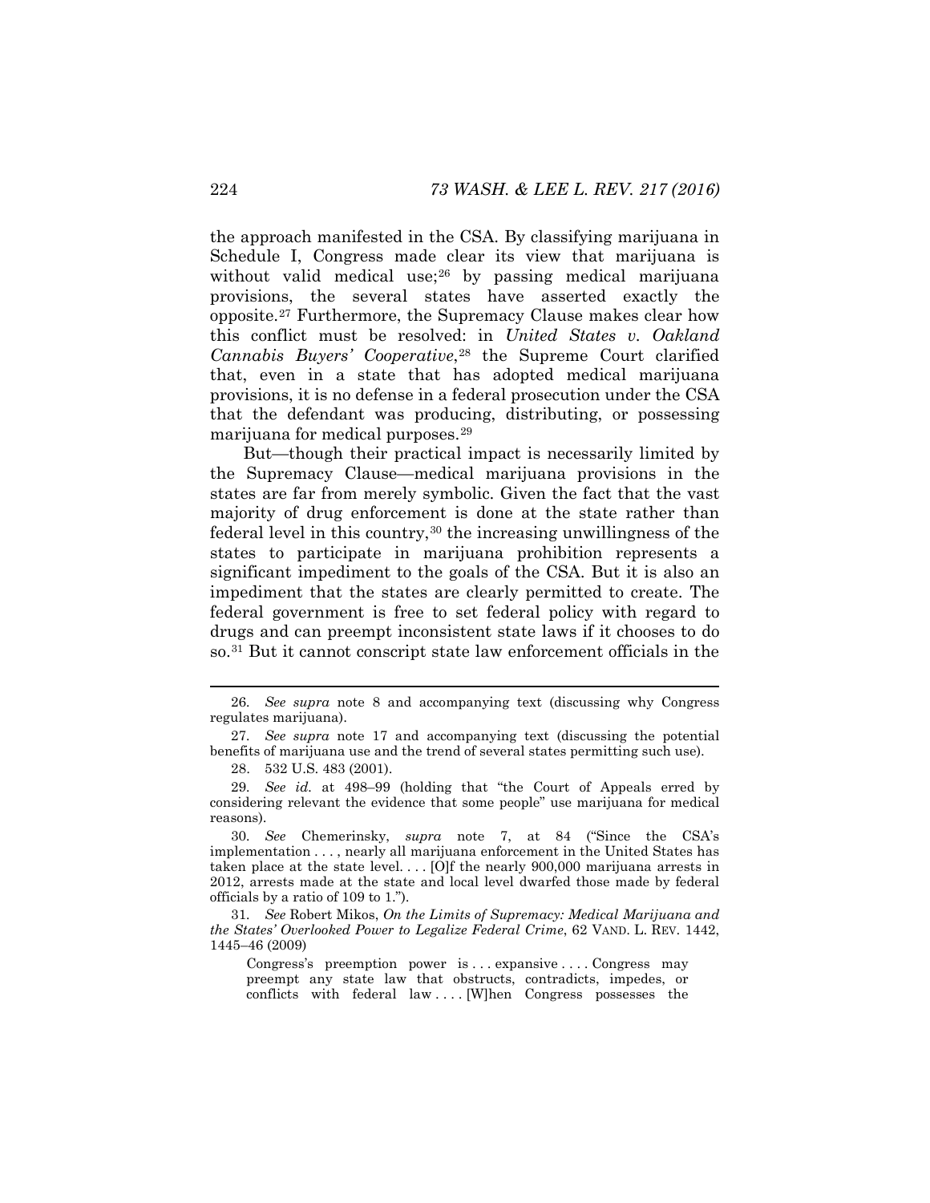the approach manifested in the CSA. By classifying marijuana in Schedule I, Congress made clear its view that marijuana is without valid medical use;[26] by passing medical marijuana provisions, the several states have asserted exactly the opposite.[27] Furthermore, the Supremacy Clause makes clear how this conflict must be resolved: in *United States v. Oakland Cannabis Buyers' Cooperative*,[28] the Supreme Court clarified that, even in a state that has adopted medical marijuana provisions, it is no defense in a federal prosecution under the CSA that the defendant was producing, distributing, or possessing marijuana for medical purposes.[29]

But—though their practical impact is necessarily limited by the Supremacy Clause—medical marijuana provisions in the states are far from merely symbolic. Given the fact that the vast majority of drug enforcement is done at the state rather than federal level in this country,[30] the increasing unwillingness of the states to participate in marijuana prohibition represents a significant impediment to the goals of the CSA. But it is also an impediment that the states are clearly permitted to create. The federal government is free to set federal policy with regard to drugs and can preempt inconsistent state laws if it chooses to do so.[31] But it cannot conscript state law enforcement officials in the

---

26. *See supra* note 8 and accompanying text (discussing why Congress regulates marijuana).

27. *See supra* note 17 and accompanying text (discussing the potential benefits of marijuana use and the trend of several states permitting such use).

28. 532 U.S. 483 (2001).

29. *See id.* at 498–99 (holding that "the Court of Appeals erred by considering relevant the evidence that some people" use marijuana for medical reasons).

30. *See* Chemerinsky, *supra* note 7, at 84 ("Since the CSA's implementation . . . , nearly all marijuana enforcement in the United States has taken place at the state level. . . . [O]f the nearly 900,000 marijuana arrests in 2012, arrests made at the state and local level dwarfed those made by federal officials by a ratio of 109 to 1.").

31. *See* Robert Mikos, *On the Limits of Supremacy: Medical Marijuana and the States' Overlooked Power to Legalize Federal Crime*, 62 VAND. L. REV. 1442, 1445–46 (2009)

> Congress's preemption power is . . . expansive . . . . Congress may preempt any state law that obstructs, contradicts, impedes, or conflicts with federal law . . . . [W]hen Congress possesses the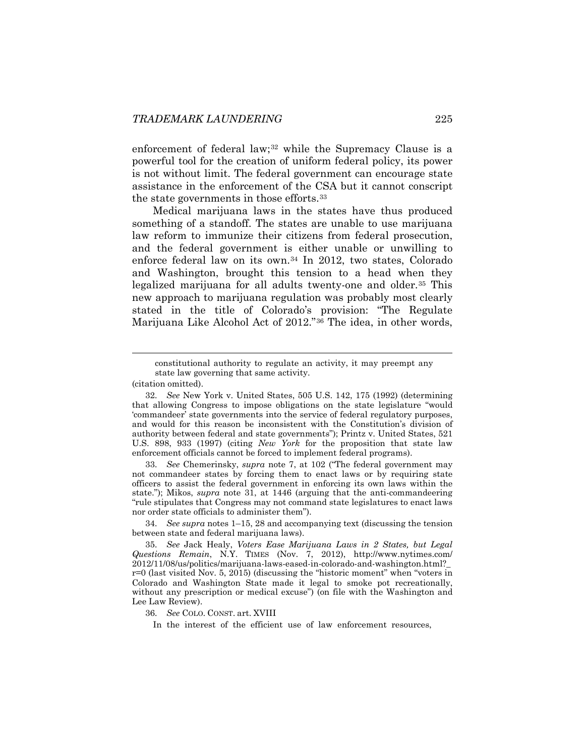enforcement of federal law;[32] while the Supremacy Clause is a powerful tool for the creation of uniform federal policy, its power is not without limit. The federal government can encourage state assistance in the enforcement of the CSA but it cannot conscript the state governments in those efforts.[33]

Medical marijuana laws in the states have thus produced something of a standoff. The states are unable to use marijuana law reform to immunize their citizens from federal prosecution, and the federal government is either unable or unwilling to enforce federal law on its own.[34] In 2012, two states, Colorado and Washington, brought this tension to a head when they legalized marijuana for all adults twenty-one and older.[35] This new approach to marijuana regulation was probably most clearly stated in the title of Colorado's provision: "The Regulate Marijuana Like Alcohol Act of 2012."[36] The idea, in other words,

---

> constitutional authority to regulate an activity, it may preempt any state law governing that same activity.

(citation omitted).

32. *See* New York v. United States, 505 U.S. 142, 175 (1992) (determining that allowing Congress to impose obligations on the state legislature "would 'commandeer' state governments into the service of federal regulatory purposes, and would for this reason be inconsistent with the Constitution's division of authority between federal and state governments"); Printz v. United States, 521 U.S. 898, 933 (1997) (citing *New York* for the proposition that state law enforcement officials cannot be forced to implement federal programs).

33. *See* Chemerinsky, *supra* note 7, at 102 ("The federal government may not commandeer states by forcing them to enact laws or by requiring state officers to assist the federal government in enforcing its own laws within the state."); Mikos, *supra* note 31, at 1446 (arguing that the anti-commandeering "rule stipulates that Congress may not command state legislatures to enact laws nor order state officials to administer them").

34. *See supra* notes 1–15, 28 and accompanying text (discussing the tension between state and federal marijuana laws).

35. *See* Jack Healy, *Voters Ease Marijuana Laws in 2 States, but Legal Questions Remain*, N.Y. TIMES (Nov. 7, 2012), http://www.nytimes.com/2012/11/08/us/politics/marijuana-laws-eased-in-colorado-and-washington.html?_r=0 (last visited Nov. 5, 2015) (discussing the "historic moment" when "voters in Colorado and Washington State made it legal to smoke pot recreationally, without any prescription or medical excuse") (on file with the Washington and Lee Law Review).

36. *See* COLO. CONST. art. XVIII

> In the interest of the efficient use of law enforcement resources,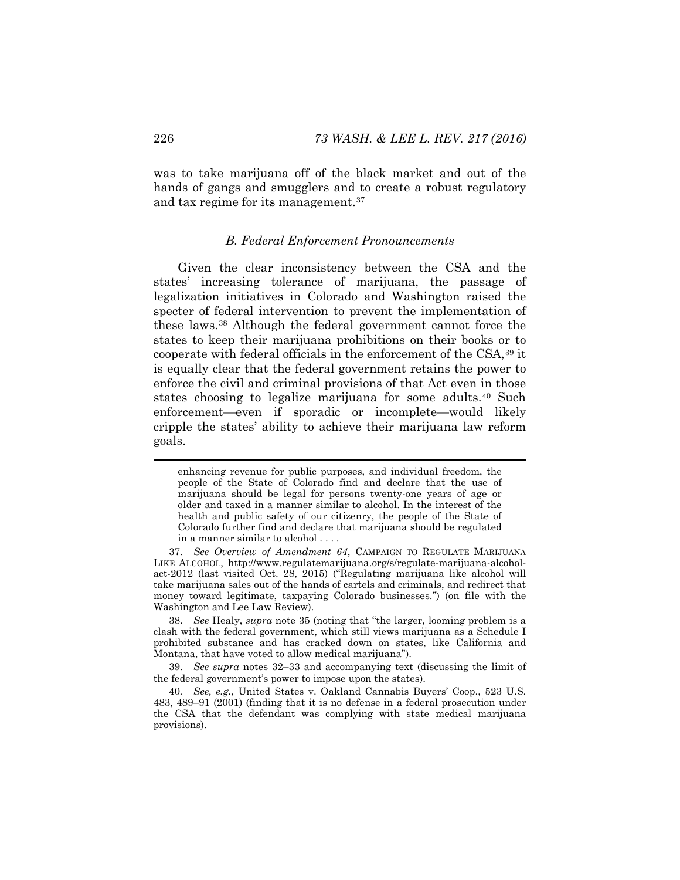was to take marijuana off of the black market and out of the hands of gangs and smugglers and to create a robust regulatory and tax regime for its management.[37]

### *B. Federal Enforcement Pronouncements*

Given the clear inconsistency between the CSA and the states' increasing tolerance of marijuana, the passage of legalization initiatives in Colorado and Washington raised the specter of federal intervention to prevent the implementation of these laws.[38] Although the federal government cannot force the states to keep their marijuana prohibitions on their books or to cooperate with federal officials in the enforcement of the CSA,[39] it is equally clear that the federal government retains the power to enforce the civil and criminal provisions of that Act even in those states choosing to legalize marijuana for some adults.[40] Such enforcement—even if sporadic or incomplete—would likely cripple the states' ability to achieve their marijuana law reform goals.

---

enhancing revenue for public purposes, and individual freedom, the people of the State of Colorado find and declare that the use of marijuana should be legal for persons twenty-one years of age or older and taxed in a manner similar to alcohol. In the interest of the health and public safety of our citizenry, the people of the State of Colorado further find and declare that marijuana should be regulated in a manner similar to alcohol . . . .

37. *See Overview of Amendment 64*, CAMPAIGN TO REGULATE MARIJUANA LIKE ALCOHOL, http://www.regulatemarijuana.org/s/regulate-marijuana-alcohol-act-2012 (last visited Oct. 28, 2015) ("Regulating marijuana like alcohol will take marijuana sales out of the hands of cartels and criminals, and redirect that money toward legitimate, taxpaying Colorado businesses.") (on file with the Washington and Lee Law Review).

38. *See* Healy, *supra* note 35 (noting that "the larger, looming problem is a clash with the federal government, which still views marijuana as a Schedule I prohibited substance and has cracked down on states, like California and Montana, that have voted to allow medical marijuana").

39. *See supra* notes 32–33 and accompanying text (discussing the limit of the federal government's power to impose upon the states).

40. *See, e.g.*, United States v. Oakland Cannabis Buyers' Coop., 523 U.S. 483, 489–91 (2001) (finding that it is no defense in a federal prosecution under the CSA that the defendant was complying with state medical marijuana provisions).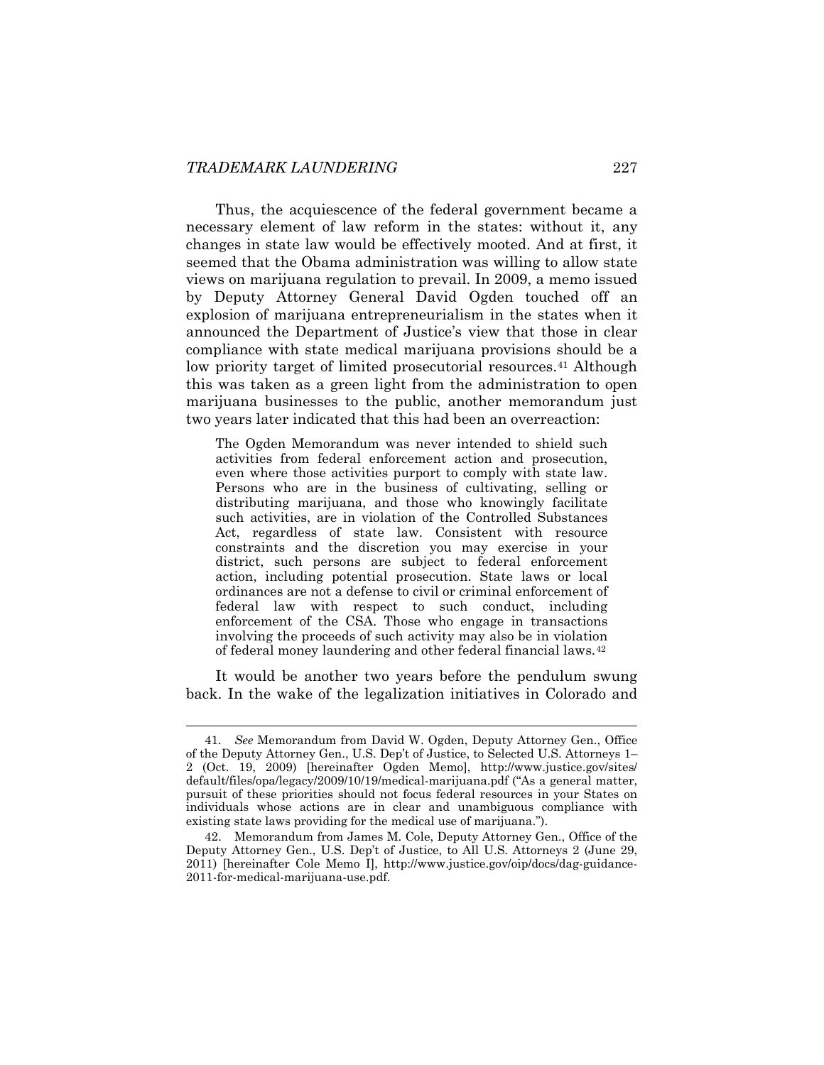Thus, the acquiescence of the federal government became a necessary element of law reform in the states: without it, any changes in state law would be effectively mooted. And at first, it seemed that the Obama administration was willing to allow state views on marijuana regulation to prevail. In 2009, a memo issued by Deputy Attorney General David Ogden touched off an explosion of marijuana entrepreneurialism in the states when it announced the Department of Justice's view that those in clear compliance with state medical marijuana provisions should be a low priority target of limited prosecutorial resources.[41] Although this was taken as a green light from the administration to open marijuana businesses to the public, another memorandum just two years later indicated that this had been an overreaction:

> The Ogden Memorandum was never intended to shield such activities from federal enforcement action and prosecution, even where those activities purport to comply with state law. Persons who are in the business of cultivating, selling or distributing marijuana, and those who knowingly facilitate such activities, are in violation of the Controlled Substances Act, regardless of state law. Consistent with resource constraints and the discretion you may exercise in your district, such persons are subject to federal enforcement action, including potential prosecution. State laws or local ordinances are not a defense to civil or criminal enforcement of federal law with respect to such conduct, including enforcement of the CSA. Those who engage in transactions involving the proceeds of such activity may also be in violation of federal money laundering and other federal financial laws.[42]

It would be another two years before the pendulum swung back. In the wake of the legalization initiatives in Colorado and

---

41. *See* Memorandum from David W. Ogden, Deputy Attorney Gen., Office of the Deputy Attorney Gen., U.S. Dep't of Justice, to Selected U.S. Attorneys 1–2 (Oct. 19, 2009) [hereinafter Ogden Memo], http://www.justice.gov/sites/default/files/opa/legacy/2009/10/19/medical-marijuana.pdf ("As a general matter, pursuit of these priorities should not focus federal resources in your States on individuals whose actions are in clear and unambiguous compliance with existing state laws providing for the medical use of marijuana.").

42. Memorandum from James M. Cole, Deputy Attorney Gen., Office of the Deputy Attorney Gen., U.S. Dep't of Justice, to All U.S. Attorneys 2 (June 29, 2011) [hereinafter Cole Memo I], http://www.justice.gov/oip/docs/dag-guidance-2011-for-medical-marijuana-use.pdf.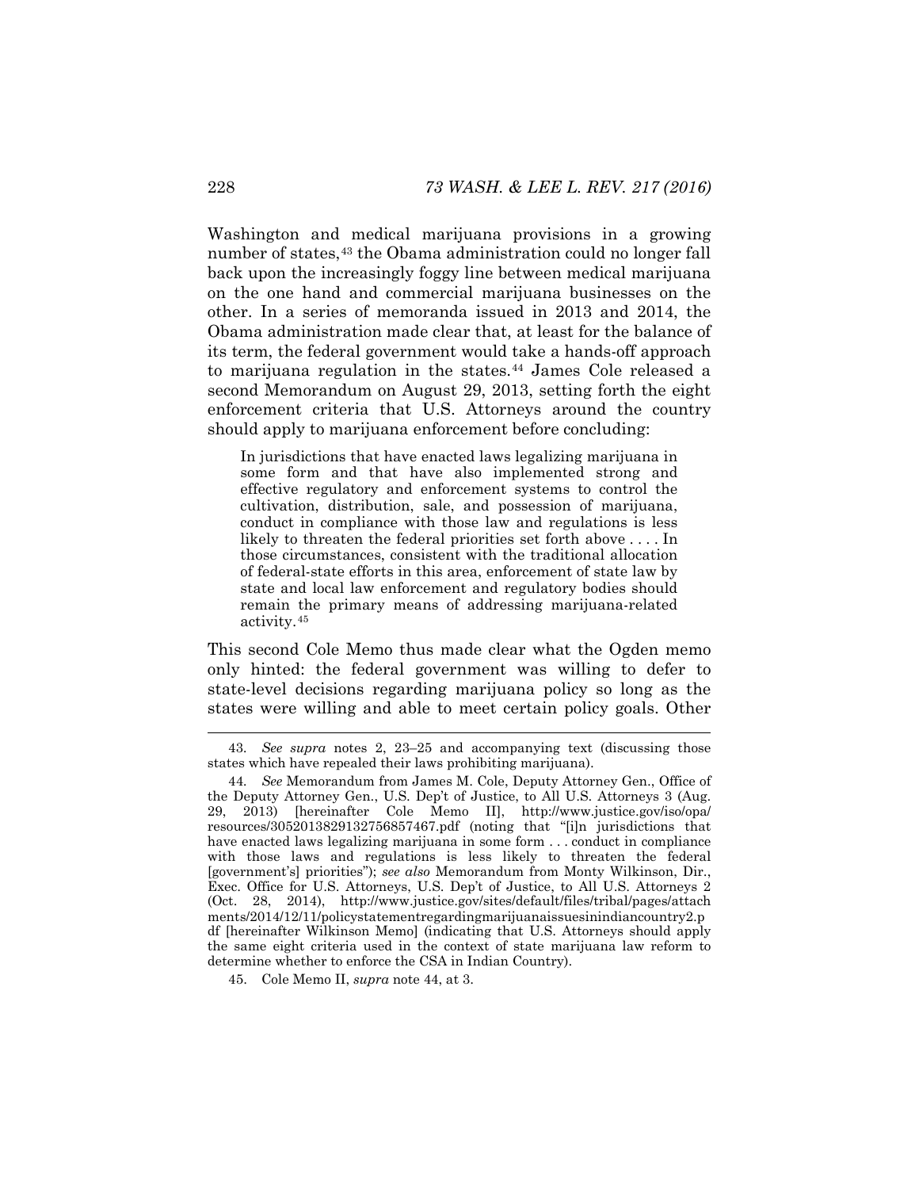Washington and medical marijuana provisions in a growing number of states,[43] the Obama administration could no longer fall back upon the increasingly foggy line between medical marijuana on the one hand and commercial marijuana businesses on the other. In a series of memoranda issued in 2013 and 2014, the Obama administration made clear that, at least for the balance of its term, the federal government would take a hands-off approach to marijuana regulation in the states.[44] James Cole released a second Memorandum on August 29, 2013, setting forth the eight enforcement criteria that U.S. Attorneys around the country should apply to marijuana enforcement before concluding:

> In jurisdictions that have enacted laws legalizing marijuana in some form and that have also implemented strong and effective regulatory and enforcement systems to control the cultivation, distribution, sale, and possession of marijuana, conduct in compliance with those law and regulations is less likely to threaten the federal priorities set forth above . . . . In those circumstances, consistent with the traditional allocation of federal-state efforts in this area, enforcement of state law by state and local law enforcement and regulatory bodies should remain the primary means of addressing marijuana-related activity.[45]

This second Cole Memo thus made clear what the Ogden memo only hinted: the federal government was willing to defer to state-level decisions regarding marijuana policy so long as the states were willing and able to meet certain policy goals. Other

---

43. *See supra* notes 2, 23–25 and accompanying text (discussing those states which have repealed their laws prohibiting marijuana).

44. *See* Memorandum from James M. Cole, Deputy Attorney Gen., Office of the Deputy Attorney Gen., U.S. Dep't of Justice, to All U.S. Attorneys 3 (Aug. 29, 2013) [hereinafter Cole Memo II], http://www.justice.gov/iso/opa/resources/3052013829132756857467.pdf (noting that "[i]n jurisdictions that have enacted laws legalizing marijuana in some form . . . conduct in compliance with those laws and regulations is less likely to threaten the federal [government's] priorities"); *see also* Memorandum from Monty Wilkinson, Dir., Exec. Office for U.S. Attorneys, U.S. Dep't of Justice, to All U.S. Attorneys 2 (Oct. 28, 2014), http://www.justice.gov/sites/default/files/tribal/pages/attachments/2014/12/11/policystatementregardingmarijuanaissuesinindiancountry2.pdf [hereinafter Wilkinson Memo] (indicating that U.S. Attorneys should apply the same eight criteria used in the context of state marijuana law reform to determine whether to enforce the CSA in Indian Country).

45. Cole Memo II, *supra* note 44, at 3.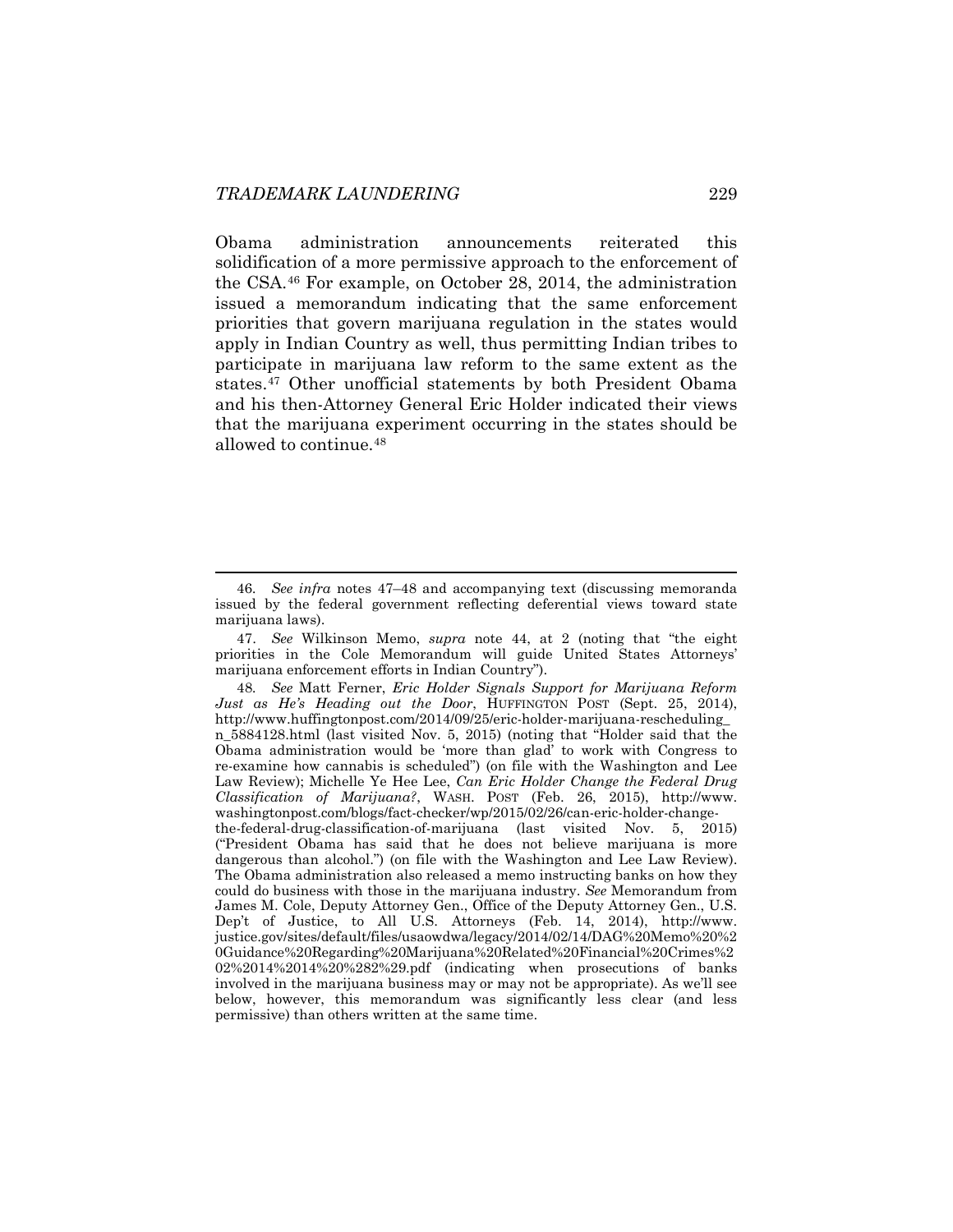Obama administration announcements reiterated this solidification of a more permissive approach to the enforcement of the CSA.[46] For example, on October 28, 2014, the administration issued a memorandum indicating that the same enforcement priorities that govern marijuana regulation in the states would apply in Indian Country as well, thus permitting Indian tribes to participate in marijuana law reform to the same extent as the states.[47] Other unofficial statements by both President Obama and his then-Attorney General Eric Holder indicated their views that the marijuana experiment occurring in the states should be allowed to continue.[48]

---

46. *See infra* notes 47–48 and accompanying text (discussing memoranda issued by the federal government reflecting deferential views toward state marijuana laws).

47. *See* Wilkinson Memo, *supra* note 44, at 2 (noting that "the eight priorities in the Cole Memorandum will guide United States Attorneys' marijuana enforcement efforts in Indian Country").

48. *See* Matt Ferner, *Eric Holder Signals Support for Marijuana Reform Just as He's Heading out the Door*, HUFFINGTON POST (Sept. 25, 2014), http://www.huffingtonpost.com/2014/09/25/eric-holder-marijuana-rescheduling_n_5884128.html (last visited Nov. 5, 2015) (noting that "Holder said that the Obama administration would be 'more than glad' to work with Congress to re-examine how cannabis is scheduled") (on file with the Washington and Lee Law Review); Michelle Ye Hee Lee, *Can Eric Holder Change the Federal Drug Classification of Marijuana?*, WASH. POST (Feb. 26, 2015), http://www.washingtonpost.com/blogs/fact-checker/wp/2015/02/26/can-eric-holder-change-the-federal-drug-classification-of-marijuana (last visited Nov. 5, 2015) ("President Obama has said that he does not believe marijuana is more dangerous than alcohol.") (on file with the Washington and Lee Law Review). The Obama administration also released a memo instructing banks on how they could do business with those in the marijuana industry. *See* Memorandum from James M. Cole, Deputy Attorney Gen., Office of the Deputy Attorney Gen., U.S. Dep't of Justice, to All U.S. Attorneys (Feb. 14, 2014), http://www.justice.gov/sites/default/files/usaowdwa/legacy/2014/02/14/DAG%20Memo%20%20Guidance%20Regarding%20Marijuana%20Related%20Financial%20Crimes%202%2014%2014%20%282%29.pdf (indicating when prosecutions of banks involved in the marijuana business may or may not be appropriate). As we'll see below, however, this memorandum was significantly less clear (and less permissive) than others written at the same time.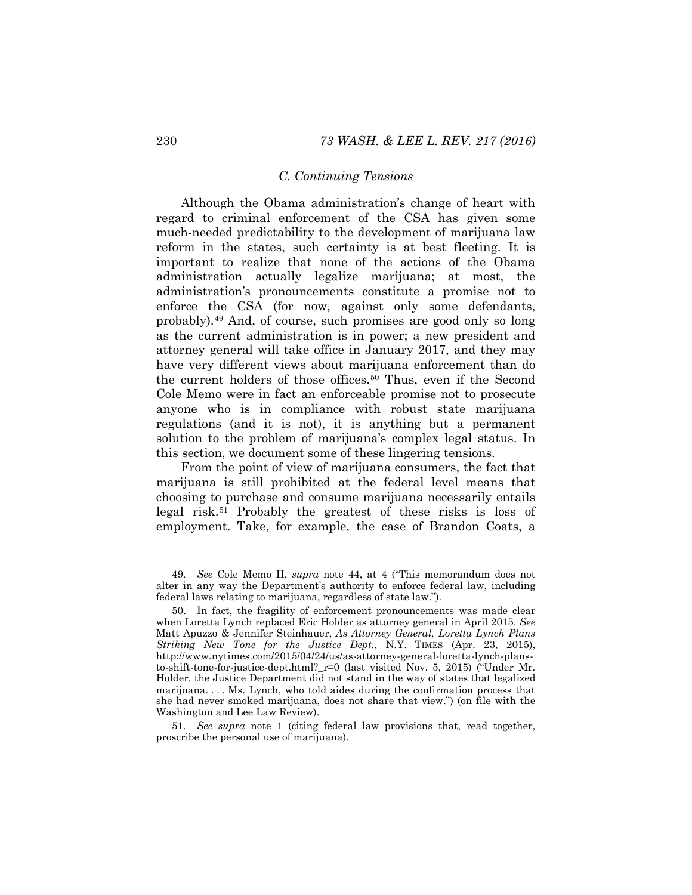### *C. Continuing Tensions*

Although the Obama administration's change of heart with regard to criminal enforcement of the CSA has given some much-needed predictability to the development of marijuana law reform in the states, such certainty is at best fleeting. It is important to realize that none of the actions of the Obama administration actually legalize marijuana; at most, the administration's pronouncements constitute a promise not to enforce the CSA (for now, against only some defendants, probably).[49] And, of course, such promises are good only so long as the current administration is in power; a new president and attorney general will take office in January 2017, and they may have very different views about marijuana enforcement than do the current holders of those offices.[50] Thus, even if the Second Cole Memo were in fact an enforceable promise not to prosecute anyone who is in compliance with robust state marijuana regulations (and it is not), it is anything but a permanent solution to the problem of marijuana's complex legal status. In this section, we document some of these lingering tensions.

From the point of view of marijuana consumers, the fact that marijuana is still prohibited at the federal level means that choosing to purchase and consume marijuana necessarily entails legal risk.[51] Probably the greatest of these risks is loss of employment. Take, for example, the case of Brandon Coats, a

---

49. *See* Cole Memo II, *supra* note 44, at 4 ("This memorandum does not alter in any way the Department's authority to enforce federal law, including federal laws relating to marijuana, regardless of state law.").

50. In fact, the fragility of enforcement pronouncements was made clear when Loretta Lynch replaced Eric Holder as attorney general in April 2015. *See* Matt Apuzzo & Jennifer Steinhauer, *As Attorney General, Loretta Lynch Plans Striking New Tone for the Justice Dept.*, N.Y. TIMES (Apr. 23, 2015), http://www.nytimes.com/2015/04/24/us/as-attorney-general-loretta-lynch-plans-to-shift-tone-for-justice-dept.html?_r=0 (last visited Nov. 5, 2015) ("Under Mr. Holder, the Justice Department did not stand in the way of states that legalized marijuana. . . . Ms. Lynch, who told aides during the confirmation process that she had never smoked marijuana, does not share that view.") (on file with the Washington and Lee Law Review).

51. *See supra* note 1 (citing federal law provisions that, read together, proscribe the personal use of marijuana).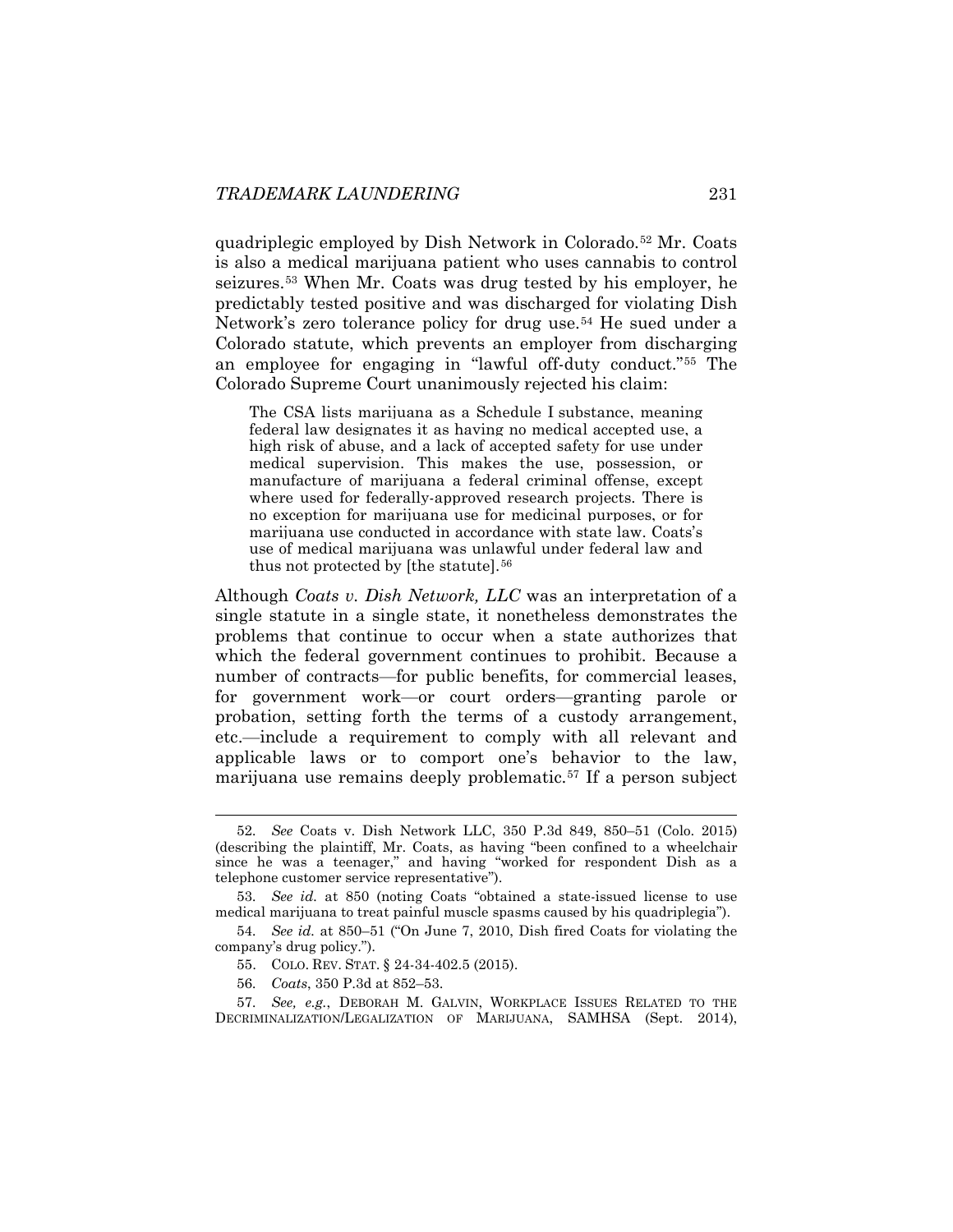quadriplegic employed by Dish Network in Colorado.[52] Mr. Coats is also a medical marijuana patient who uses cannabis to control seizures.[53] When Mr. Coats was drug tested by his employer, he predictably tested positive and was discharged for violating Dish Network's zero tolerance policy for drug use.[54] He sued under a Colorado statute, which prevents an employer from discharging an employee for engaging in "lawful off-duty conduct."[55] The Colorado Supreme Court unanimously rejected his claim:

> The CSA lists marijuana as a Schedule I substance, meaning federal law designates it as having no medical accepted use, a high risk of abuse, and a lack of accepted safety for use under medical supervision. This makes the use, possession, or manufacture of marijuana a federal criminal offense, except where used for federally-approved research projects. There is no exception for marijuana use for medicinal purposes, or for marijuana use conducted in accordance with state law. Coats's use of medical marijuana was unlawful under federal law and thus not protected by [the statute].[56]

Although *Coats v. Dish Network, LLC* was an interpretation of a single statute in a single state, it nonetheless demonstrates the problems that continue to occur when a state authorizes that which the federal government continues to prohibit. Because a number of contracts—for public benefits, for commercial leases, for government work—or court orders—granting parole or probation, setting forth the terms of a custody arrangement, etc.—include a requirement to comply with all relevant and applicable laws or to comport one's behavior to the law, marijuana use remains deeply problematic.[57] If a person subject

---

52. *See* Coats v. Dish Network LLC, 350 P.3d 849, 850–51 (Colo. 2015) (describing the plaintiff, Mr. Coats, as having "been confined to a wheelchair since he was a teenager," and having "worked for respondent Dish as a telephone customer service representative").

53. *See id.* at 850 (noting Coats "obtained a state-issued license to use medical marijuana to treat painful muscle spasms caused by his quadriplegia").

54. *See id.* at 850–51 ("On June 7, 2010, Dish fired Coats for violating the company's drug policy.").

55. COLO. REV. STAT. § 24-34-402.5 (2015).

56. *Coats*, 350 P.3d at 852–53.

57. *See, e.g.*, DEBORAH M. GALVIN, WORKPLACE ISSUES RELATED TO THE DECRIMINALIZATION/LEGALIZATION OF MARIJUANA, SAMHSA (Sept. 2014),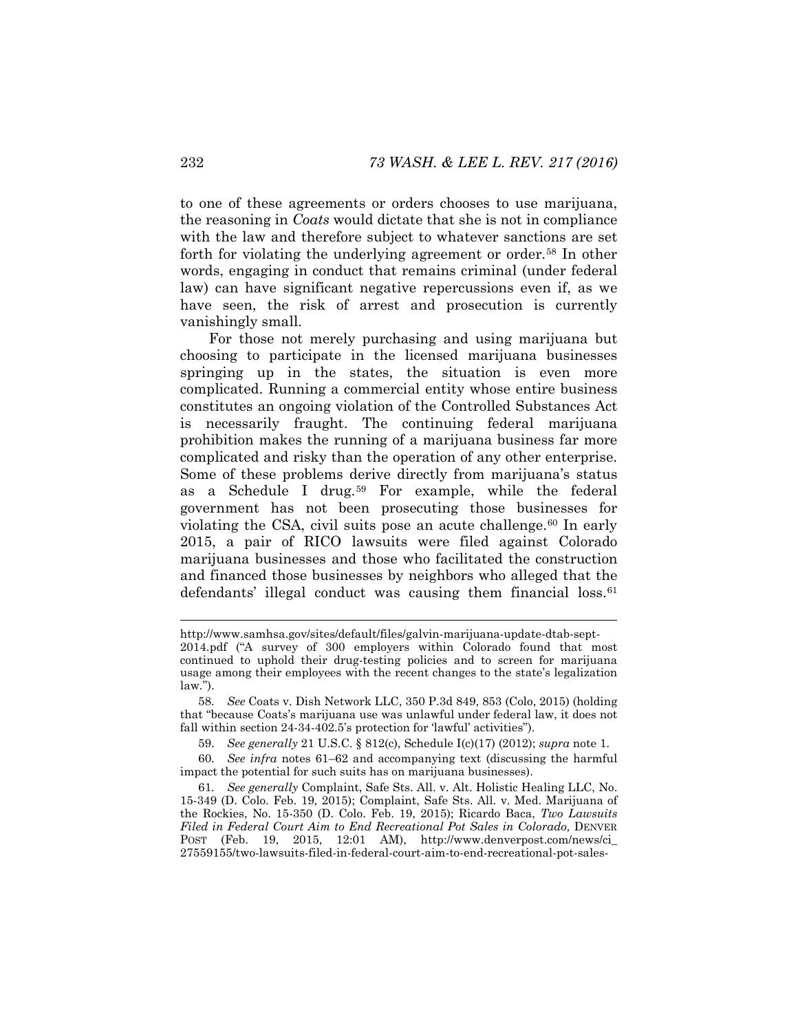to one of these agreements or orders chooses to use marijuana, the reasoning in *Coats* would dictate that she is not in compliance with the law and therefore subject to whatever sanctions are set forth for violating the underlying agreement or order.[58] In other words, engaging in conduct that remains criminal (under federal law) can have significant negative repercussions even if, as we have seen, the risk of arrest and prosecution is currently vanishingly small.

For those not merely purchasing and using marijuana but choosing to participate in the licensed marijuana businesses springing up in the states, the situation is even more complicated. Running a commercial entity whose entire business constitutes an ongoing violation of the Controlled Substances Act is necessarily fraught. The continuing federal marijuana prohibition makes the running of a marijuana business far more complicated and risky than the operation of any other enterprise. Some of these problems derive directly from marijuana's status as a Schedule I drug.[59] For example, while the federal government has not been prosecuting those businesses for violating the CSA, civil suits pose an acute challenge.[60] In early 2015, a pair of RICO lawsuits were filed against Colorado marijuana businesses and those who facilitated the construction and financed those businesses by neighbors who alleged that the defendants' illegal conduct was causing them financial loss.[61]

---

http://www.samhsa.gov/sites/default/files/galvin-marijuana-update-dtab-sept-2014.pdf ("A survey of 300 employers within Colorado found that most continued to uphold their drug-testing policies and to screen for marijuana usage among their employees with the recent changes to the state's legalization law.").

58. *See* Coats v. Dish Network LLC, 350 P.3d 849, 853 (Colo, 2015) (holding that "because Coats's marijuana use was unlawful under federal law, it does not fall within section 24-34-402.5's protection for 'lawful' activities").

59. *See generally* 21 U.S.C. § 812(c), Schedule I(c)(17) (2012); *supra* note 1.

60. *See infra* notes 61–62 and accompanying text (discussing the harmful impact the potential for such suits has on marijuana businesses).

61. *See generally* Complaint, Safe Sts. All. v. Alt. Holistic Healing LLC, No. 15-349 (D. Colo. Feb. 19, 2015); Complaint, Safe Sts. All. v. Med. Marijuana of the Rockies, No. 15-350 (D. Colo. Feb. 19, 2015); Ricardo Baca, *Two Lawsuits Filed in Federal Court Aim to End Recreational Pot Sales in Colorado,* DENVER POST (Feb. 19, 2015, 12:01 AM), http://www.denverpost.com/news/ci_27559155/two-lawsuits-filed-in-federal-court-aim-to-end-recreational-pot-sales-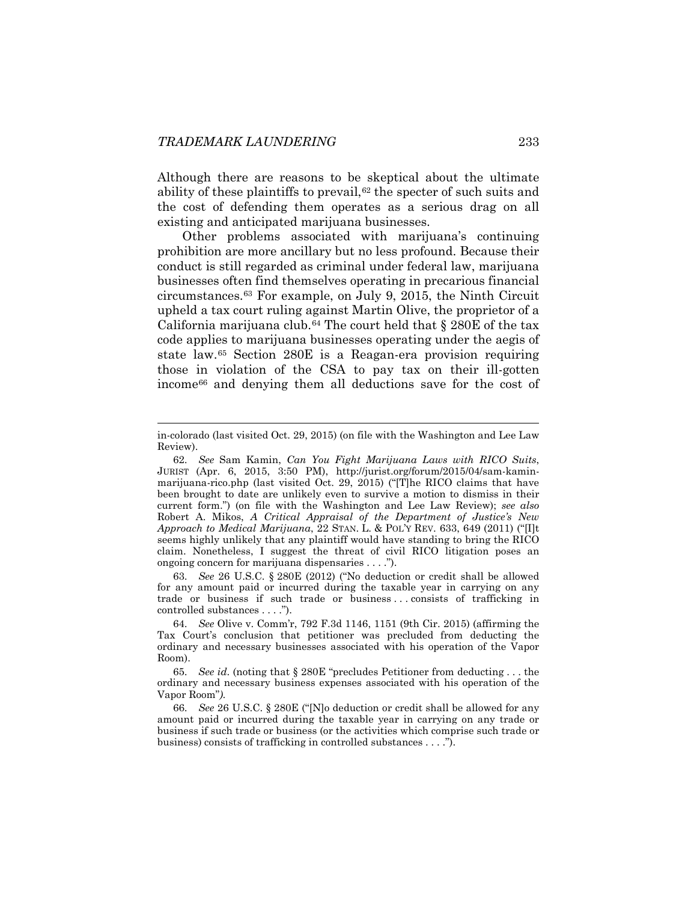Although there are reasons to be skeptical about the ultimate ability of these plaintiffs to prevail,[62] the specter of such suits and the cost of defending them operates as a serious drag on all existing and anticipated marijuana businesses.

Other problems associated with marijuana's continuing prohibition are more ancillary but no less profound. Because their conduct is still regarded as criminal under federal law, marijuana businesses often find themselves operating in precarious financial circumstances.[63] For example, on July 9, 2015, the Ninth Circuit upheld a tax court ruling against Martin Olive, the proprietor of a California marijuana club.[64] The court held that § 280E of the tax code applies to marijuana businesses operating under the aegis of state law.[65] Section 280E is a Reagan-era provision requiring those in violation of the CSA to pay tax on their ill-gotten income[66] and denying them all deductions save for the cost of

---

in-colorado (last visited Oct. 29, 2015) (on file with the Washington and Lee Law Review).

62. *See* Sam Kamin, *Can You Fight Marijuana Laws with RICO Suits*, JURIST (Apr. 6, 2015, 3:50 PM), http://jurist.org/forum/2015/04/sam-kamin-marijuana-rico.php (last visited Oct. 29, 2015) ("[T]he RICO claims that have been brought to date are unlikely even to survive a motion to dismiss in their current form.") (on file with the Washington and Lee Law Review); *see also* Robert A. Mikos, *A Critical Appraisal of the Department of Justice's New Approach to Medical Marijuana*, 22 STAN. L. & POL'Y REV. 633, 649 (2011) ("[I]t seems highly unlikely that any plaintiff would have standing to bring the RICO claim. Nonetheless, I suggest the threat of civil RICO litigation poses an ongoing concern for marijuana dispensaries . . . .").

63. *See* 26 U.S.C. § 280E (2012) ("No deduction or credit shall be allowed for any amount paid or incurred during the taxable year in carrying on any trade or business if such trade or business . . . consists of trafficking in controlled substances . . . .").

64. *See* Olive v. Comm'r, 792 F.3d 1146, 1151 (9th Cir. 2015) (affirming the Tax Court's conclusion that petitioner was precluded from deducting the ordinary and necessary businesses associated with his operation of the Vapor Room).

65. *See id.* (noting that § 280E "precludes Petitioner from deducting . . . the ordinary and necessary business expenses associated with his operation of the Vapor Room").

66. *See* 26 U.S.C. § 280E ("[N]o deduction or credit shall be allowed for any amount paid or incurred during the taxable year in carrying on any trade or business if such trade or business (or the activities which comprise such trade or business) consists of trafficking in controlled substances . . . .").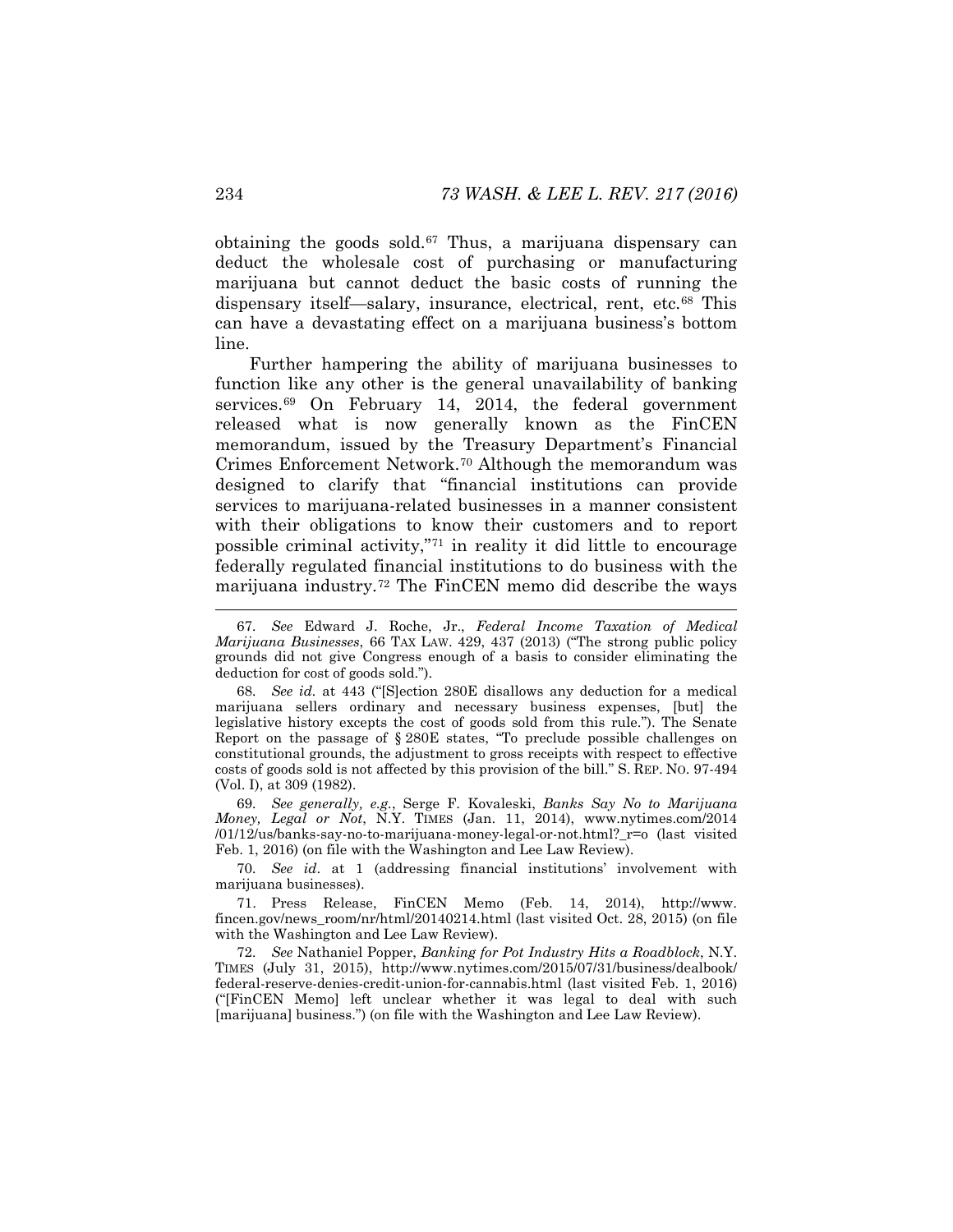obtaining the goods sold.[67] Thus, a marijuana dispensary can deduct the wholesale cost of purchasing or manufacturing marijuana but cannot deduct the basic costs of running the dispensary itself—salary, insurance, electrical, rent, etc.[68] This can have a devastating effect on a marijuana business's bottom line.

Further hampering the ability of marijuana businesses to function like any other is the general unavailability of banking services.[69] On February 14, 2014, the federal government released what is now generally known as the FinCEN memorandum, issued by the Treasury Department's Financial Crimes Enforcement Network.[70] Although the memorandum was designed to clarify that "financial institutions can provide services to marijuana-related businesses in a manner consistent with their obligations to know their customers and to report possible criminal activity,"[71] in reality it did little to encourage federally regulated financial institutions to do business with the marijuana industry.[72] The FinCEN memo did describe the ways

---

67. *See* Edward J. Roche, Jr., *Federal Income Taxation of Medical Marijuana Businesses*, 66 TAX LAW. 429, 437 (2013) ("The strong public policy grounds did not give Congress enough of a basis to consider eliminating the deduction for cost of goods sold.").

68. *See id.* at 443 ("[S]ection 280E disallows any deduction for a medical marijuana sellers ordinary and necessary business expenses, [but] the legislative history excepts the cost of goods sold from this rule."). The Senate Report on the passage of § 280E states, "To preclude possible challenges on constitutional grounds, the adjustment to gross receipts with respect to effective costs of goods sold is not affected by this provision of the bill." S. REP. NO. 97-494 (Vol. I), at 309 (1982).

69. *See generally, e.g.*, Serge F. Kovaleski, *Banks Say No to Marijuana Money, Legal or Not*, N.Y. TIMES (Jan. 11, 2014), www.nytimes.com/2014/01/12/us/banks-say-no-to-marijuana-money-legal-or-not.html?_r=o (last visited Feb. 1, 2016) (on file with the Washington and Lee Law Review).

70. *See id*. at 1 (addressing financial institutions' involvement with marijuana businesses).

71. Press Release, FinCEN Memo (Feb. 14, 2014), http://www.fincen.gov/news_room/nr/html/20140214.html (last visited Oct. 28, 2015) (on file with the Washington and Lee Law Review).

72. *See* Nathaniel Popper, *Banking for Pot Industry Hits a Roadblock*, N.Y. TIMES (July 31, 2015), http://www.nytimes.com/2015/07/31/business/dealbook/federal-reserve-denies-credit-union-for-cannabis.html (last visited Feb. 1, 2016) ("[FinCEN Memo] left unclear whether it was legal to deal with such [marijuana] business.") (on file with the Washington and Lee Law Review).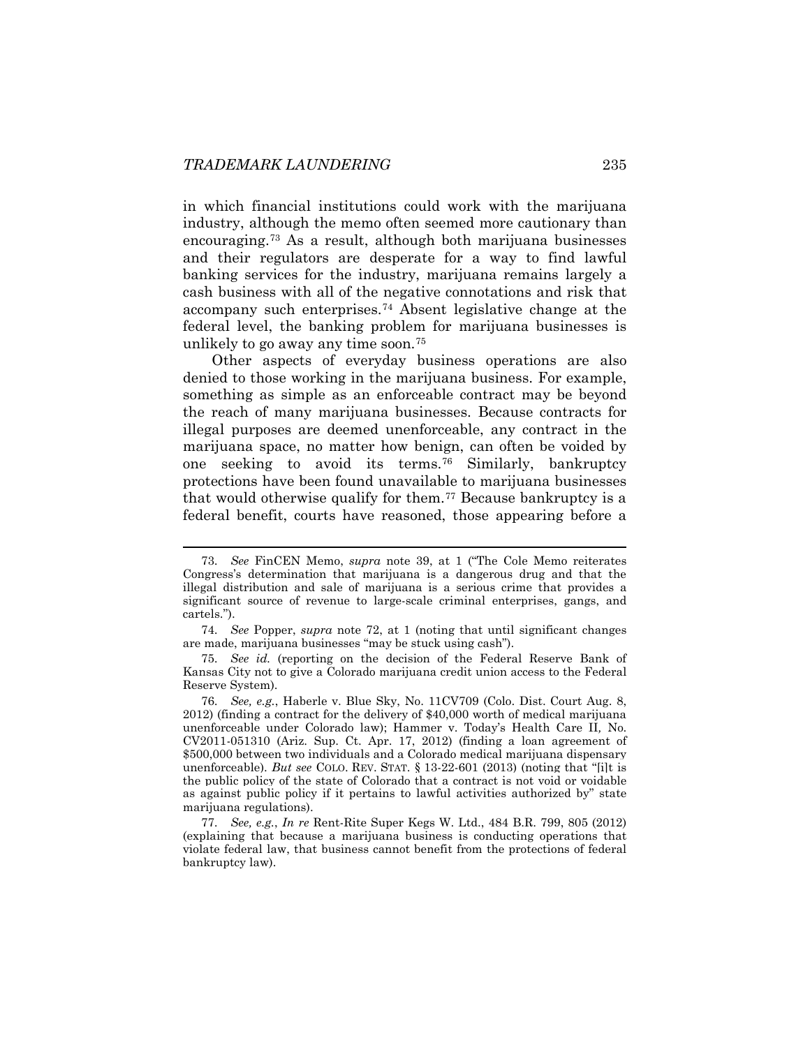in which financial institutions could work with the marijuana industry, although the memo often seemed more cautionary than encouraging.[73] As a result, although both marijuana businesses and their regulators are desperate for a way to find lawful banking services for the industry, marijuana remains largely a cash business with all of the negative connotations and risk that accompany such enterprises.[74] Absent legislative change at the federal level, the banking problem for marijuana businesses is unlikely to go away any time soon.[75]

Other aspects of everyday business operations are also denied to those working in the marijuana business. For example, something as simple as an enforceable contract may be beyond the reach of many marijuana businesses. Because contracts for illegal purposes are deemed unenforceable, any contract in the marijuana space, no matter how benign, can often be voided by one seeking to avoid its terms.[76] Similarly, bankruptcy protections have been found unavailable to marijuana businesses that would otherwise qualify for them.[77] Because bankruptcy is a federal benefit, courts have reasoned, those appearing before a

---

73. *See* FinCEN Memo, *supra* note 39, at 1 ("The Cole Memo reiterates Congress's determination that marijuana is a dangerous drug and that the illegal distribution and sale of marijuana is a serious crime that provides a significant source of revenue to large-scale criminal enterprises, gangs, and cartels.").

74. *See* Popper, *supra* note 72, at 1 (noting that until significant changes are made, marijuana businesses "may be stuck using cash").

75. *See id.* (reporting on the decision of the Federal Reserve Bank of Kansas City not to give a Colorado marijuana credit union access to the Federal Reserve System).

76. *See, e.g.*, Haberle v. Blue Sky, No. 11CV709 (Colo. Dist. Court Aug. 8, 2012) (finding a contract for the delivery of $40,000 worth of medical marijuana unenforceable under Colorado law); Hammer v. Today's Health Care II*,* No. CV2011-051310 (Ariz. Sup. Ct. Apr. 17, 2012) (finding a loan agreement of $500,000 between two individuals and a Colorado medical marijuana dispensary unenforceable). *But see* COLO. REV. STAT. § 13-22-601 (2013) (noting that "[i]t is the public policy of the state of Colorado that a contract is not void or voidable as against public policy if it pertains to lawful activities authorized by" state marijuana regulations).

77. *See, e.g.*, *In re* Rent-Rite Super Kegs W. Ltd., 484 B.R. 799, 805 (2012) (explaining that because a marijuana business is conducting operations that violate federal law, that business cannot benefit from the protections of federal bankruptcy law).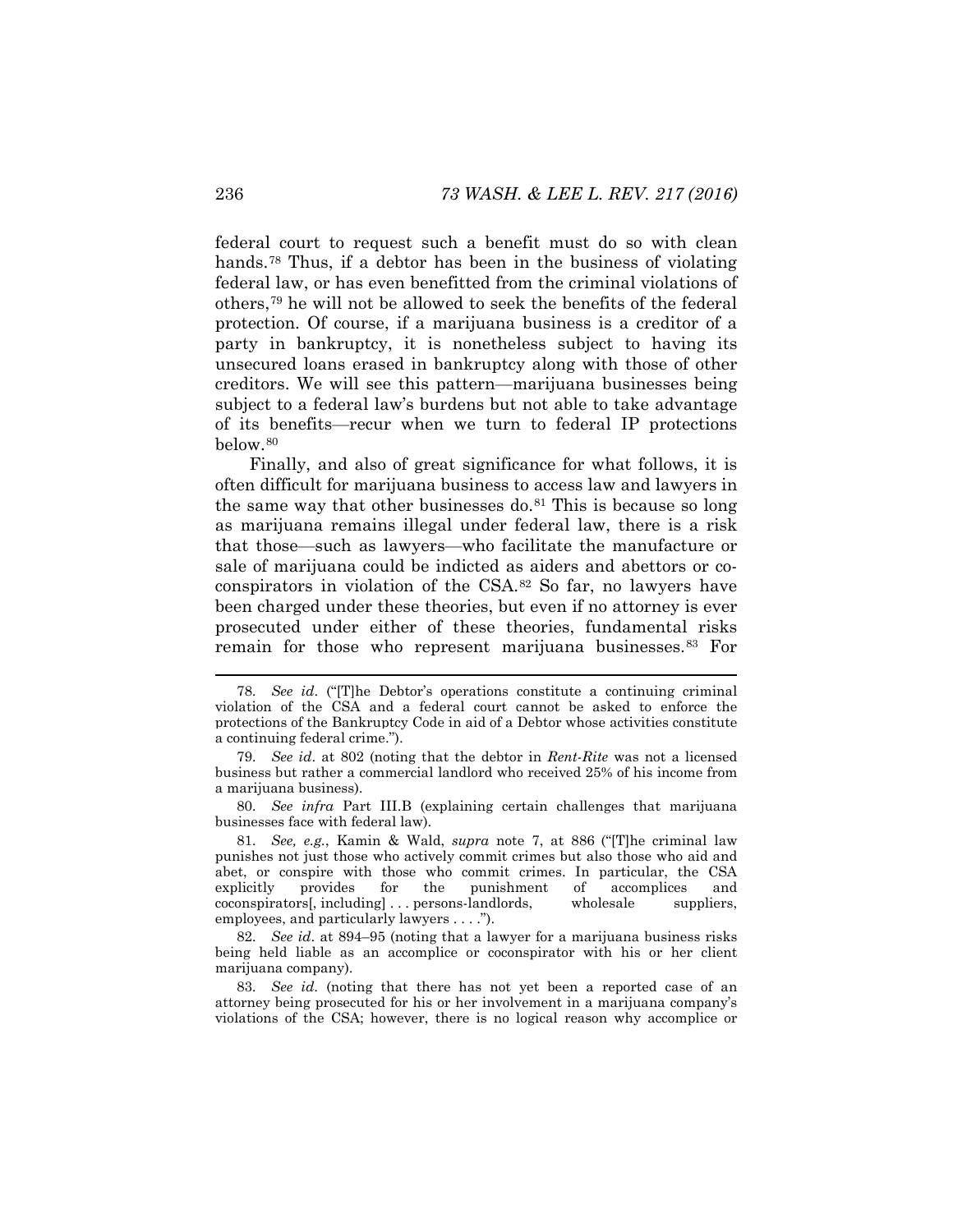federal court to request such a benefit must do so with clean hands.[78] Thus, if a debtor has been in the business of violating federal law, or has even benefitted from the criminal violations of others,[79] he will not be allowed to seek the benefits of the federal protection. Of course, if a marijuana business is a creditor of a party in bankruptcy, it is nonetheless subject to having its unsecured loans erased in bankruptcy along with those of other creditors. We will see this pattern—marijuana businesses being subject to a federal law's burdens but not able to take advantage of its benefits—recur when we turn to federal IP protections below.[80]

Finally, and also of great significance for what follows, it is often difficult for marijuana business to access law and lawyers in the same way that other businesses do.[81] This is because so long as marijuana remains illegal under federal law, there is a risk that those—such as lawyers—who facilitate the manufacture or sale of marijuana could be indicted as aiders and abettors or co-conspirators in violation of the CSA.[82] So far, no lawyers have been charged under these theories, but even if no attorney is ever prosecuted under either of these theories, fundamental risks remain for those who represent marijuana businesses.[83] For

---

78. *See id*. ("[T]he Debtor's operations constitute a continuing criminal violation of the CSA and a federal court cannot be asked to enforce the protections of the Bankruptcy Code in aid of a Debtor whose activities constitute a continuing federal crime.").

79. *See id*. at 802 (noting that the debtor in *Rent-Rite* was not a licensed business but rather a commercial landlord who received 25% of his income from a marijuana business).

80. *See infra* Part III.B (explaining certain challenges that marijuana businesses face with federal law).

81. *See, e.g.*, Kamin & Wald, *supra* note 7, at 886 ("[T]he criminal law punishes not just those who actively commit crimes but also those who aid and abet, or conspire with those who commit crimes. In particular, the CSA explicitly provides for the punishment of accomplices and coconspirators[, including] . . . persons-landlords, wholesale suppliers, employees, and particularly lawyers . . . .").

82. *See id*. at 894–95 (noting that a lawyer for a marijuana business risks being held liable as an accomplice or coconspirator with his or her client marijuana company).

83. *See id*. (noting that there has not yet been a reported case of an attorney being prosecuted for his or her involvement in a marijuana company's violations of the CSA; however, there is no logical reason why accomplice or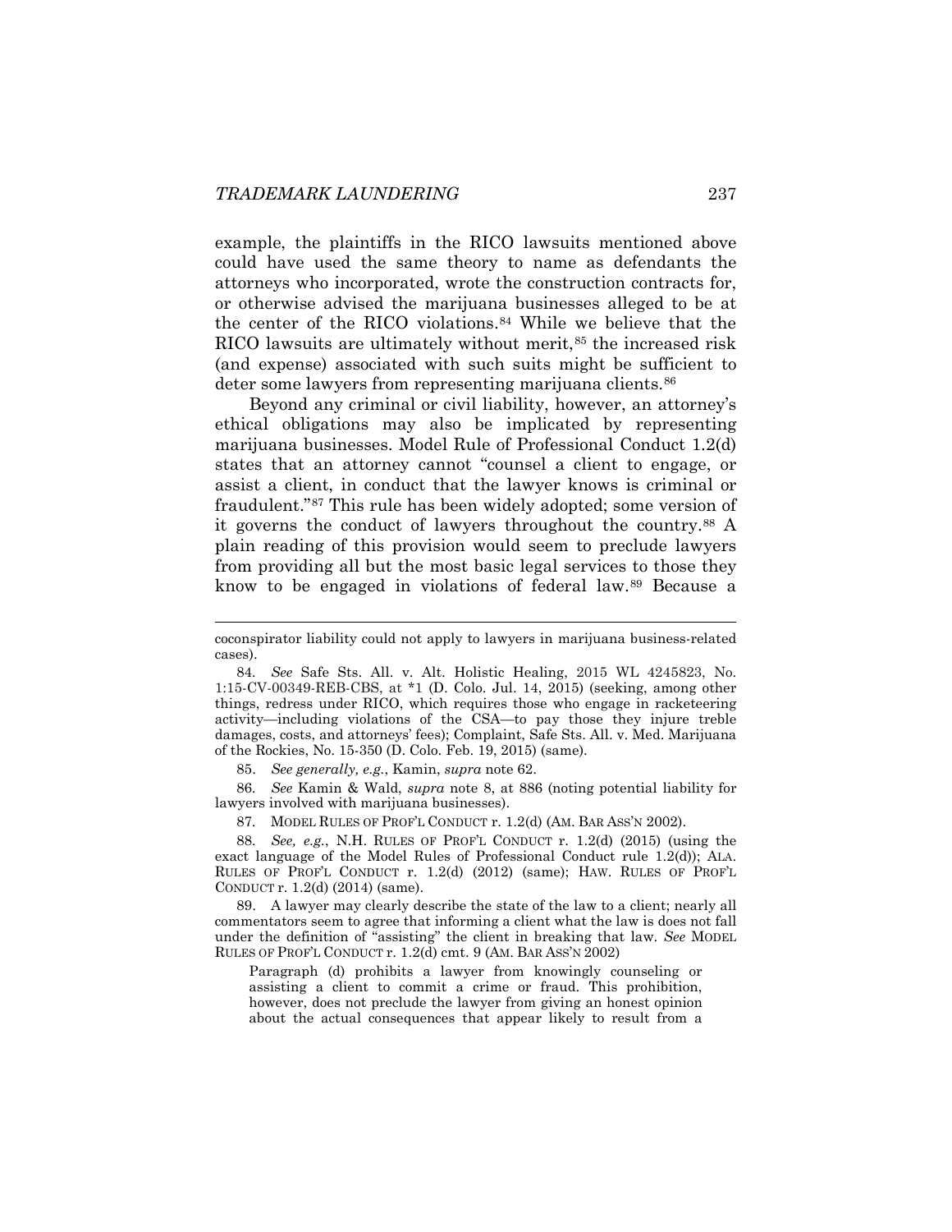example, the plaintiffs in the RICO lawsuits mentioned above could have used the same theory to name as defendants the attorneys who incorporated, wrote the construction contracts for, or otherwise advised the marijuana businesses alleged to be at the center of the RICO violations.[84] While we believe that the RICO lawsuits are ultimately without merit,[85] the increased risk (and expense) associated with such suits might be sufficient to deter some lawyers from representing marijuana clients.[86]

Beyond any criminal or civil liability, however, an attorney's ethical obligations may also be implicated by representing marijuana businesses. Model Rule of Professional Conduct 1.2(d) states that an attorney cannot "counsel a client to engage, or assist a client, in conduct that the lawyer knows is criminal or fraudulent."[87] This rule has been widely adopted; some version of it governs the conduct of lawyers throughout the country.[88] A plain reading of this provision would seem to preclude lawyers from providing all but the most basic legal services to those they know to be engaged in violations of federal law.[89] Because a

---

coconspirator liability could not apply to lawyers in marijuana business-related cases).

84. *See* Safe Sts. All. v. Alt. Holistic Healing, 2015 WL 4245823, No. 1:15-CV-00349-REB-CBS, at *1 (D. Colo. Jul. 14, 2015) (seeking, among other things, redress under RICO, which requires those who engage in racketeering activity—including violations of the CSA—to pay those they injure treble damages, costs, and attorneys' fees); Complaint, Safe Sts. All. v. Med. Marijuana of the Rockies, No. 15-350 (D. Colo. Feb. 19, 2015) (same).

85. *See generally, e.g.*, Kamin, *supra* note 62.

86. *See* Kamin & Wald, *supra* note 8, at 886 (noting potential liability for lawyers involved with marijuana businesses).

87. MODEL RULES OF PROF'L CONDUCT r. 1.2(d) (AM. BAR ASS'N 2002).

88. *See, e.g.*, N.H. RULES OF PROF'L CONDUCT r. 1.2(d) (2015) (using the exact language of the Model Rules of Professional Conduct rule 1.2(d)); ALA. RULES OF PROF'L CONDUCT r. 1.2(d) (2012) (same); HAW. RULES OF PROF'L CONDUCT r. 1.2(d) (2014) (same).

89. A lawyer may clearly describe the state of the law to a client; nearly all commentators seem to agree that informing a client what the law is does not fall under the definition of "assisting" the client in breaking that law. *See* MODEL RULES OF PROF'L CONDUCT r. 1.2(d) cmt. 9 (AM. BAR ASS'N 2002)

> Paragraph (d) prohibits a lawyer from knowingly counseling or assisting a client to commit a crime or fraud. This prohibition, however, does not preclude the lawyer from giving an honest opinion about the actual consequences that appear likely to result from a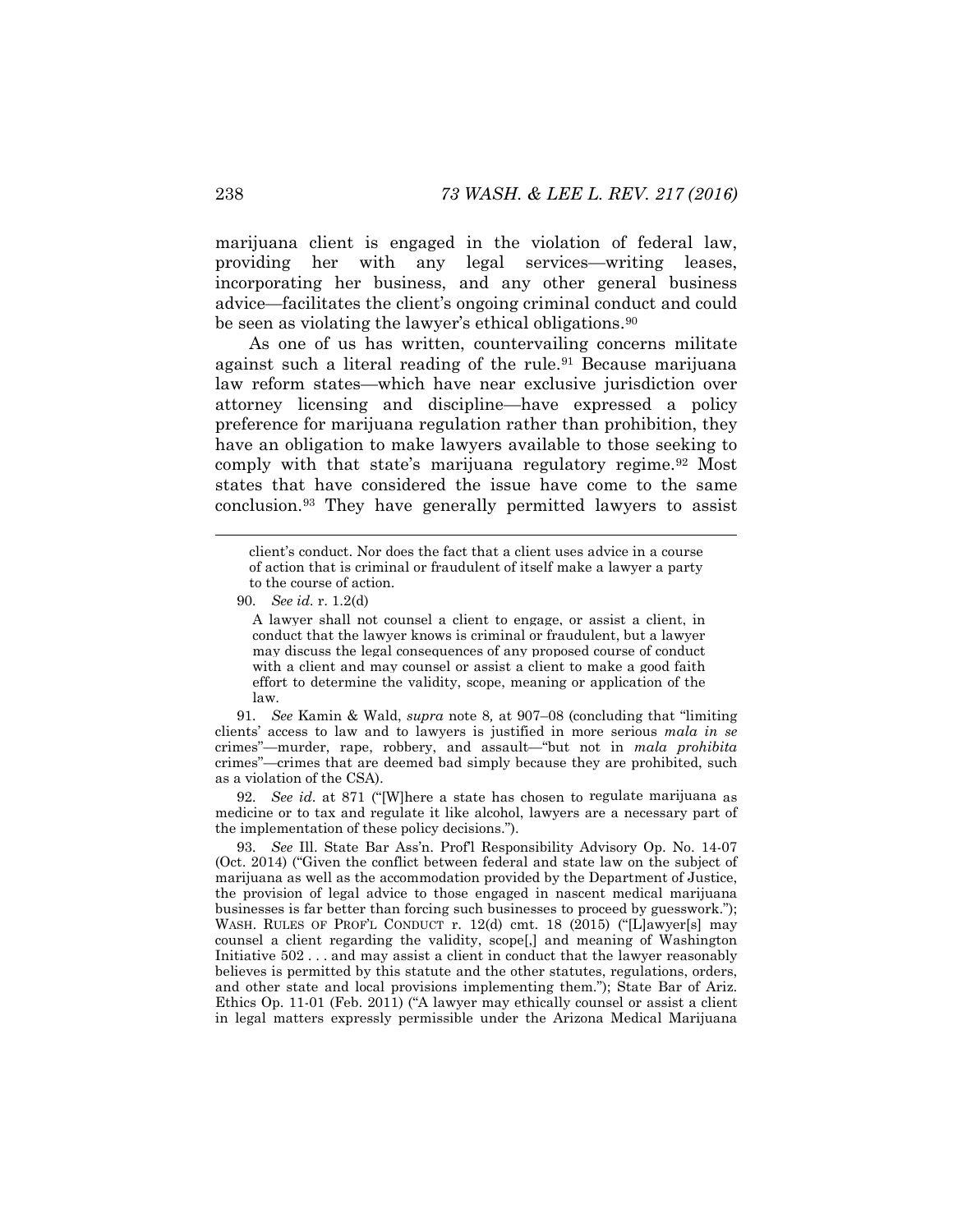marijuana client is engaged in the violation of federal law, providing her with any legal services—writing leases, incorporating her business, and any other general business advice—facilitates the client's ongoing criminal conduct and could be seen as violating the lawyer's ethical obligations.[90]

As one of us has written, countervailing concerns militate against such a literal reading of the rule.[91] Because marijuana law reform states—which have near exclusive jurisdiction over attorney licensing and discipline—have expressed a policy preference for marijuana regulation rather than prohibition, they have an obligation to make lawyers available to those seeking to comply with that state's marijuana regulatory regime.[92] Most states that have considered the issue have come to the same conclusion.[93] They have generally permitted lawyers to assist

---

> client's conduct. Nor does the fact that a client uses advice in a course of action that is criminal or fraudulent of itself make a lawyer a party to the course of action.

90. *See id.* r. 1.2(d)

> A lawyer shall not counsel a client to engage, or assist a client, in conduct that the lawyer knows is criminal or fraudulent, but a lawyer may discuss the legal consequences of any proposed course of conduct with a client and may counsel or assist a client to make a good faith effort to determine the validity, scope, meaning or application of the law.

91. *See* Kamin & Wald, *supra* note 8, at 907–08 (concluding that "limiting clients' access to law and to lawyers is justified in more serious *mala in se* crimes"—murder, rape, robbery, and assault—"but not in *mala prohibita* crimes"—crimes that are deemed bad simply because they are prohibited, such as a violation of the CSA).

92. *See id.* at 871 ("[W]here a state has chosen to regulate marijuana as medicine or to tax and regulate it like alcohol, lawyers are a necessary part of the implementation of these policy decisions.").

93. *See* Ill. State Bar Ass'n. Prof'l Responsibility Advisory Op. No. 14-07 (Oct. 2014) ("Given the conflict between federal and state law on the subject of marijuana as well as the accommodation provided by the Department of Justice, the provision of legal advice to those engaged in nascent medical marijuana businesses is far better than forcing such businesses to proceed by guesswork."); WASH. RULES OF PROF'L CONDUCT r. 12(d) cmt. 18 (2015) ("[L]awyer[s] may counsel a client regarding the validity, scope[,] and meaning of Washington Initiative 502 . . . and may assist a client in conduct that the lawyer reasonably believes is permitted by this statute and the other statutes, regulations, orders, and other state and local provisions implementing them."); State Bar of Ariz. Ethics Op. 11-01 (Feb. 2011) ("A lawyer may ethically counsel or assist a client in legal matters expressly permissible under the Arizona Medical Marijuana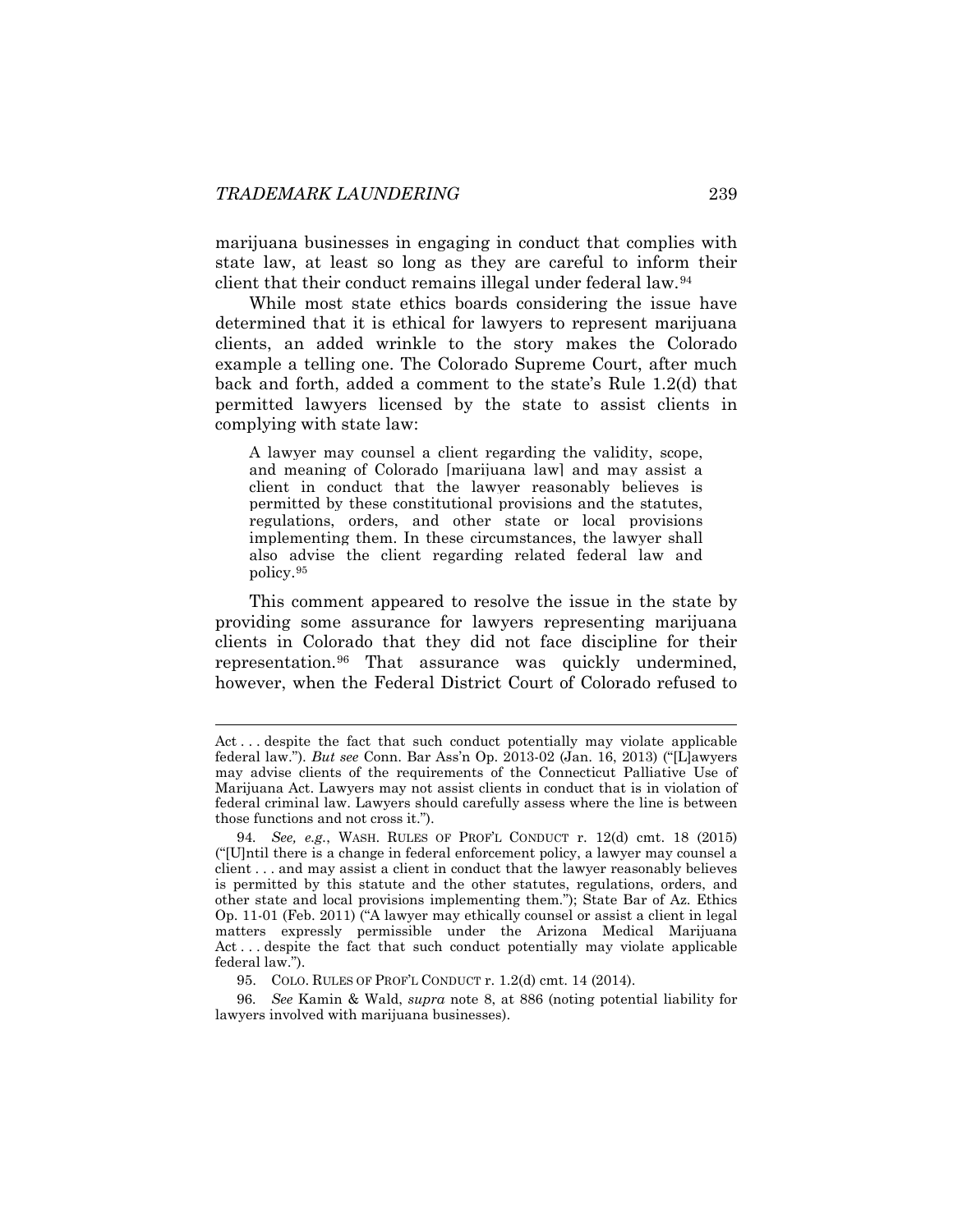marijuana businesses in engaging in conduct that complies with state law, at least so long as they are careful to inform their client that their conduct remains illegal under federal law.[94]

While most state ethics boards considering the issue have determined that it is ethical for lawyers to represent marijuana clients, an added wrinkle to the story makes the Colorado example a telling one. The Colorado Supreme Court, after much back and forth, added a comment to the state's Rule 1.2(d) that permitted lawyers licensed by the state to assist clients in complying with state law:

> A lawyer may counsel a client regarding the validity, scope, and meaning of Colorado [marijuana law] and may assist a client in conduct that the lawyer reasonably believes is permitted by these constitutional provisions and the statutes, regulations, orders, and other state or local provisions implementing them. In these circumstances, the lawyer shall also advise the client regarding related federal law and policy.[95]

This comment appeared to resolve the issue in the state by providing some assurance for lawyers representing marijuana clients in Colorado that they did not face discipline for their representation.[96] That assurance was quickly undermined, however, when the Federal District Court of Colorado refused to

---

Act . . . despite the fact that such conduct potentially may violate applicable federal law."). *But see* Conn. Bar Ass'n Op. 2013-02 (Jan. 16, 2013) ("[L]awyers may advise clients of the requirements of the Connecticut Palliative Use of Marijuana Act. Lawyers may not assist clients in conduct that is in violation of federal criminal law. Lawyers should carefully assess where the line is between those functions and not cross it.").

94. *See, e.g.*, WASH. RULES OF PROF'L CONDUCT r. 12(d) cmt. 18 (2015) ("[U]ntil there is a change in federal enforcement policy, a lawyer may counsel a client . . . and may assist a client in conduct that the lawyer reasonably believes is permitted by this statute and the other statutes, regulations, orders, and other state and local provisions implementing them."); State Bar of Az. Ethics Op. 11-01 (Feb. 2011) ("A lawyer may ethically counsel or assist a client in legal matters expressly permissible under the Arizona Medical Marijuana Act . . . despite the fact that such conduct potentially may violate applicable federal law.").

95. COLO. RULES OF PROF'L CONDUCT r. 1.2(d) cmt. 14 (2014).

96. *See* Kamin & Wald, *supra* note 8, at 886 (noting potential liability for lawyers involved with marijuana businesses).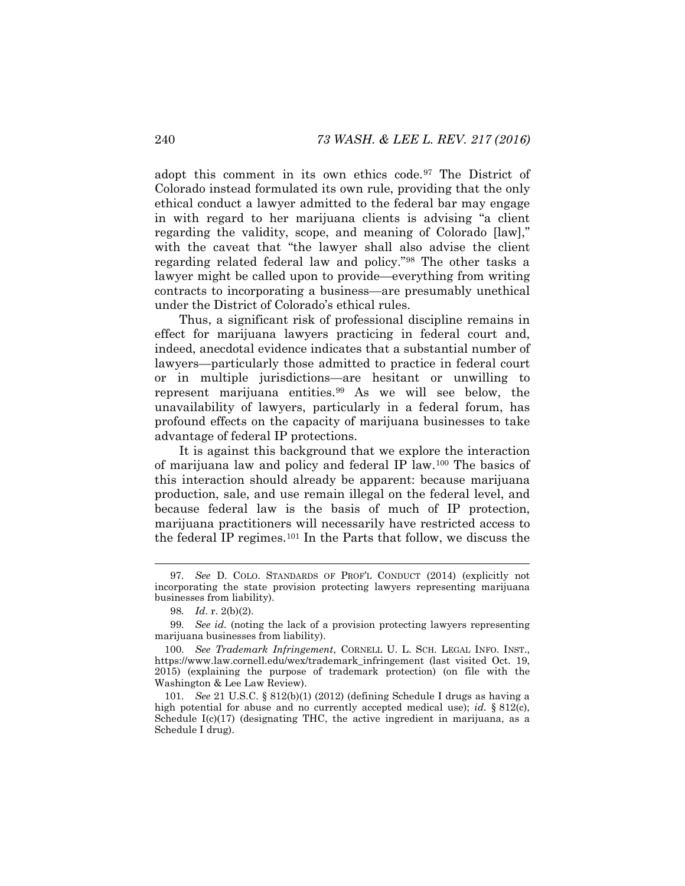adopt this comment in its own ethics code.[97] The District of Colorado instead formulated its own rule, providing that the only ethical conduct a lawyer admitted to the federal bar may engage in with regard to her marijuana clients is advising "a client regarding the validity, scope, and meaning of Colorado [law]," with the caveat that "the lawyer shall also advise the client regarding related federal law and policy."[98] The other tasks a lawyer might be called upon to provide—everything from writing contracts to incorporating a business—are presumably unethical under the District of Colorado's ethical rules.

Thus, a significant risk of professional discipline remains in effect for marijuana lawyers practicing in federal court and, indeed, anecdotal evidence indicates that a substantial number of lawyers—particularly those admitted to practice in federal court or in multiple jurisdictions—are hesitant or unwilling to represent marijuana entities.[99] As we will see below, the unavailability of lawyers, particularly in a federal forum, has profound effects on the capacity of marijuana businesses to take advantage of federal IP protections.

It is against this background that we explore the interaction of marijuana law and policy and federal IP law.[100] The basics of this interaction should already be apparent: because marijuana production, sale, and use remain illegal on the federal level, and because federal law is the basis of much of IP protection, marijuana practitioners will necessarily have restricted access to the federal IP regimes.[101] In the Parts that follow, we discuss the

---

97. *See* D. COLO. STANDARDS OF PROF'L CONDUCT (2014) (explicitly not incorporating the state provision protecting lawyers representing marijuana businesses from liability).

98. *Id*. r. 2(b)(2).

99. *See id.* (noting the lack of a provision protecting lawyers representing marijuana businesses from liability).

100. *See Trademark Infringement*, CORNELL U. L. SCH. LEGAL INFO. INST., https://www.law.cornell.edu/wex/trademark_infringement (last visited Oct. 19, 2015) (explaining the purpose of trademark protection) (on file with the Washington & Lee Law Review).

101. *See* 21 U.S.C. § 812(b)(1) (2012) (defining Schedule I drugs as having a high potential for abuse and no currently accepted medical use); *id.* § 812(c), Schedule I(c)(17) (designating THC, the active ingredient in marijuana, as a Schedule I drug).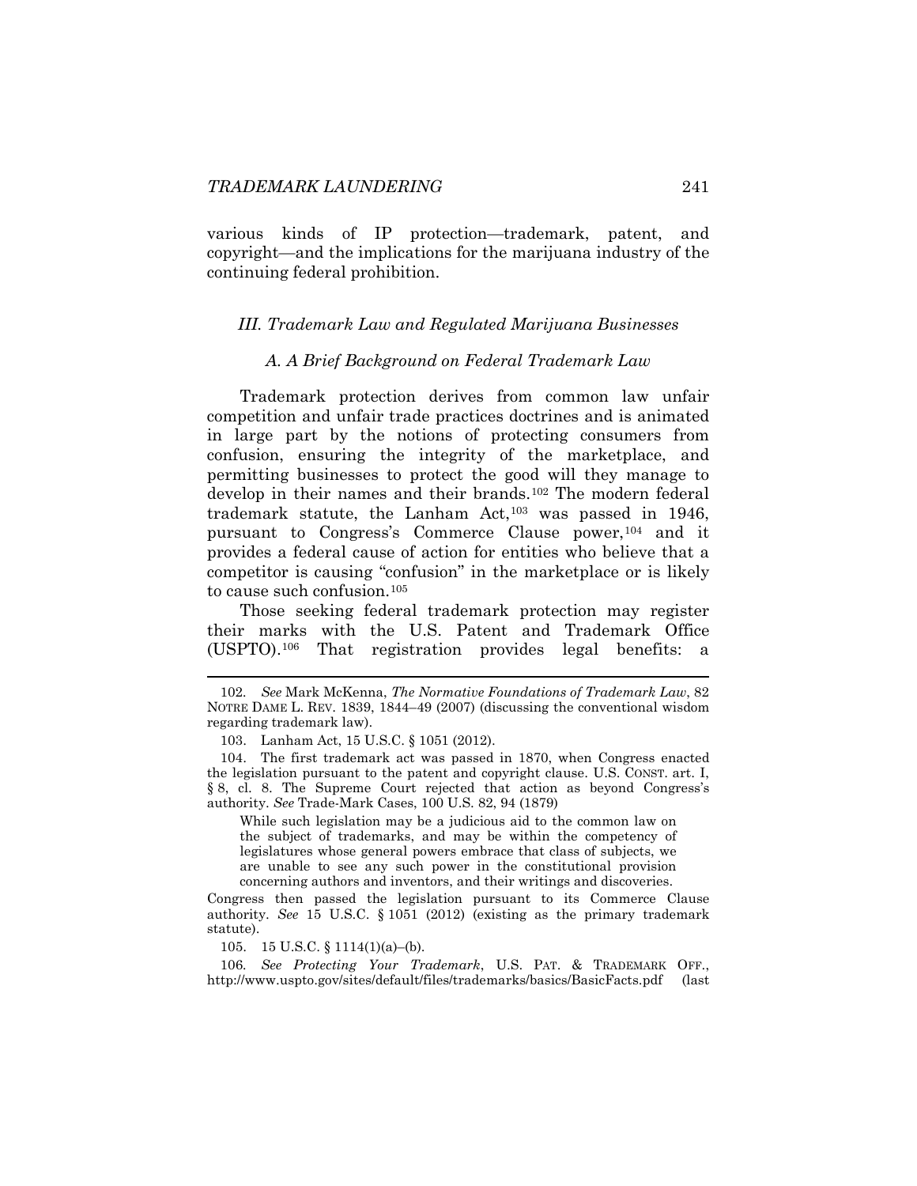various kinds of IP protection—trademark, patent, and copyright—and the implications for the marijuana industry of the continuing federal prohibition.

### *III. Trademark Law and Regulated Marijuana Businesses*

#### *A. A Brief Background on Federal Trademark Law*

Trademark protection derives from common law unfair competition and unfair trade practices doctrines and is animated in large part by the notions of protecting consumers from confusion, ensuring the integrity of the marketplace, and permitting businesses to protect the good will they manage to develop in their names and their brands.[102] The modern federal trademark statute, the Lanham Act,[103] was passed in 1946, pursuant to Congress's Commerce Clause power,[104] and it provides a federal cause of action for entities who believe that a competitor is causing "confusion" in the marketplace or is likely to cause such confusion.[105]

Those seeking federal trademark protection may register their marks with the U.S. Patent and Trademark Office (USPTO).[106] That registration provides legal benefits: a

---

102. *See* Mark McKenna, *The Normative Foundations of Trademark Law*, 82 NOTRE DAME L. REV. 1839, 1844–49 (2007) (discussing the conventional wisdom regarding trademark law).

103. Lanham Act, 15 U.S.C. § 1051 (2012).

104. The first trademark act was passed in 1870, when Congress enacted the legislation pursuant to the patent and copyright clause. U.S. CONST. art. I, § 8, cl. 8. The Supreme Court rejected that action as beyond Congress's authority. *See* Trade-Mark Cases, 100 U.S. 82, 94 (1879)

> While such legislation may be a judicious aid to the common law on the subject of trademarks, and may be within the competency of legislatures whose general powers embrace that class of subjects, we are unable to see any such power in the constitutional provision concerning authors and inventors, and their writings and discoveries.

Congress then passed the legislation pursuant to its Commerce Clause authority. *See* 15 U.S.C. § 1051 (2012) (existing as the primary trademark statute).

105. 15 U.S.C. § 1114(1)(a)–(b).

106. *See Protecting Your Trademark*, U.S. PAT. & TRADEMARK OFF., http://www.uspto.gov/sites/default/files/trademarks/basics/BasicFacts.pdf (last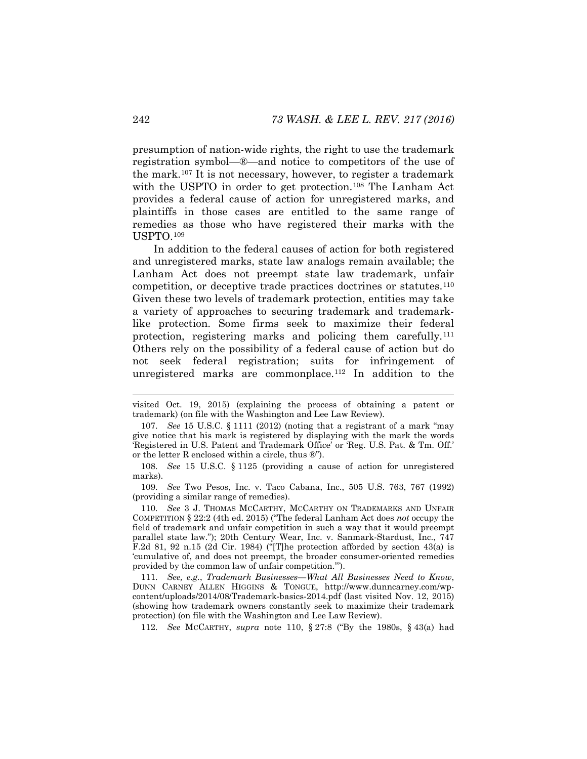presumption of nation-wide rights, the right to use the trademark registration symbol—®—and notice to competitors of the use of the mark.[107] It is not necessary, however, to register a trademark with the USPTO in order to get protection.[108] The Lanham Act provides a federal cause of action for unregistered marks, and plaintiffs in those cases are entitled to the same range of remedies as those who have registered their marks with the USPTO.[109]

In addition to the federal causes of action for both registered and unregistered marks, state law analogs remain available; the Lanham Act does not preempt state law trademark, unfair competition, or deceptive trade practices doctrines or statutes.[110] Given these two levels of trademark protection, entities may take a variety of approaches to securing trademark and trademark-like protection. Some firms seek to maximize their federal protection, registering marks and policing them carefully.[111] Others rely on the possibility of a federal cause of action but do not seek federal registration; suits for infringement of unregistered marks are commonplace.[112] In addition to the

---

visited Oct. 19, 2015) (explaining the process of obtaining a patent or trademark) (on file with the Washington and Lee Law Review).

107. *See* 15 U.S.C. § 1111 (2012) (noting that a registrant of a mark "may give notice that his mark is registered by displaying with the mark the words 'Registered in U.S. Patent and Trademark Office' or 'Reg. U.S. Pat. & Tm. Off.' or the letter R enclosed within a circle, thus ®").

108. *See* 15 U.S.C. § 1125 (providing a cause of action for unregistered marks).

109. *See* Two Pesos, Inc. v. Taco Cabana, Inc., 505 U.S. 763, 767 (1992) (providing a similar range of remedies).

110. *See* 3 J. THOMAS MCCARTHY, MCCARTHY ON TRADEMARKS AND UNFAIR COMPETITION § 22:2 (4th ed. 2015) ("The federal Lanham Act does *not* occupy the field of trademark and unfair competition in such a way that it would preempt parallel state law."); 20th Century Wear, Inc. v. Sanmark-Stardust, Inc., 747 F.2d 81, 92 n.15 (2d Cir. 1984) ("[T]he protection afforded by section 43(a) is 'cumulative of, and does not preempt, the broader consumer-oriented remedies provided by the common law of unfair competition.'").

111. *See, e.g.*, *Trademark Businesses—What All Businesses Need to Know*, DUNN CARNEY ALLEN HIGGINS & TONGUE, http://www.dunncarney.com/wp-content/uploads/2014/08/Trademark-basics-2014.pdf (last visited Nov. 12, 2015) (showing how trademark owners constantly seek to maximize their trademark protection) (on file with the Washington and Lee Law Review).

112. *See* MCCARTHY, *supra* note 110, § 27:8 ("By the 1980s, § 43(a) had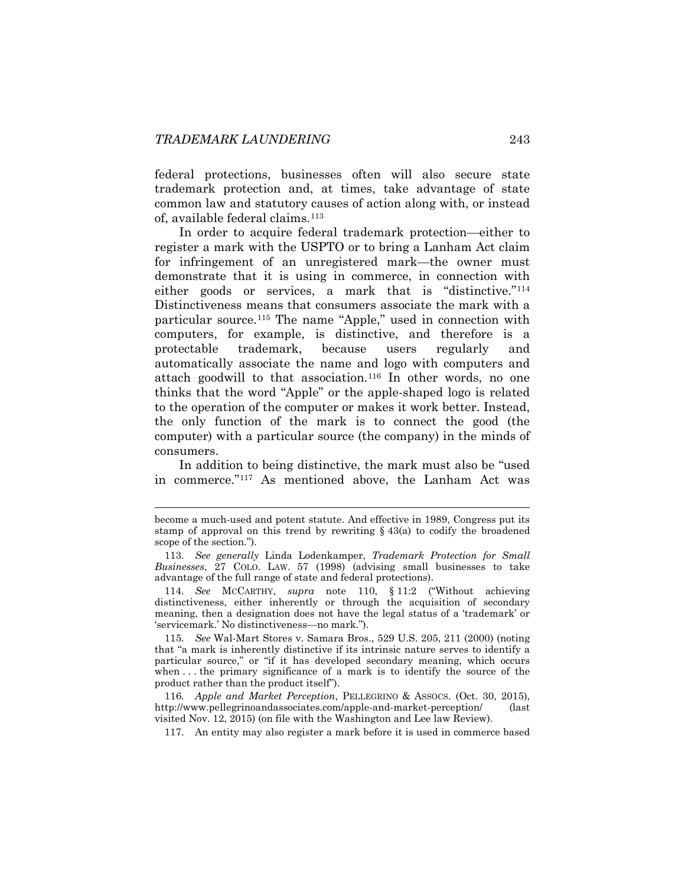federal protections, businesses often will also secure state trademark protection and, at times, take advantage of state common law and statutory causes of action along with, or instead of, available federal claims.[113]

In order to acquire federal trademark protection—either to register a mark with the USPTO or to bring a Lanham Act claim for infringement of an unregistered mark—the owner must demonstrate that it is using in commerce, in connection with either goods or services, a mark that is "distinctive."[114] Distinctiveness means that consumers associate the mark with a particular source.[115] The name "Apple," used in connection with computers, for example, is distinctive, and therefore is a protectable trademark, because users regularly and automatically associate the name and logo with computers and attach goodwill to that association.[116] In other words, no one thinks that the word "Apple" or the apple-shaped logo is related to the operation of the computer or makes it work better. Instead, the only function of the mark is to connect the good (the computer) with a particular source (the company) in the minds of consumers.

In addition to being distinctive, the mark must also be "used in commerce."[117] As mentioned above, the Lanham Act was

---

become a much-used and potent statute. And effective in 1989, Congress put its stamp of approval on this trend by rewriting § 43(a) to codify the broadened scope of the section.").

113. *See generally* Linda Lodenkamper, *Trademark Protection for Small Businesses*, 27 COLO. LAW. 57 (1998) (advising small businesses to take advantage of the full range of state and federal protections).

114. *See* MCCARTHY, *supra* note 110, § 11:2 ("Without achieving distinctiveness, either inherently or through the acquisition of secondary meaning, then a designation does not have the legal status of a 'trademark' or 'servicemark.' No distinctiveness—no mark.").

115. *See* Wal-Mart Stores v. Samara Bros., 529 U.S. 205, 211 (2000) (noting that "a mark is inherently distinctive if its intrinsic nature serves to identify a particular source," or "if it has developed secondary meaning, which occurs when . . . the primary significance of a mark is to identify the source of the product rather than the product itself").

116. *Apple and Market Perception*, PELLEGRINO & ASSOCS. (Oct. 30, 2015), http://www.pellegrinoandassociates.com/apple-and-market-perception/ (last visited Nov. 12, 2015) (on file with the Washington and Lee law Review).

117. An entity may also register a mark before it is used in commerce based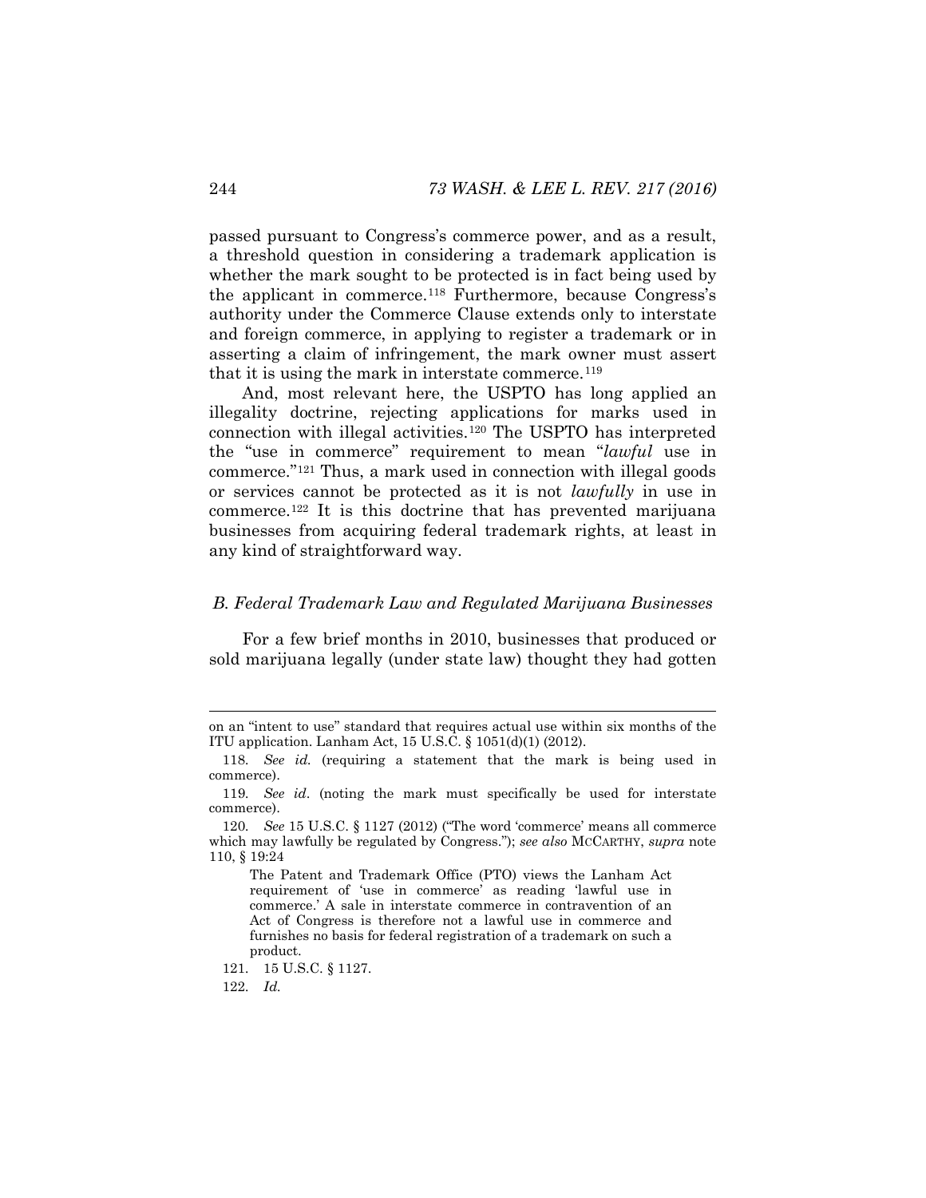passed pursuant to Congress's commerce power, and as a result, a threshold question in considering a trademark application is whether the mark sought to be protected is in fact being used by the applicant in commerce.[118] Furthermore, because Congress's authority under the Commerce Clause extends only to interstate and foreign commerce, in applying to register a trademark or in asserting a claim of infringement, the mark owner must assert that it is using the mark in interstate commerce.[119]

And, most relevant here, the USPTO has long applied an illegality doctrine, rejecting applications for marks used in connection with illegal activities.[120] The USPTO has interpreted the "use in commerce" requirement to mean "*lawful* use in commerce."[121] Thus, a mark used in connection with illegal goods or services cannot be protected as it is not *lawfully* in use in commerce.[122] It is this doctrine that has prevented marijuana businesses from acquiring federal trademark rights, at least in any kind of straightforward way.

### *B. Federal Trademark Law and Regulated Marijuana Businesses*

For a few brief months in 2010, businesses that produced or sold marijuana legally (under state law) thought they had gotten

---

on an "intent to use" standard that requires actual use within six months of the ITU application. Lanham Act, 15 U.S.C. § 1051(d)(1) (2012).

118. *See id.* (requiring a statement that the mark is being used in commerce).

119. *See id*. (noting the mark must specifically be used for interstate commerce).

120. *See* 15 U.S.C. § 1127 (2012) ("The word 'commerce' means all commerce which may lawfully be regulated by Congress."); *see also* MCCARTHY, *supra* note 110, § 19:24

> The Patent and Trademark Office (PTO) views the Lanham Act requirement of 'use in commerce' as reading 'lawful use in commerce.' A sale in interstate commerce in contravention of an Act of Congress is therefore not a lawful use in commerce and furnishes no basis for federal registration of a trademark on such a product.

121. 15 U.S.C. § 1127.

122. *Id.*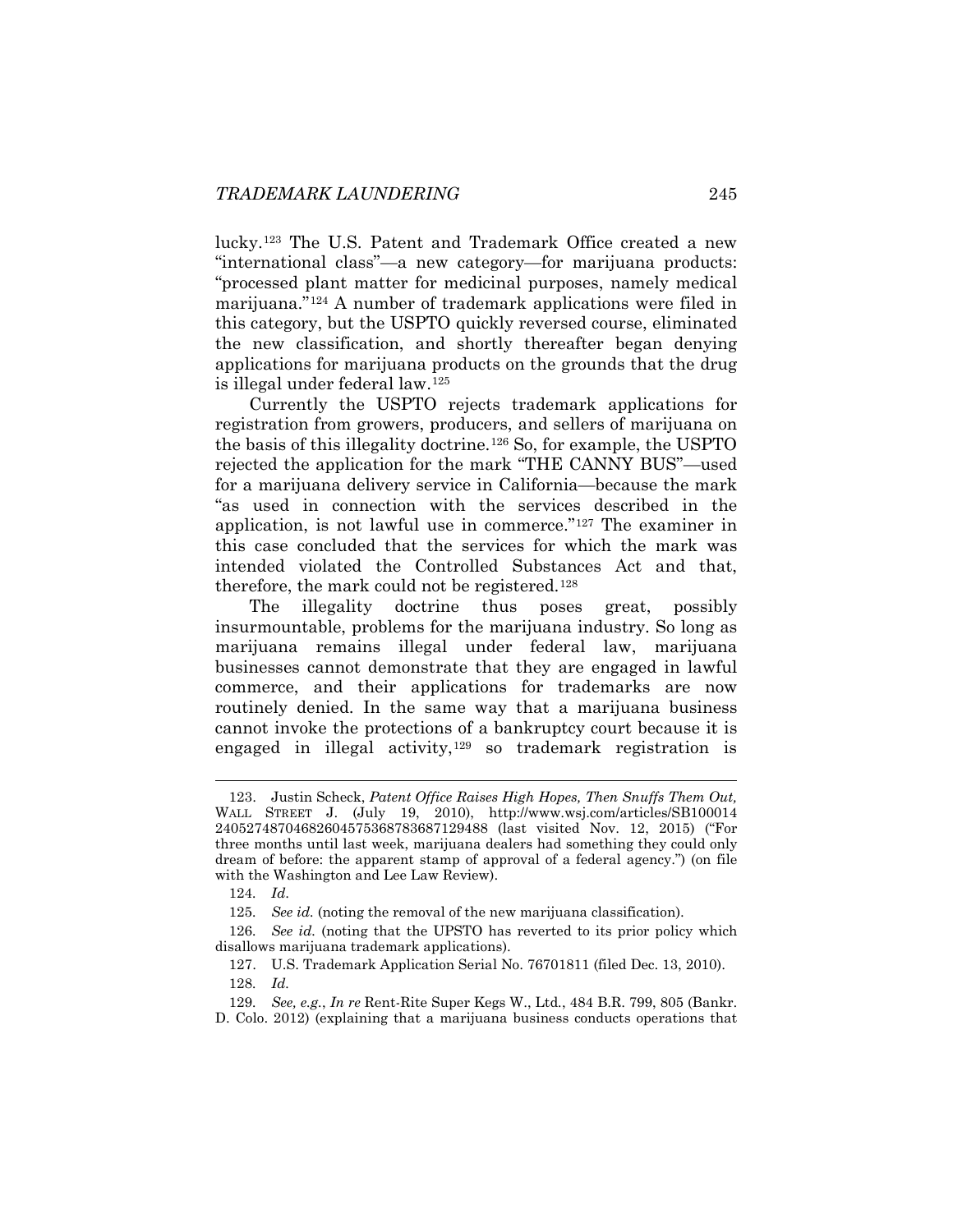lucky.[123] The U.S. Patent and Trademark Office created a new "international class"—a new category—for marijuana products: "processed plant matter for medicinal purposes, namely medical marijuana."[124] A number of trademark applications were filed in this category, but the USPTO quickly reversed course, eliminated the new classification, and shortly thereafter began denying applications for marijuana products on the grounds that the drug is illegal under federal law.[125]

Currently the USPTO rejects trademark applications for registration from growers, producers, and sellers of marijuana on the basis of this illegality doctrine.[126] So, for example, the USPTO rejected the application for the mark "THE CANNY BUS"—used for a marijuana delivery service in California—because the mark "as used in connection with the services described in the application, is not lawful use in commerce."[127] The examiner in this case concluded that the services for which the mark was intended violated the Controlled Substances Act and that, therefore, the mark could not be registered.[128]

The illegality doctrine thus poses great, possibly insurmountable, problems for the marijuana industry. So long as marijuana remains illegal under federal law, marijuana businesses cannot demonstrate that they are engaged in lawful commerce, and their applications for trademarks are now routinely denied. In the same way that a marijuana business cannot invoke the protections of a bankruptcy court because it is engaged in illegal activity,[129] so trademark registration is

---

123. Justin Scheck, *Patent Office Raises High Hopes, Then Snuffs Them Out,* WALL STREET J. (July 19, 2010), http://www.wsj.com/articles/SB10001424052748704682604575368783687129488 (last visited Nov. 12, 2015) ("For three months until last week, marijuana dealers had something they could only dream of before: the apparent stamp of approval of a federal agency.") (on file with the Washington and Lee Law Review).

124. *Id.*

125. *See id.* (noting the removal of the new marijuana classification).

126. *See id.* (noting that the UPSTO has reverted to its prior policy which disallows marijuana trademark applications).

127. U.S. Trademark Application Serial No. 76701811 (filed Dec. 13, 2010).

128. *Id.*

129. *See, e.g.*, *In re* Rent-Rite Super Kegs W., Ltd., 484 B.R. 799, 805 (Bankr. D. Colo. 2012) (explaining that a marijuana business conducts operations that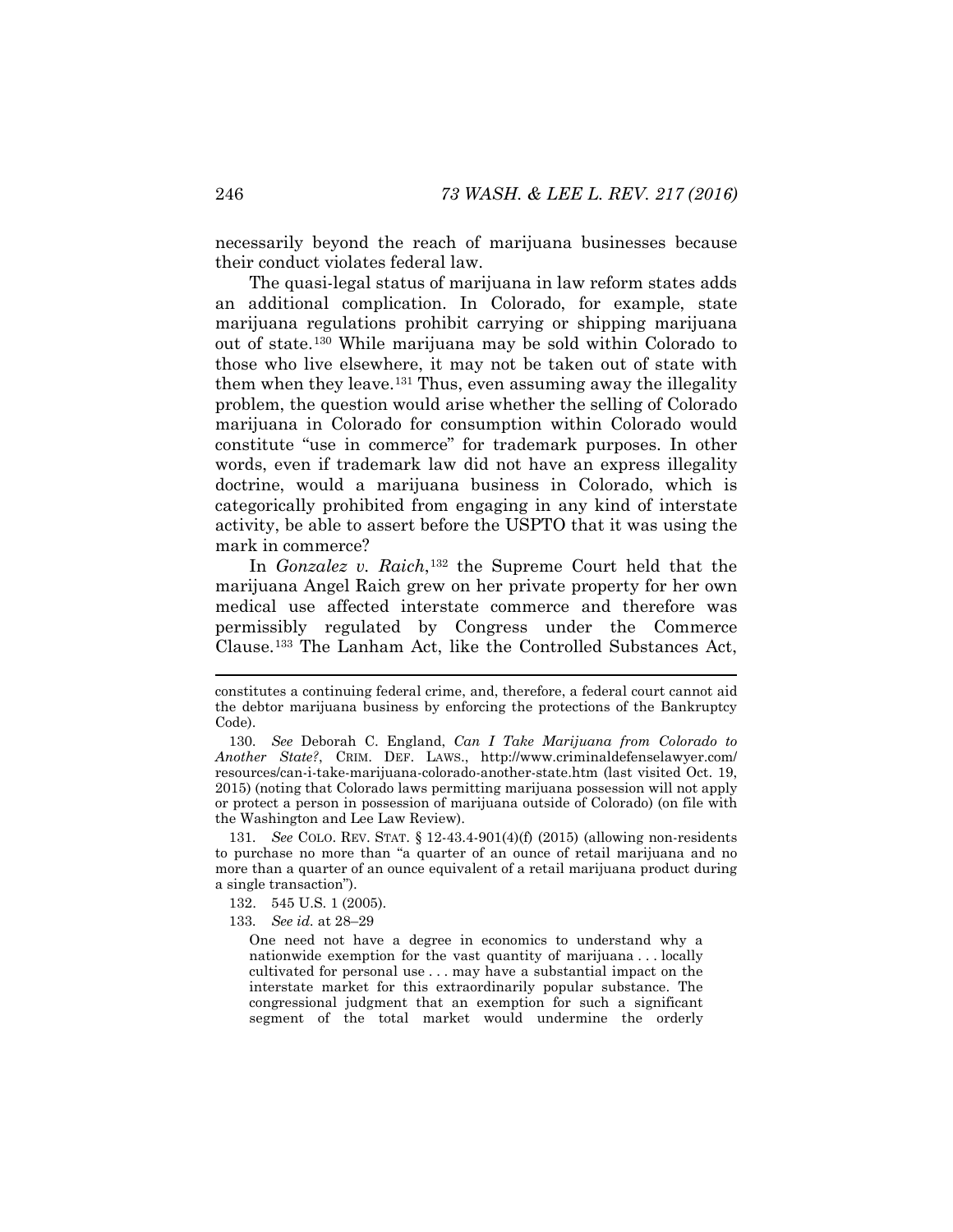necessarily beyond the reach of marijuana businesses because their conduct violates federal law.

The quasi-legal status of marijuana in law reform states adds an additional complication. In Colorado, for example, state marijuana regulations prohibit carrying or shipping marijuana out of state.[130] While marijuana may be sold within Colorado to those who live elsewhere, it may not be taken out of state with them when they leave.[131] Thus, even assuming away the illegality problem, the question would arise whether the selling of Colorado marijuana in Colorado for consumption within Colorado would constitute "use in commerce" for trademark purposes. In other words, even if trademark law did not have an express illegality doctrine, would a marijuana business in Colorado, which is categorically prohibited from engaging in any kind of interstate activity, be able to assert before the USPTO that it was using the mark in commerce?

In *Gonzalez v. Raich*,[132] the Supreme Court held that the marijuana Angel Raich grew on her private property for her own medical use affected interstate commerce and therefore was permissibly regulated by Congress under the Commerce Clause.[133] The Lanham Act, like the Controlled Substances Act,

---

constitutes a continuing federal crime, and, therefore, a federal court cannot aid the debtor marijuana business by enforcing the protections of the Bankruptcy Code).

130. *See* Deborah C. England, *Can I Take Marijuana from Colorado to Another State?*, CRIM. DEF. LAWS., http://www.criminaldefenselawyer.com/resources/can-i-take-marijuana-colorado-another-state.htm (last visited Oct. 19, 2015) (noting that Colorado laws permitting marijuana possession will not apply or protect a person in possession of marijuana outside of Colorado) (on file with the Washington and Lee Law Review).

131. *See* COLO. REV. STAT. § 12-43.4-901(4)(f) (2015) (allowing non-residents to purchase no more than "a quarter of an ounce of retail marijuana and no more than a quarter of an ounce equivalent of a retail marijuana product during a single transaction").

132. 545 U.S. 1 (2005).

133. *See id.* at 28–29

> One need not have a degree in economics to understand why a nationwide exemption for the vast quantity of marijuana . . . locally cultivated for personal use . . . may have a substantial impact on the interstate market for this extraordinarily popular substance. The congressional judgment that an exemption for such a significant segment of the total market would undermine the orderly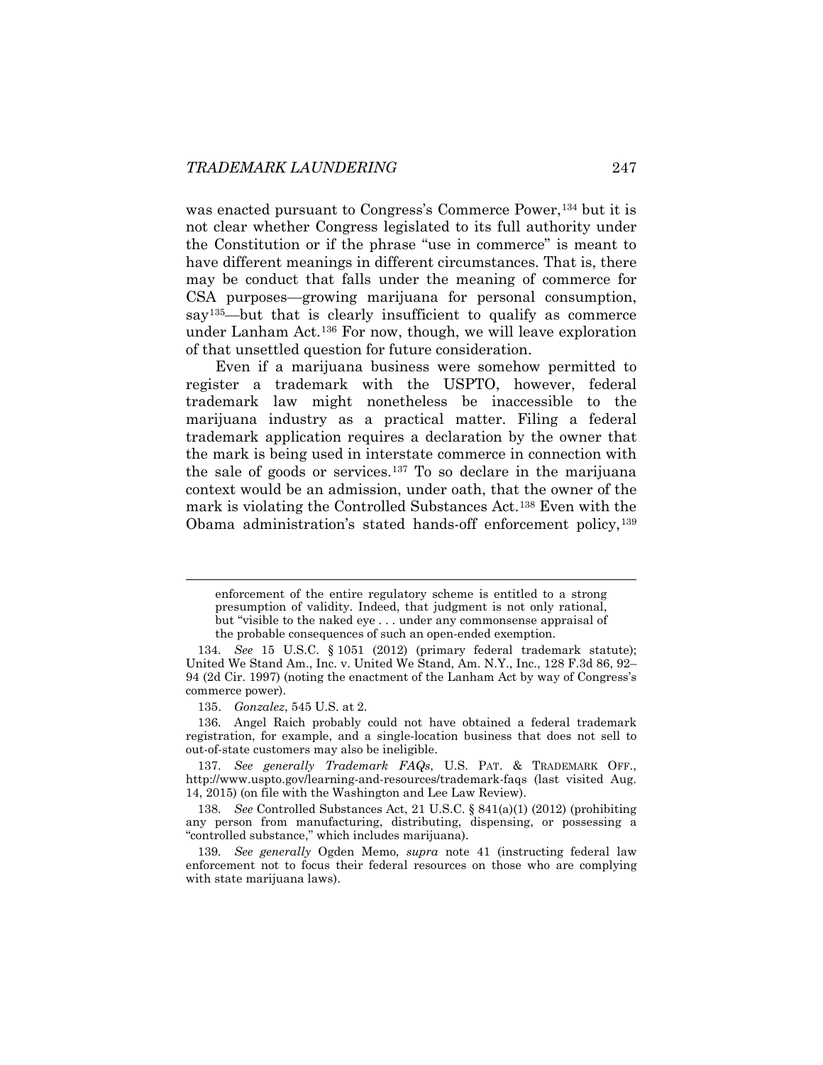was enacted pursuant to Congress's Commerce Power,[134] but it is not clear whether Congress legislated to its full authority under the Constitution or if the phrase "use in commerce" is meant to have different meanings in different circumstances. That is, there may be conduct that falls under the meaning of commerce for CSA purposes—growing marijuana for personal consumption, say[135]—but that is clearly insufficient to qualify as commerce under Lanham Act.[136] For now, though, we will leave exploration of that unsettled question for future consideration.

Even if a marijuana business were somehow permitted to register a trademark with the USPTO, however, federal trademark law might nonetheless be inaccessible to the marijuana industry as a practical matter. Filing a federal trademark application requires a declaration by the owner that the mark is being used in interstate commerce in connection with the sale of goods or services.[137] To so declare in the marijuana context would be an admission, under oath, that the owner of the mark is violating the Controlled Substances Act.[138] Even with the Obama administration's stated hands-off enforcement policy,[139]

---

enforcement of the entire regulatory scheme is entitled to a strong presumption of validity. Indeed, that judgment is not only rational, but "visible to the naked eye . . . under any commonsense appraisal of the probable consequences of such an open-ended exemption.

134. *See* 15 U.S.C. § 1051 (2012) (primary federal trademark statute); United We Stand Am., Inc. v. United We Stand, Am. N.Y., Inc., 128 F.3d 86, 92–94 (2d Cir. 1997) (noting the enactment of the Lanham Act by way of Congress's commerce power).

135. *Gonzalez*, 545 U.S. at 2.

136. Angel Raich probably could not have obtained a federal trademark registration, for example, and a single-location business that does not sell to out-of-state customers may also be ineligible.

137. *See generally Trademark FAQs*, U.S. PAT. & TRADEMARK OFF., http://www.uspto.gov/learning-and-resources/trademark-faqs (last visited Aug. 14, 2015) (on file with the Washington and Lee Law Review).

138. *See* Controlled Substances Act, 21 U.S.C. § 841(a)(1) (2012) (prohibiting any person from manufacturing, distributing, dispensing, or possessing a "controlled substance," which includes marijuana).

139. *See generally* Ogden Memo, *supra* note 41 (instructing federal law enforcement not to focus their federal resources on those who are complying with state marijuana laws).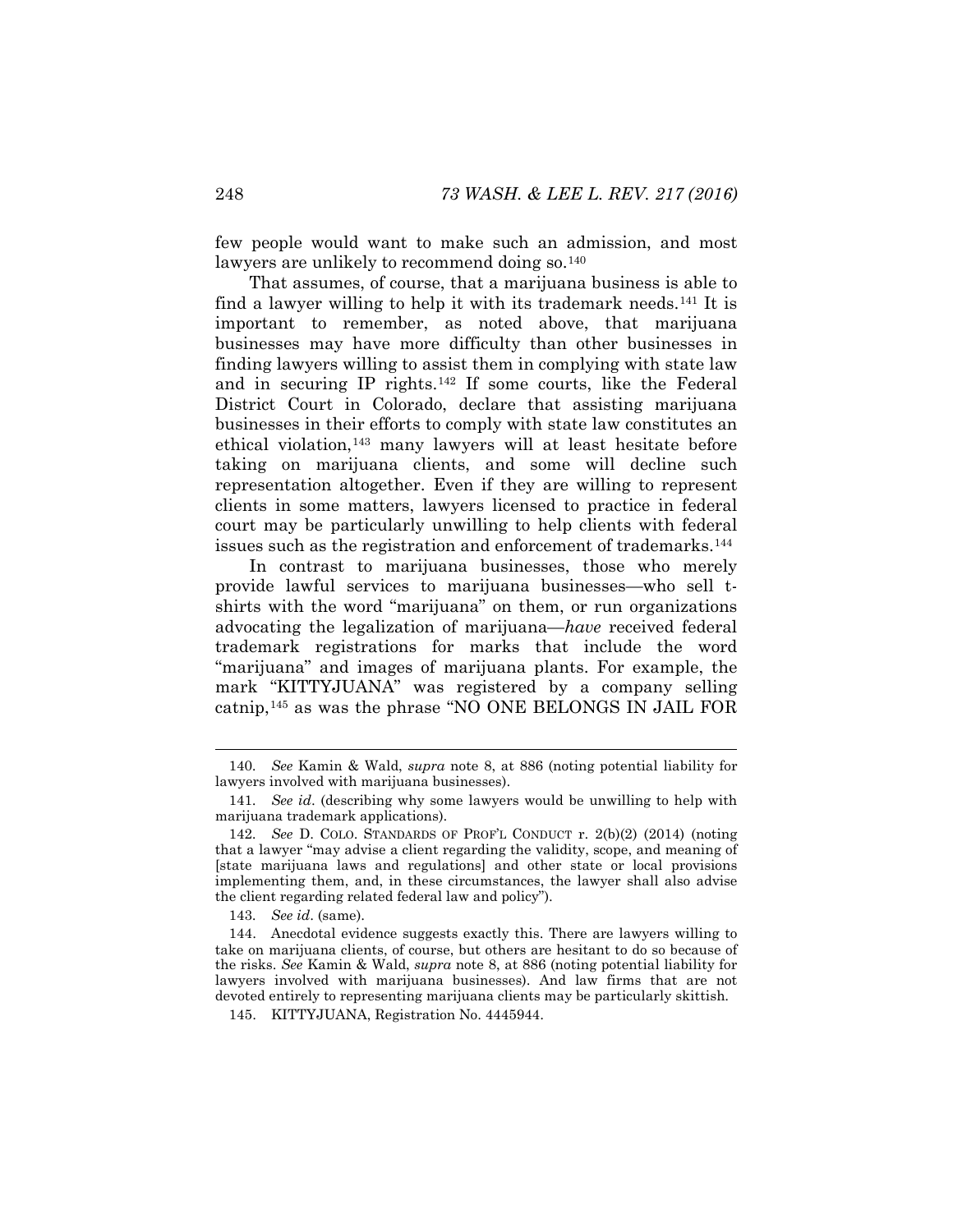few people would want to make such an admission, and most lawyers are unlikely to recommend doing so.[140]

That assumes, of course, that a marijuana business is able to find a lawyer willing to help it with its trademark needs.[141] It is important to remember, as noted above, that marijuana businesses may have more difficulty than other businesses in finding lawyers willing to assist them in complying with state law and in securing IP rights.[142] If some courts, like the Federal District Court in Colorado, declare that assisting marijuana businesses in their efforts to comply with state law constitutes an ethical violation,[143] many lawyers will at least hesitate before taking on marijuana clients, and some will decline such representation altogether. Even if they are willing to represent clients in some matters, lawyers licensed to practice in federal court may be particularly unwilling to help clients with federal issues such as the registration and enforcement of trademarks.[144]

In contrast to marijuana businesses, those who merely provide lawful services to marijuana businesses—who sell t-shirts with the word "marijuana" on them, or run organizations advocating the legalization of marijuana—*have* received federal trademark registrations for marks that include the word "marijuana" and images of marijuana plants. For example, the mark "KITTYJUANA" was registered by a company selling catnip,[145] as was the phrase "NO ONE BELONGS IN JAIL FOR

---

140. *See* Kamin & Wald, *supra* note 8, at 886 (noting potential liability for lawyers involved with marijuana businesses).

141. *See id*. (describing why some lawyers would be unwilling to help with marijuana trademark applications).

142. *See* D. COLO. STANDARDS OF PROF'L CONDUCT r. 2(b)(2) (2014) (noting that a lawyer "may advise a client regarding the validity, scope, and meaning of [state marijuana laws and regulations] and other state or local provisions implementing them, and, in these circumstances, the lawyer shall also advise the client regarding related federal law and policy").

143. *See id*. (same).

144. Anecdotal evidence suggests exactly this. There are lawyers willing to take on marijuana clients, of course, but others are hesitant to do so because of the risks. *See* Kamin & Wald, *supra* note 8, at 886 (noting potential liability for lawyers involved with marijuana businesses). And law firms that are not devoted entirely to representing marijuana clients may be particularly skittish.

145. KITTYJUANA, Registration No. 4445944.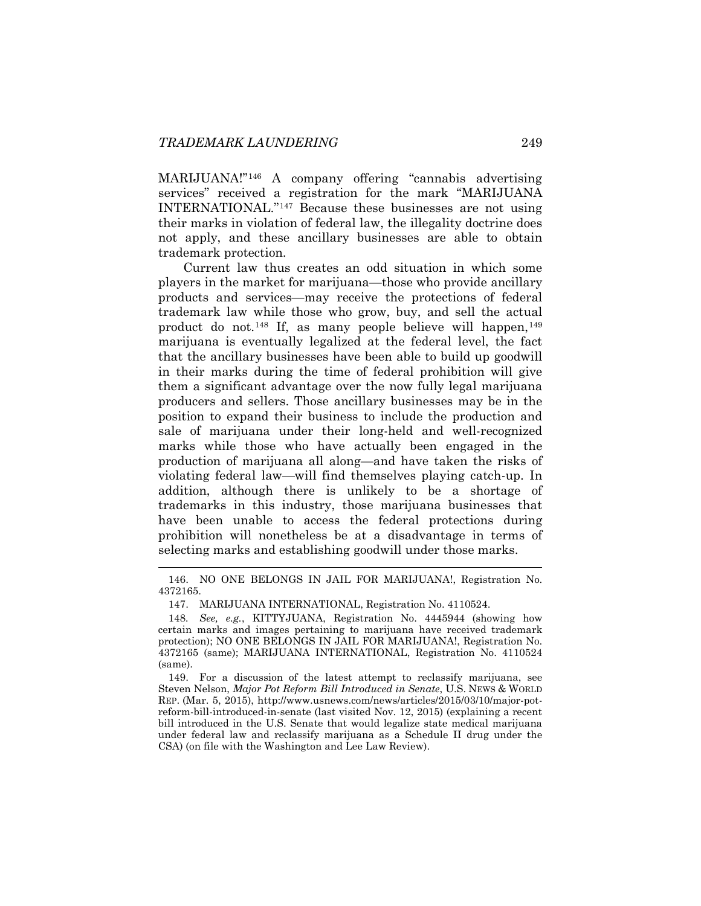MARIJUANA!"[146] A company offering "cannabis advertising services" received a registration for the mark "MARIJUANA INTERNATIONAL."[147] Because these businesses are not using their marks in violation of federal law, the illegality doctrine does not apply, and these ancillary businesses are able to obtain trademark protection.

Current law thus creates an odd situation in which some players in the market for marijuana—those who provide ancillary products and services—may receive the protections of federal trademark law while those who grow, buy, and sell the actual product do not.[148] If, as many people believe will happen,[149] marijuana is eventually legalized at the federal level, the fact that the ancillary businesses have been able to build up goodwill in their marks during the time of federal prohibition will give them a significant advantage over the now fully legal marijuana producers and sellers. Those ancillary businesses may be in the position to expand their business to include the production and sale of marijuana under their long-held and well-recognized marks while those who have actually been engaged in the production of marijuana all along—and have taken the risks of violating federal law—will find themselves playing catch-up. In addition, although there is unlikely to be a shortage of trademarks in this industry, those marijuana businesses that have been unable to access the federal protections during prohibition will nonetheless be at a disadvantage in terms of selecting marks and establishing goodwill under those marks.

---

146. NO ONE BELONGS IN JAIL FOR MARIJUANA!, Registration No. 4372165.

147. MARIJUANA INTERNATIONAL, Registration No. 4110524.

148. *See, e.g.*, KITTYJUANA, Registration No. 4445944 (showing how certain marks and images pertaining to marijuana have received trademark protection); NO ONE BELONGS IN JAIL FOR MARIJUANA!, Registration No. 4372165 (same); MARIJUANA INTERNATIONAL, Registration No. 4110524 (same).

149. For a discussion of the latest attempt to reclassify marijuana, see Steven Nelson, *Major Pot Reform Bill Introduced in Senate*, U.S. NEWS & WORLD REP. (Mar. 5, 2015), http://www.usnews.com/news/articles/2015/03/10/major-pot-reform-bill-introduced-in-senate (last visited Nov. 12, 2015) (explaining a recent bill introduced in the U.S. Senate that would legalize state medical marijuana under federal law and reclassify marijuana as a Schedule II drug under the CSA) (on file with the Washington and Lee Law Review).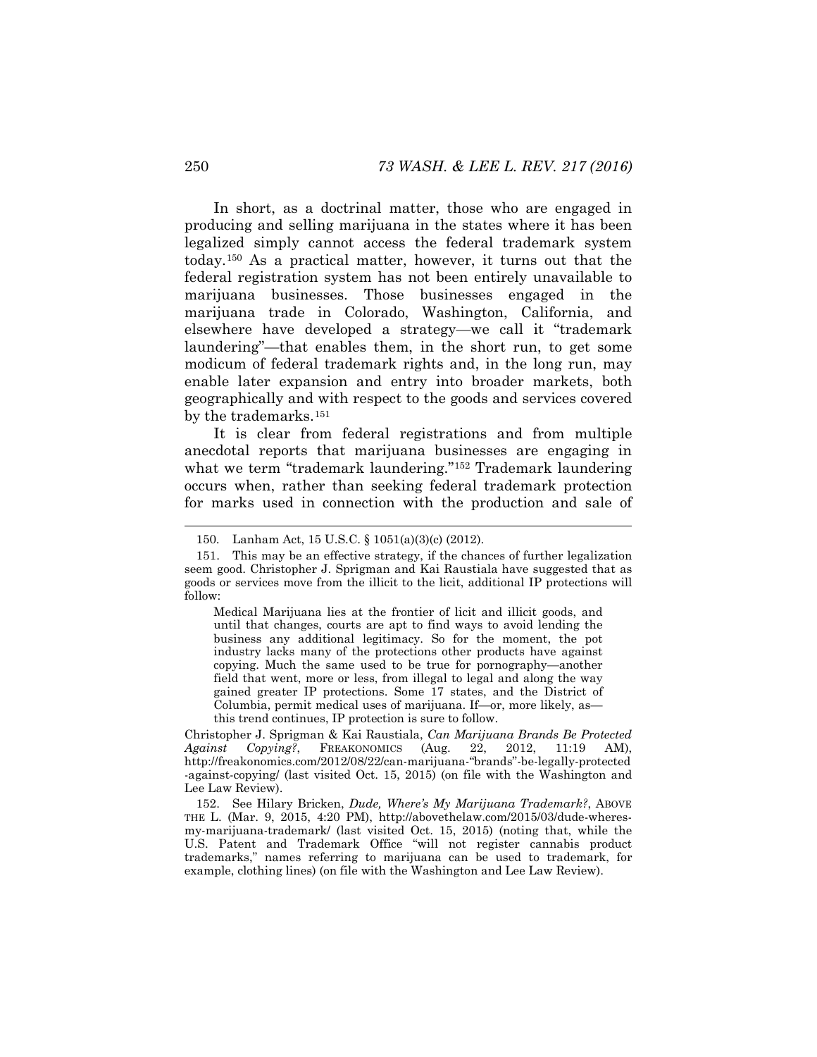In short, as a doctrinal matter, those who are engaged in producing and selling marijuana in the states where it has been legalized simply cannot access the federal trademark system today.[150] As a practical matter, however, it turns out that the federal registration system has not been entirely unavailable to marijuana businesses. Those businesses engaged in the marijuana trade in Colorado, Washington, California, and elsewhere have developed a strategy—we call it "trademark laundering"—that enables them, in the short run, to get some modicum of federal trademark rights and, in the long run, may enable later expansion and entry into broader markets, both geographically and with respect to the goods and services covered by the trademarks.[151]

It is clear from federal registrations and from multiple anecdotal reports that marijuana businesses are engaging in what we term "trademark laundering."[152] Trademark laundering occurs when, rather than seeking federal trademark protection for marks used in connection with the production and sale of

---

150. Lanham Act, 15 U.S.C. § 1051(a)(3)(c) (2012).

151. This may be an effective strategy, if the chances of further legalization seem good. Christopher J. Sprigman and Kai Raustiala have suggested that as goods or services move from the illicit to the licit, additional IP protections will follow:

> Medical Marijuana lies at the frontier of licit and illicit goods, and until that changes, courts are apt to find ways to avoid lending the business any additional legitimacy. So for the moment, the pot industry lacks many of the protections other products have against copying. Much the same used to be true for pornography—another field that went, more or less, from illegal to legal and along the way gained greater IP protections. Some 17 states, and the District of Columbia, permit medical uses of marijuana. If—or, more likely, as—this trend continues, IP protection is sure to follow.

Christopher J. Sprigman & Kai Raustiala, *Can Marijuana Brands Be Protected Against Copying?*, FREAKONOMICS (Aug. 22, 2012, 11:19 AM), http://freakonomics.com/2012/08/22/can-marijuana-"brands"-be-legally-protected-against-copying/ (last visited Oct. 15, 2015) (on file with the Washington and Lee Law Review).

152. See Hilary Bricken, *Dude, Where's My Marijuana Trademark?*, ABOVE THE L. (Mar. 9, 2015, 4:20 PM), http://abovethelaw.com/2015/03/dude-wheres-my-marijuana-trademark/ (last visited Oct. 15, 2015) (noting that, while the U.S. Patent and Trademark Office "will not register cannabis product trademarks," names referring to marijuana can be used to trademark, for example, clothing lines) (on file with the Washington and Lee Law Review).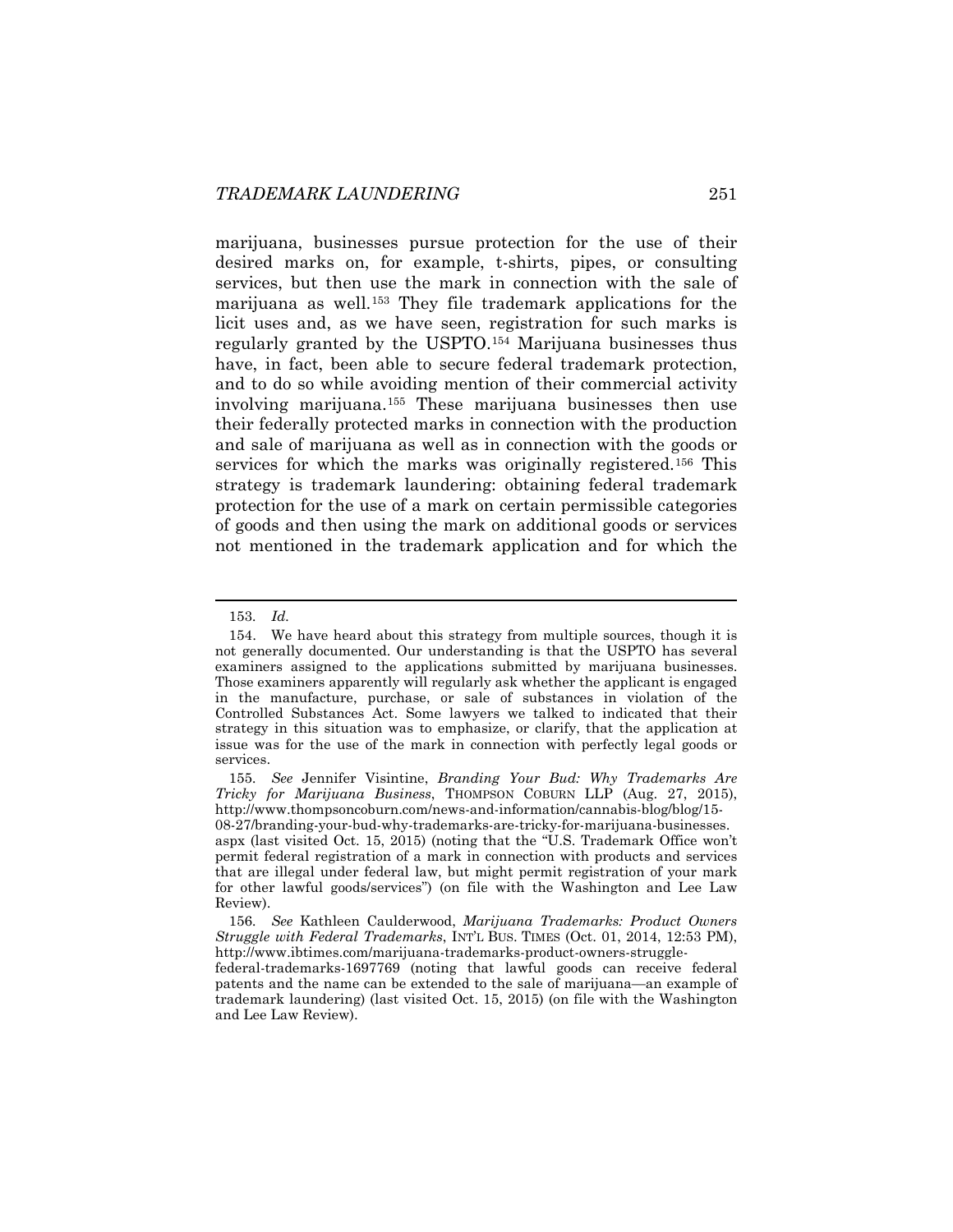marijuana, businesses pursue protection for the use of their desired marks on, for example, t-shirts, pipes, or consulting services, but then use the mark in connection with the sale of marijuana as well.[153] They file trademark applications for the licit uses and, as we have seen, registration for such marks is regularly granted by the USPTO.[154] Marijuana businesses thus have, in fact, been able to secure federal trademark protection, and to do so while avoiding mention of their commercial activity involving marijuana.[155] These marijuana businesses then use their federally protected marks in connection with the production and sale of marijuana as well as in connection with the goods or services for which the marks was originally registered.[156] This strategy is trademark laundering: obtaining federal trademark protection for the use of a mark on certain permissible categories of goods and then using the mark on additional goods or services not mentioned in the trademark application and for which the

---

153. *Id.*

154. We have heard about this strategy from multiple sources, though it is not generally documented. Our understanding is that the USPTO has several examiners assigned to the applications submitted by marijuana businesses. Those examiners apparently will regularly ask whether the applicant is engaged in the manufacture, purchase, or sale of substances in violation of the Controlled Substances Act. Some lawyers we talked to indicated that their strategy in this situation was to emphasize, or clarify, that the application at issue was for the use of the mark in connection with perfectly legal goods or services.

155. *See* Jennifer Visintine, *Branding Your Bud: Why Trademarks Are Tricky for Marijuana Business*, THOMPSON COBURN LLP (Aug. 27, 2015), http://www.thompsoncoburn.com/news-and-information/cannabis-blog/blog/15-08-27/branding-your-bud-why-trademarks-are-tricky-for-marijuana-businesses.aspx (last visited Oct. 15, 2015) (noting that the "U.S. Trademark Office won't permit federal registration of a mark in connection with products and services that are illegal under federal law, but might permit registration of your mark for other lawful goods/services") (on file with the Washington and Lee Law Review).

156. *See* Kathleen Caulderwood, *Marijuana Trademarks: Product Owners Struggle with Federal Trademarks*, INT'L BUS. TIMES (Oct. 01, 2014, 12:53 PM), http://www.ibtimes.com/marijuana-trademarks-product-owners-struggle-federal-trademarks-1697769 (noting that lawful goods can receive federal patents and the name can be extended to the sale of marijuana—an example of trademark laundering) (last visited Oct. 15, 2015) (on file with the Washington and Lee Law Review).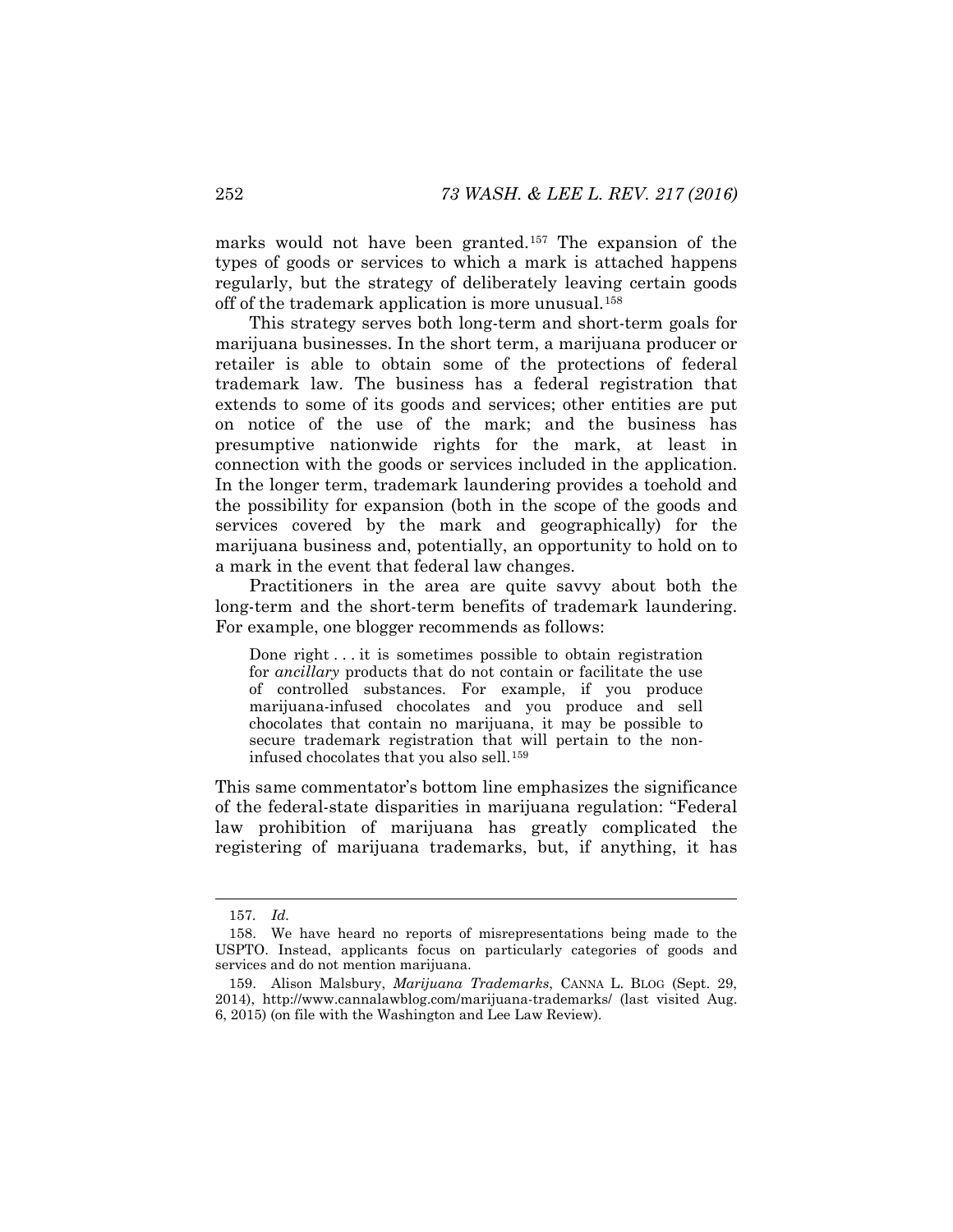marks would not have been granted.[157] The expansion of the types of goods or services to which a mark is attached happens regularly, but the strategy of deliberately leaving certain goods off of the trademark application is more unusual.[158]

This strategy serves both long-term and short-term goals for marijuana businesses. In the short term, a marijuana producer or retailer is able to obtain some of the protections of federal trademark law. The business has a federal registration that extends to some of its goods and services; other entities are put on notice of the use of the mark; and the business has presumptive nationwide rights for the mark, at least in connection with the goods or services included in the application. In the longer term, trademark laundering provides a toehold and the possibility for expansion (both in the scope of the goods and services covered by the mark and geographically) for the marijuana business and, potentially, an opportunity to hold on to a mark in the event that federal law changes.

Practitioners in the area are quite savvy about both the long-term and the short-term benefits of trademark laundering. For example, one blogger recommends as follows:

> Done right . . . it is sometimes possible to obtain registration for *ancillary* products that do not contain or facilitate the use of controlled substances. For example, if you produce marijuana-infused chocolates and you produce and sell chocolates that contain no marijuana, it may be possible to secure trademark registration that will pertain to the non-infused chocolates that you also sell.[159]

This same commentator's bottom line emphasizes the significance of the federal-state disparities in marijuana regulation: "Federal law prohibition of marijuana has greatly complicated the registering of marijuana trademarks, but, if anything, it has

---

157. *Id.*

158. We have heard no reports of misrepresentations being made to the USPTO. Instead, applicants focus on particularly categories of goods and services and do not mention marijuana.

159. Alison Malsbury, *Marijuana Trademarks*, CANNA L. BLOG (Sept. 29, 2014), http://www.cannalawblog.com/marijuana-trademarks/ (last visited Aug. 6, 2015) (on file with the Washington and Lee Law Review).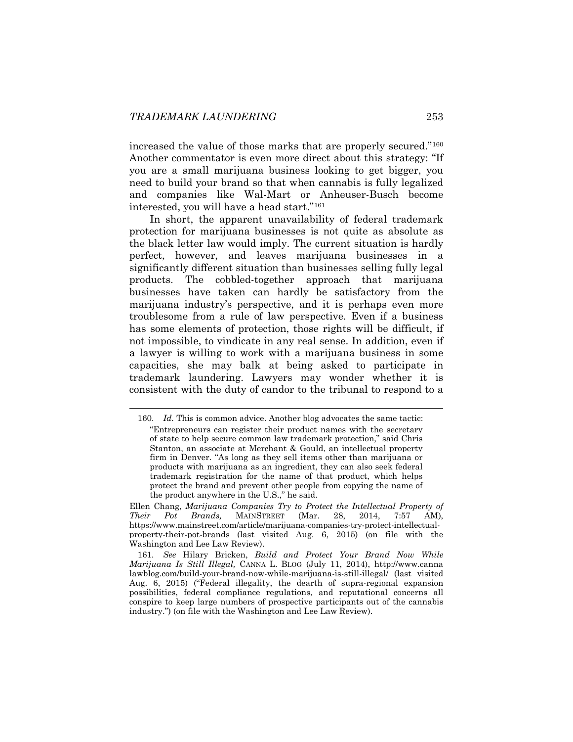increased the value of those marks that are properly secured."[160] Another commentator is even more direct about this strategy: "If you are a small marijuana business looking to get bigger, you need to build your brand so that when cannabis is fully legalized and companies like Wal-Mart or Anheuser-Busch become interested, you will have a head start."[161]

In short, the apparent unavailability of federal trademark protection for marijuana businesses is not quite as absolute as the black letter law would imply. The current situation is hardly perfect, however, and leaves marijuana businesses in a significantly different situation than businesses selling fully legal products. The cobbled-together approach that marijuana businesses have taken can hardly be satisfactory from the marijuana industry's perspective, and it is perhaps even more troublesome from a rule of law perspective. Even if a business has some elements of protection, those rights will be difficult, if not impossible, to vindicate in any real sense. In addition, even if a lawyer is willing to work with a marijuana business in some capacities, she may balk at being asked to participate in trademark laundering. Lawyers may wonder whether it is consistent with the duty of candor to the tribunal to respond to a

---

160. *Id.* This is common advice. Another blog advocates the same tactic:

> "Entrepreneurs can register their product names with the secretary of state to help secure common law trademark protection," said Chris Stanton, an associate at Merchant & Gould, an intellectual property firm in Denver. "As long as they sell items other than marijuana or products with marijuana as an ingredient, they can also seek federal trademark registration for the name of that product, which helps protect the brand and prevent other people from copying the name of the product anywhere in the U.S.," he said.

Ellen Chang, *Marijuana Companies Try to Protect the Intellectual Property of Their Pot Brands,* MAINSTREET (Mar. 28, 2014, 7:57 AM), https://www.mainstreet.com/article/marijuana-companies-try-protect-intellectual-property-their-pot-brands (last visited Aug. 6, 2015) (on file with the Washington and Lee Law Review).

161. *See* Hilary Bricken, *Build and Protect Your Brand Now While Marijuana Is Still Illegal,* CANNA L. BLOG (July 11, 2014), http://www.cannalawblog.com/build-your-brand-now-while-marijuana-is-still-illegal/ (last visited Aug. 6, 2015) ("Federal illegality, the dearth of supra-regional expansion possibilities, federal compliance regulations, and reputational concerns all conspire to keep large numbers of prospective participants out of the cannabis industry.") (on file with the Washington and Lee Law Review).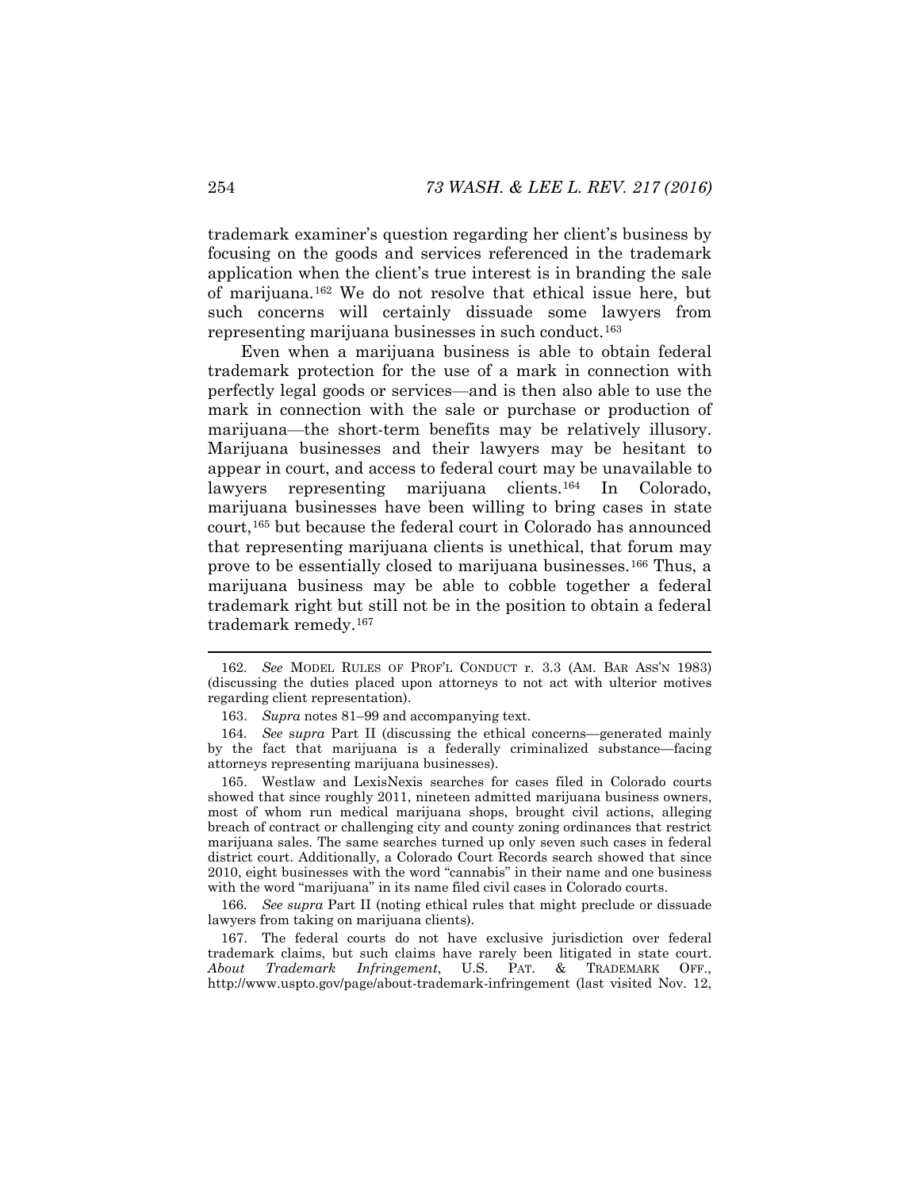trademark examiner's question regarding her client's business by focusing on the goods and services referenced in the trademark application when the client's true interest is in branding the sale of marijuana.[162] We do not resolve that ethical issue here, but such concerns will certainly dissuade some lawyers from representing marijuana businesses in such conduct.[163]

Even when a marijuana business is able to obtain federal trademark protection for the use of a mark in connection with perfectly legal goods or services—and is then also able to use the mark in connection with the sale or purchase or production of marijuana—the short-term benefits may be relatively illusory. Marijuana businesses and their lawyers may be hesitant to appear in court, and access to federal court may be unavailable to lawyers representing marijuana clients.[164] In Colorado, marijuana businesses have been willing to bring cases in state court,[165] but because the federal court in Colorado has announced that representing marijuana clients is unethical, that forum may prove to be essentially closed to marijuana businesses.[166] Thus, a marijuana business may be able to cobble together a federal trademark right but still not be in the position to obtain a federal trademark remedy.[167]

---

162. *See* MODEL RULES OF PROF'L CONDUCT r. 3.3 (AM. BAR ASS'N 1983) (discussing the duties placed upon attorneys to not act with ulterior motives regarding client representation).

163. *Supra* notes 81–99 and accompanying text.

164. *See supra* Part II (discussing the ethical concerns—generated mainly by the fact that marijuana is a federally criminalized substance—facing attorneys representing marijuana businesses).

165. Westlaw and LexisNexis searches for cases filed in Colorado courts showed that since roughly 2011, nineteen admitted marijuana business owners, most of whom run medical marijuana shops, brought civil actions, alleging breach of contract or challenging city and county zoning ordinances that restrict marijuana sales. The same searches turned up only seven such cases in federal district court. Additionally, a Colorado Court Records search showed that since 2010, eight businesses with the word "cannabis" in their name and one business with the word "marijuana" in its name filed civil cases in Colorado courts.

166. *See supra* Part II (noting ethical rules that might preclude or dissuade lawyers from taking on marijuana clients).

167. The federal courts do not have exclusive jurisdiction over federal trademark claims, but such claims have rarely been litigated in state court. *About Trademark Infringement*, U.S. PAT. & TRADEMARK OFF., http://www.uspto.gov/page/about-trademark-infringement (last visited Nov. 12,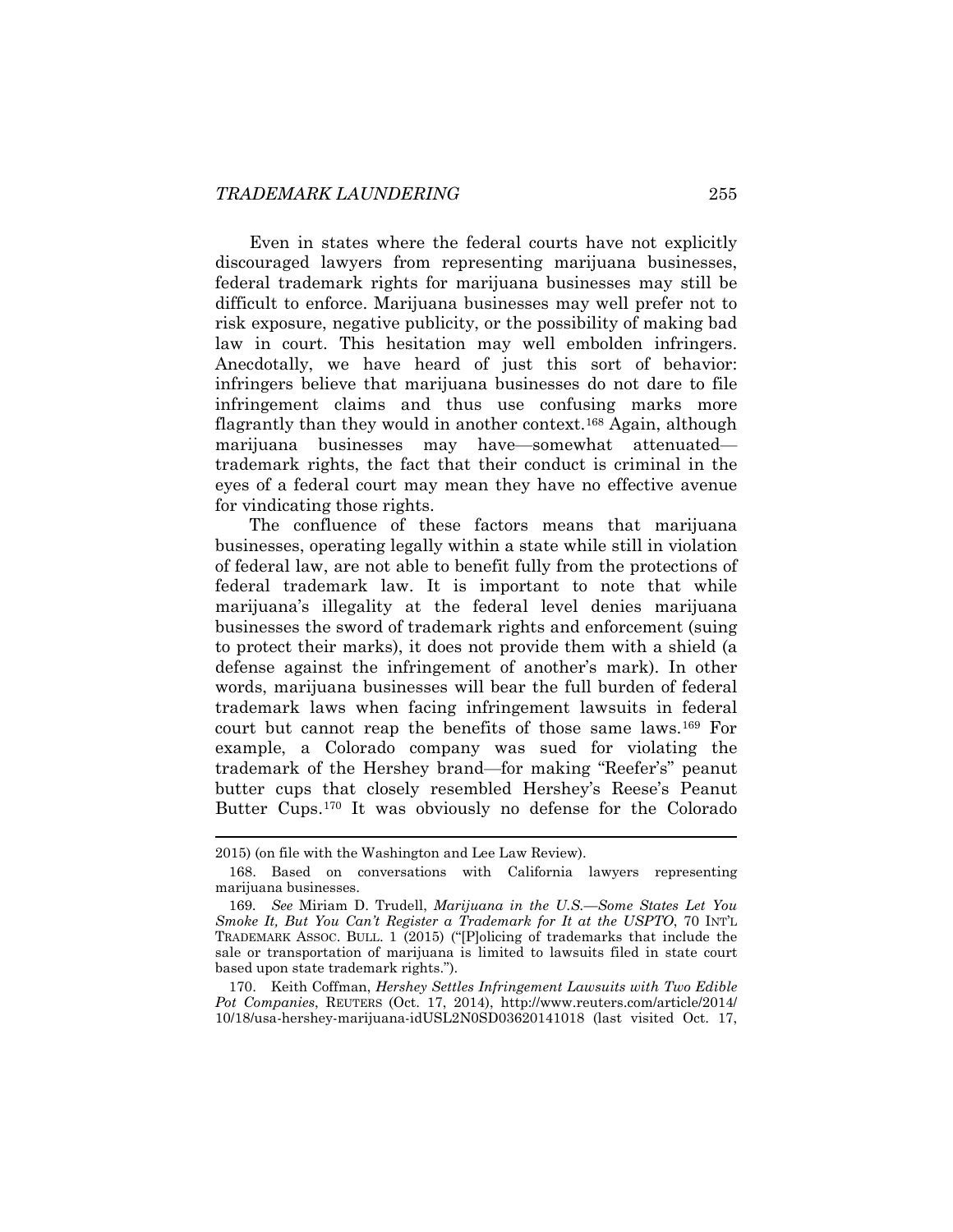Even in states where the federal courts have not explicitly discouraged lawyers from representing marijuana businesses, federal trademark rights for marijuana businesses may still be difficult to enforce. Marijuana businesses may well prefer not to risk exposure, negative publicity, or the possibility of making bad law in court. This hesitation may well embolden infringers. Anecdotally, we have heard of just this sort of behavior: infringers believe that marijuana businesses do not dare to file infringement claims and thus use confusing marks more flagrantly than they would in another context.[168] Again, although marijuana businesses may have—somewhat attenuated—trademark rights, the fact that their conduct is criminal in the eyes of a federal court may mean they have no effective avenue for vindicating those rights.

The confluence of these factors means that marijuana businesses, operating legally within a state while still in violation of federal law, are not able to benefit fully from the protections of federal trademark law. It is important to note that while marijuana's illegality at the federal level denies marijuana businesses the sword of trademark rights and enforcement (suing to protect their marks), it does not provide them with a shield (a defense against the infringement of another's mark). In other words, marijuana businesses will bear the full burden of federal trademark laws when facing infringement lawsuits in federal court but cannot reap the benefits of those same laws.[169] For example, a Colorado company was sued for violating the trademark of the Hershey brand—for making "Reefer's" peanut butter cups that closely resembled Hershey's Reese's Peanut Butter Cups.[170] It was obviously no defense for the Colorado

---

2015) (on file with the Washington and Lee Law Review).

168. Based on conversations with California lawyers representing marijuana businesses.

169. *See* Miriam D. Trudell, *Marijuana in the U.S.—Some States Let You Smoke It, But You Can't Register a Trademark for It at the USPTO*, 70 INT'L TRADEMARK ASSOC. BULL. 1 (2015) ("[P]olicing of trademarks that include the sale or transportation of marijuana is limited to lawsuits filed in state court based upon state trademark rights.").

170. Keith Coffman, *Hershey Settles Infringement Lawsuits with Two Edible Pot Companies*, REUTERS (Oct. 17, 2014), http://www.reuters.com/article/2014/10/18/usa-hershey-marijuana-idUSL2N0SD03620141018 (last visited Oct. 17,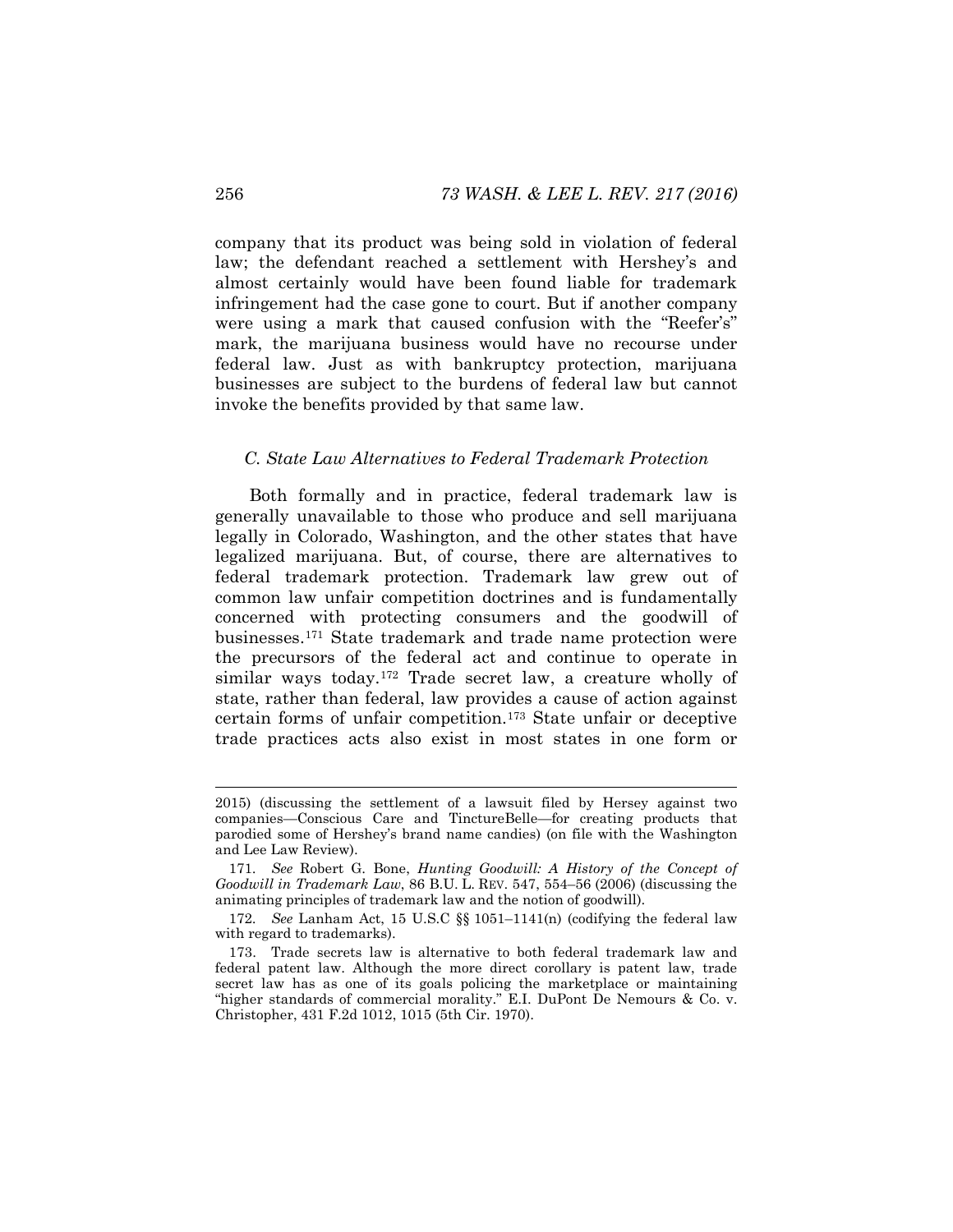company that its product was being sold in violation of federal law; the defendant reached a settlement with Hershey's and almost certainly would have been found liable for trademark infringement had the case gone to court. But if another company were using a mark that caused confusion with the "Reefer's" mark, the marijuana business would have no recourse under federal law. Just as with bankruptcy protection, marijuana businesses are subject to the burdens of federal law but cannot invoke the benefits provided by that same law.

### *C. State Law Alternatives to Federal Trademark Protection*

Both formally and in practice, federal trademark law is generally unavailable to those who produce and sell marijuana legally in Colorado, Washington, and the other states that have legalized marijuana. But, of course, there are alternatives to federal trademark protection. Trademark law grew out of common law unfair competition doctrines and is fundamentally concerned with protecting consumers and the goodwill of businesses.[171] State trademark and trade name protection were the precursors of the federal act and continue to operate in similar ways today.[172] Trade secret law, a creature wholly of state, rather than federal, law provides a cause of action against certain forms of unfair competition.[173] State unfair or deceptive trade practices acts also exist in most states in one form or

---

2015) (discussing the settlement of a lawsuit filed by Hersey against two companies—Conscious Care and TinctureBelle—for creating products that parodied some of Hershey's brand name candies) (on file with the Washington and Lee Law Review).

171. *See* Robert G. Bone, *Hunting Goodwill: A History of the Concept of Goodwill in Trademark Law*, 86 B.U. L. REV. 547, 554–56 (2006) (discussing the animating principles of trademark law and the notion of goodwill).

172. *See* Lanham Act, 15 U.S.C §§ 1051–1141(n) (codifying the federal law with regard to trademarks).

173. Trade secrets law is alternative to both federal trademark law and federal patent law. Although the more direct corollary is patent law, trade secret law has as one of its goals policing the marketplace or maintaining "higher standards of commercial morality." E.I. DuPont De Nemours & Co. v. Christopher, 431 F.2d 1012, 1015 (5th Cir. 1970).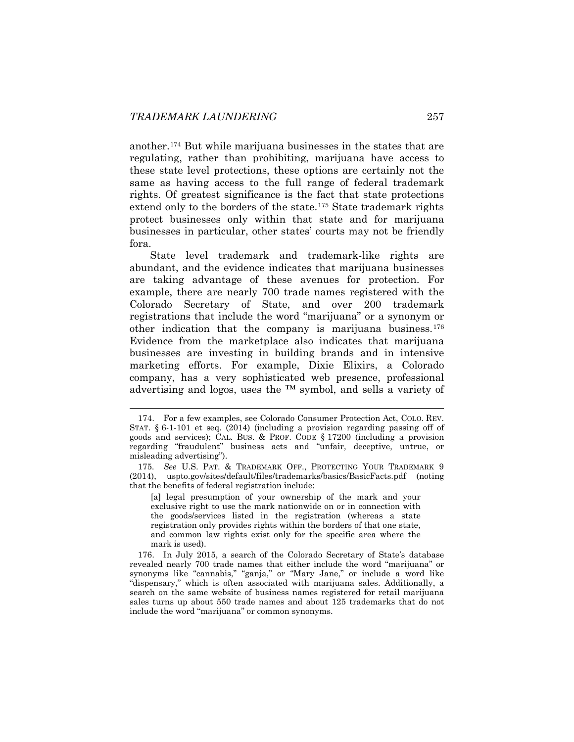another.[174] But while marijuana businesses in the states that are regulating, rather than prohibiting, marijuana have access to these state level protections, these options are certainly not the same as having access to the full range of federal trademark rights. Of greatest significance is the fact that state protections extend only to the borders of the state.[175] State trademark rights protect businesses only within that state and for marijuana businesses in particular, other states' courts may not be friendly fora.

State level trademark and trademark-like rights are abundant, and the evidence indicates that marijuana businesses are taking advantage of these avenues for protection. For example, there are nearly 700 trade names registered with the Colorado Secretary of State, and over 200 trademark registrations that include the word "marijuana" or a synonym or other indication that the company is marijuana business.[176] Evidence from the marketplace also indicates that marijuana businesses are investing in building brands and in intensive marketing efforts. For example, Dixie Elixirs, a Colorado company, has a very sophisticated web presence, professional advertising and logos, uses the ™ symbol, and sells a variety of

---

174. For a few examples, see Colorado Consumer Protection Act, COLO. REV. STAT. § 6-1-101 et seq. (2014) (including a provision regarding passing off of goods and services); CAL. BUS. & PROF. CODE § 17200 (including a provision regarding "fraudulent" business acts and "unfair, deceptive, untrue, or misleading advertising").

175. *See* U.S. PAT. & TRADEMARK OFF., PROTECTING YOUR TRADEMARK 9 (2014), uspto.gov/sites/default/files/trademarks/basics/BasicFacts.pdf (noting that the benefits of federal registration include:

> [a] legal presumption of your ownership of the mark and your exclusive right to use the mark nationwide on or in connection with the goods/services listed in the registration (whereas a state registration only provides rights within the borders of that one state, and common law rights exist only for the specific area where the mark is used).

176. In July 2015, a search of the Colorado Secretary of State's database revealed nearly 700 trade names that either include the word "marijuana" or synonyms like "cannabis," "ganja," or "Mary Jane," or include a word like "dispensary," which is often associated with marijuana sales. Additionally, a search on the same website of business names registered for retail marijuana sales turns up about 550 trade names and about 125 trademarks that do not include the word "marijuana" or common synonyms.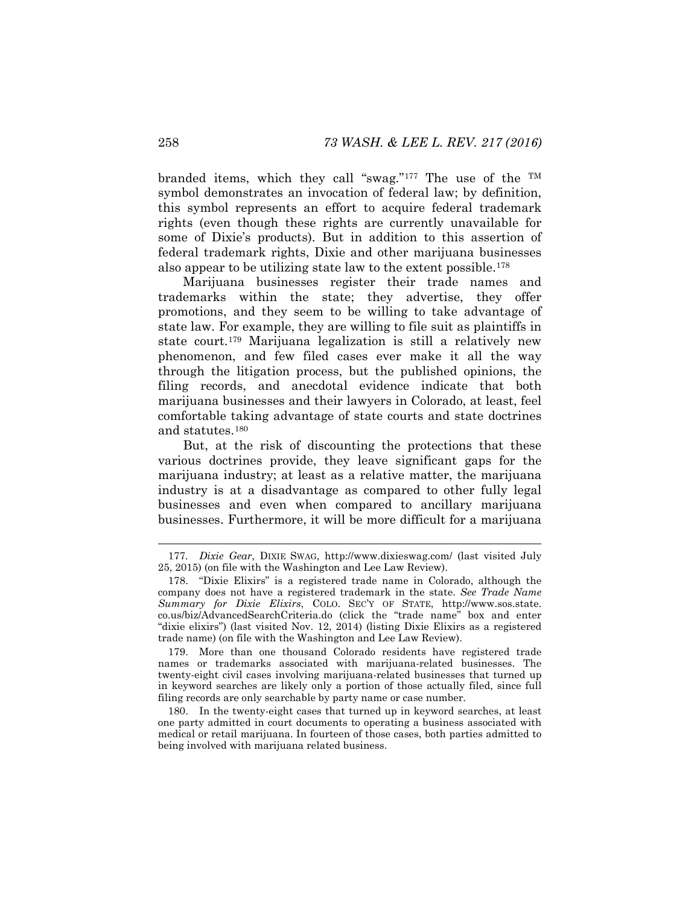branded items, which they call "swag."[177] The use of the ™ symbol demonstrates an invocation of federal law; by definition, this symbol represents an effort to acquire federal trademark rights (even though these rights are currently unavailable for some of Dixie's products). But in addition to this assertion of federal trademark rights, Dixie and other marijuana businesses also appear to be utilizing state law to the extent possible.[178]

Marijuana businesses register their trade names and trademarks within the state; they advertise, they offer promotions, and they seem to be willing to take advantage of state law. For example, they are willing to file suit as plaintiffs in state court.[179] Marijuana legalization is still a relatively new phenomenon, and few filed cases ever make it all the way through the litigation process, but the published opinions, the filing records, and anecdotal evidence indicate that both marijuana businesses and their lawyers in Colorado, at least, feel comfortable taking advantage of state courts and state doctrines and statutes.[180]

But, at the risk of discounting the protections that these various doctrines provide, they leave significant gaps for the marijuana industry; at least as a relative matter, the marijuana industry is at a disadvantage as compared to other fully legal businesses and even when compared to ancillary marijuana businesses. Furthermore, it will be more difficult for a marijuana

---

177. *Dixie Gear*, DIXIE SWAG, http://www.dixieswag.com/ (last visited July 25, 2015) (on file with the Washington and Lee Law Review).

178. "Dixie Elixirs" is a registered trade name in Colorado, although the company does not have a registered trademark in the state. *See Trade Name Summary for Dixie Elixirs*, COLO. SEC'Y OF STATE, http://www.sos.state.co.us/biz/AdvancedSearchCriteria.do (click the "trade name" box and enter "dixie elixirs") (last visited Nov. 12, 2014) (listing Dixie Elixirs as a registered trade name) (on file with the Washington and Lee Law Review).

179. More than one thousand Colorado residents have registered trade names or trademarks associated with marijuana-related businesses. The twenty-eight civil cases involving marijuana-related businesses that turned up in keyword searches are likely only a portion of those actually filed, since full filing records are only searchable by party name or case number.

180. In the twenty-eight cases that turned up in keyword searches, at least one party admitted in court documents to operating a business associated with medical or retail marijuana. In fourteen of those cases, both parties admitted to being involved with marijuana related business.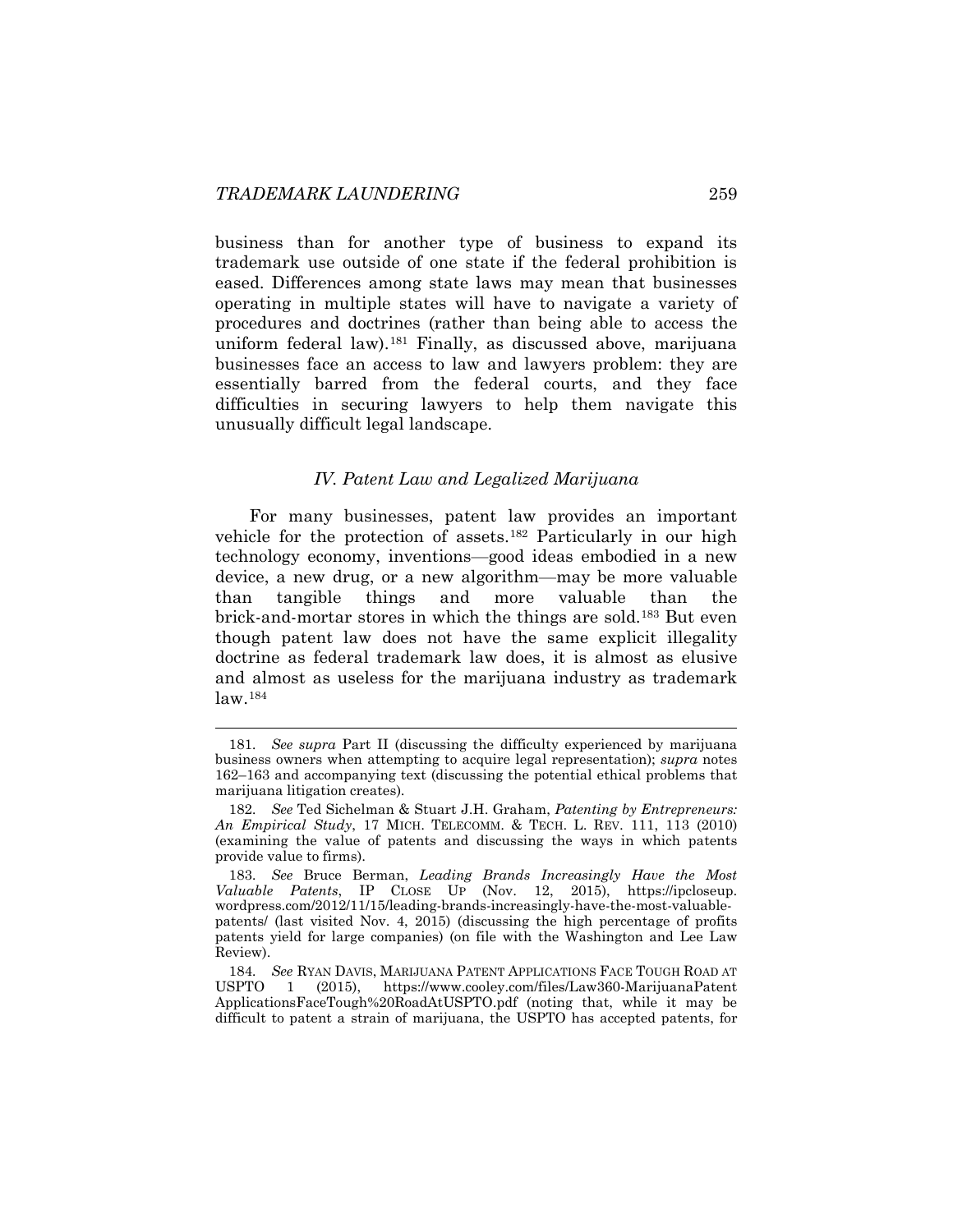business than for another type of business to expand its trademark use outside of one state if the federal prohibition is eased. Differences among state laws may mean that businesses operating in multiple states will have to navigate a variety of procedures and doctrines (rather than being able to access the uniform federal law).[181] Finally, as discussed above, marijuana businesses face an access to law and lawyers problem: they are essentially barred from the federal courts, and they face difficulties in securing lawyers to help them navigate this unusually difficult legal landscape.

### *IV. Patent Law and Legalized Marijuana*

For many businesses, patent law provides an important vehicle for the protection of assets.[182] Particularly in our high technology economy, inventions—good ideas embodied in a new device, a new drug, or a new algorithm—may be more valuable than tangible things and more valuable than the brick-and-mortar stores in which the things are sold.[183] But even though patent law does not have the same explicit illegality doctrine as federal trademark law does, it is almost as elusive and almost as useless for the marijuana industry as trademark law.[184]

---

181. *See supra* Part II (discussing the difficulty experienced by marijuana business owners when attempting to acquire legal representation); *supra* notes 162–163 and accompanying text (discussing the potential ethical problems that marijuana litigation creates).

182. *See* Ted Sichelman & Stuart J.H. Graham, *Patenting by Entrepreneurs: An Empirical Study*, 17 MICH. TELECOMM. & TECH. L. REV. 111, 113 (2010) (examining the value of patents and discussing the ways in which patents provide value to firms).

183. *See* Bruce Berman, *Leading Brands Increasingly Have the Most Valuable Patents*, IP CLOSE UP (Nov. 12, 2015), https://ipcloseup.wordpress.com/2012/11/15/leading-brands-increasingly-have-the-most-valuable-patents/ (last visited Nov. 4, 2015) (discussing the high percentage of profits patents yield for large companies) (on file with the Washington and Lee Law Review).

184. *See* RYAN DAVIS, MARIJUANA PATENT APPLICATIONS FACE TOUGH ROAD AT USPTO 1 (2015), https://www.cooley.com/files/Law360-MarijuanaPatentApplicationsFaceTough%20RoadAtUSPTO.pdf (noting that, while it may be difficult to patent a strain of marijuana, the USPTO has accepted patents, for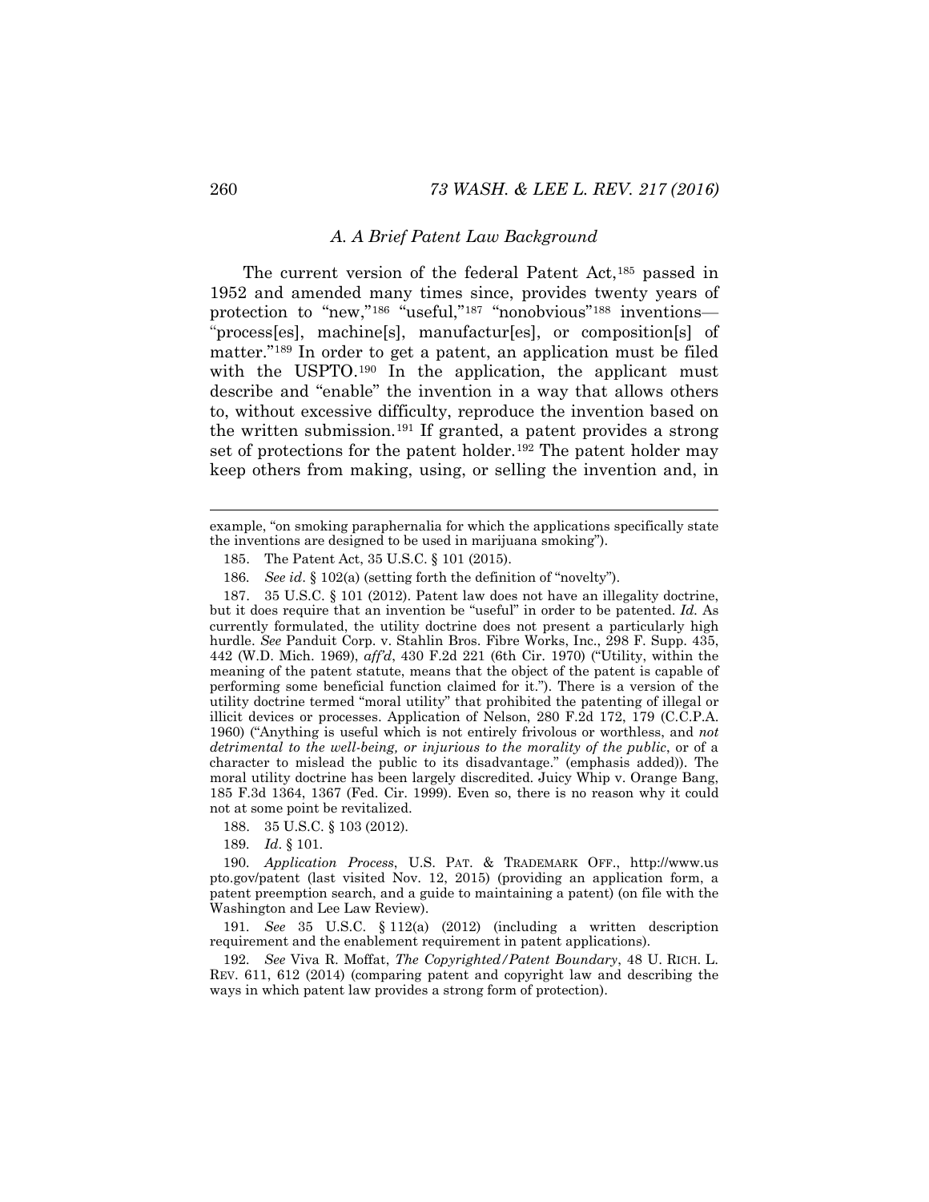### A. A Brief Patent Law Background

The current version of the federal Patent Act,[185] passed in 1952 and amended many times since, provides twenty years of protection to "new,"[186] "useful,"[187] "nonobvious"[188] inventions—"process[es], machine[s], manufactur[es], or composition[s] of matter."[189] In order to get a patent, an application must be filed with the USPTO.[190] In the application, the applicant must describe and "enable" the invention in a way that allows others to, without excessive difficulty, reproduce the invention based on the written submission.[191] If granted, a patent provides a strong set of protections for the patent holder.[192] The patent holder may keep others from making, using, or selling the invention and, in

---

example, "on smoking paraphernalia for which the applications specifically state the inventions are designed to be used in marijuana smoking").

185. The Patent Act, 35 U.S.C. § 101 (2015).

186. *See id.* § 102(a) (setting forth the definition of "novelty").

187. 35 U.S.C. § 101 (2012). Patent law does not have an illegality doctrine, but it does require that an invention be "useful" in order to be patented. *Id.* As currently formulated, the utility doctrine does not present a particularly high hurdle. *See* Panduit Corp. v. Stahlin Bros. Fibre Works, Inc., 298 F. Supp. 435, 442 (W.D. Mich. 1969), *aff'd*, 430 F.2d 221 (6th Cir. 1970) ("Utility, within the meaning of the patent statute, means that the object of the patent is capable of performing some beneficial function claimed for it."). There is a version of the utility doctrine termed "moral utility" that prohibited the patenting of illegal or illicit devices or processes. Application of Nelson, 280 F.2d 172, 179 (C.C.P.A. 1960) ("Anything is useful which is not entirely frivolous or worthless, and *not detrimental to the well-being, or injurious to the morality of the public*, or of a character to mislead the public to its disadvantage." (emphasis added)). The moral utility doctrine has been largely discredited. Juicy Whip v. Orange Bang, 185 F.3d 1364, 1367 (Fed. Cir. 1999). Even so, there is no reason why it could not at some point be revitalized.

188. 35 U.S.C. § 103 (2012).

189. *Id.* § 101.

190. *Application Process*, U.S. PAT. & TRADEMARK OFF., http://www.uspto.gov/patent (last visited Nov. 12, 2015) (providing an application form, a patent preemption search, and a guide to maintaining a patent) (on file with the Washington and Lee Law Review).

191. *See* 35 U.S.C. § 112(a) (2012) (including a written description requirement and the enablement requirement in patent applications).

192. *See* Viva R. Moffat, *The Copyrighted/Patent Boundary*, 48 U. RICH. L. REV. 611, 612 (2014) (comparing patent and copyright law and describing the ways in which patent law provides a strong form of protection).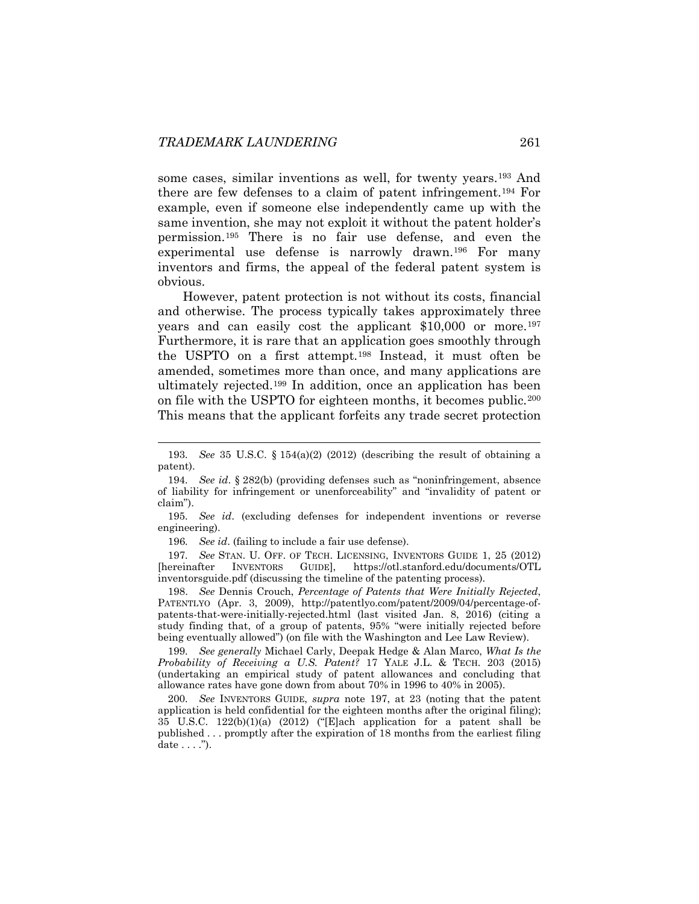some cases, similar inventions as well, for twenty years.[193] And there are few defenses to a claim of patent infringement.[194] For example, even if someone else independently came up with the same invention, she may not exploit it without the patent holder's permission.[195] There is no fair use defense, and even the experimental use defense is narrowly drawn.[196] For many inventors and firms, the appeal of the federal patent system is obvious.

However, patent protection is not without its costs, financial and otherwise. The process typically takes approximately three years and can easily cost the applicant $10,000 or more.[197] Furthermore, it is rare that an application goes smoothly through the USPTO on a first attempt.[198] Instead, it must often be amended, sometimes more than once, and many applications are ultimately rejected.[199] In addition, once an application has been on file with the USPTO for eighteen months, it becomes public.[200] This means that the applicant forfeits any trade secret protection

---

193. *See* 35 U.S.C. § 154(a)(2) (2012) (describing the result of obtaining a patent).

194. *See id*. § 282(b) (providing defenses such as "noninfringement, absence of liability for infringement or unenforceability" and "invalidity of patent or claim").

195. *See id*. (excluding defenses for independent inventions or reverse engineering).

196. *See id*. (failing to include a fair use defense).

197. *See* STAN. U. OFF. OF TECH. LICENSING, INVENTORS GUIDE 1, 25 (2012) [hereinafter INVENTORS GUIDE], https://otl.stanford.edu/documents/OTLinventorsguide.pdf (discussing the timeline of the patenting process).

198. *See* Dennis Crouch, *Percentage of Patents that Were Initially Rejected*, PATENTLYO (Apr. 3, 2009), http://patentlyo.com/patent/2009/04/percentage-of-patents-that-were-initially-rejected.html (last visited Jan. 8, 2016) (citing a study finding that, of a group of patents, 95% "were initially rejected before being eventually allowed") (on file with the Washington and Lee Law Review).

199. *See generally* Michael Carly, Deepak Hedge & Alan Marco, *What Is the Probability of Receiving a U.S. Patent?* 17 YALE J.L. & TECH. 203 (2015) (undertaking an empirical study of patent allowances and concluding that allowance rates have gone down from about 70% in 1996 to 40% in 2005).

200. *See* INVENTORS GUIDE, *supra* note 197, at 23 (noting that the patent application is held confidential for the eighteen months after the original filing); 35 U.S.C. 122(b)(1)(a) (2012) ("[E]ach application for a patent shall be published . . . promptly after the expiration of 18 months from the earliest filing date . . . .").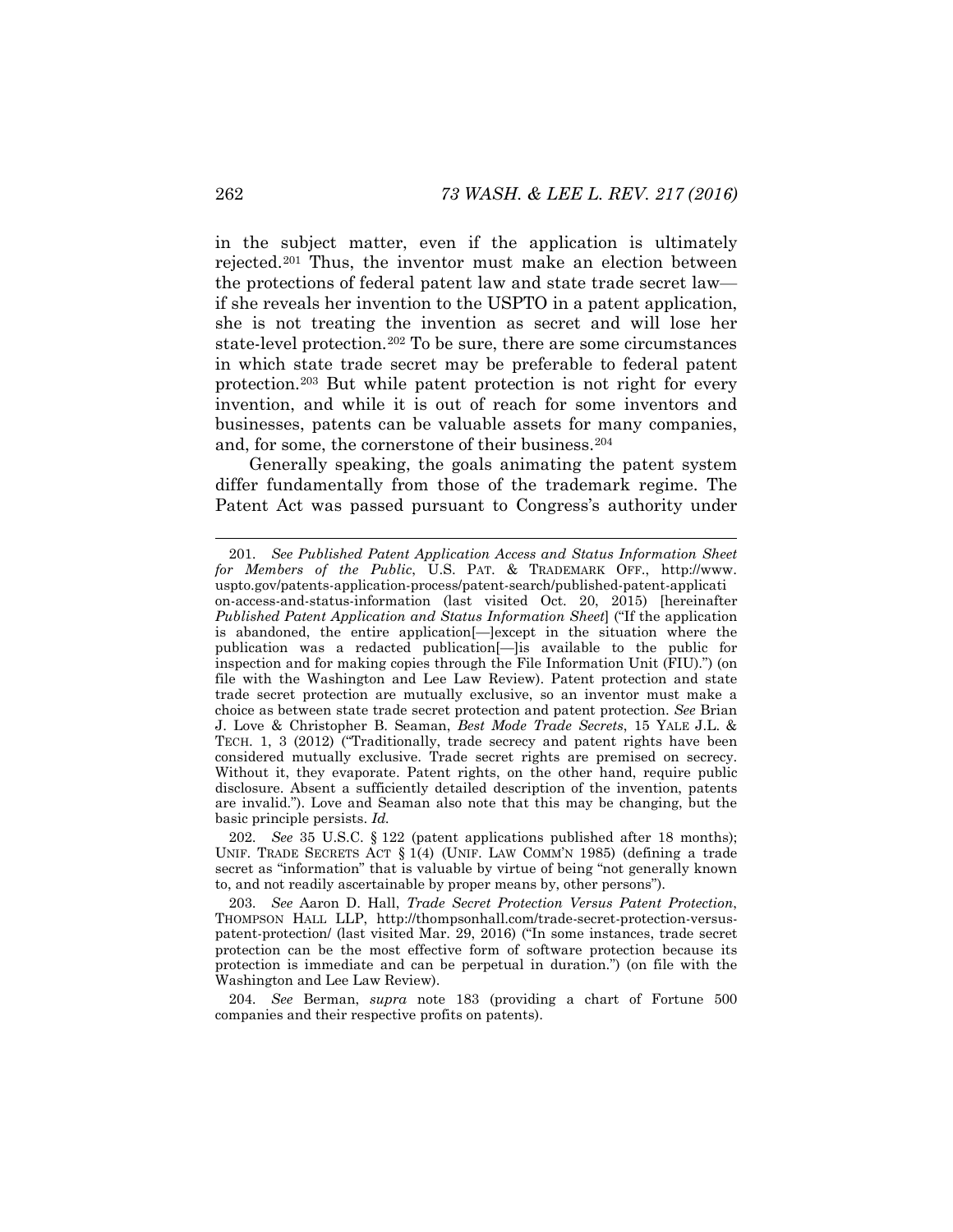in the subject matter, even if the application is ultimately rejected.[201] Thus, the inventor must make an election between the protections of federal patent law and state trade secret law—if she reveals her invention to the USPTO in a patent application, she is not treating the invention as secret and will lose her state-level protection.[202] To be sure, there are some circumstances in which state trade secret may be preferable to federal patent protection.[203] But while patent protection is not right for every invention, and while it is out of reach for some inventors and businesses, patents can be valuable assets for many companies, and, for some, the cornerstone of their business.[204]

Generally speaking, the goals animating the patent system differ fundamentally from those of the trademark regime. The Patent Act was passed pursuant to Congress's authority under

---

201. *See Published Patent Application Access and Status Information Sheet for Members of the Public*, U.S. PAT. & TRADEMARK OFF., http://www.uspto.gov/patents-application-process/patent-search/published-patent-application-access-and-status-information (last visited Oct. 20, 2015) [hereinafter *Published Patent Application and Status Information Sheet*] ("If the application is abandoned, the entire application[—]except in the situation where the publication was a redacted publication[—]is available to the public for inspection and for making copies through the File Information Unit (FIU).") (on file with the Washington and Lee Law Review). Patent protection and state trade secret protection are mutually exclusive, so an inventor must make a choice as between state trade secret protection and patent protection. *See* Brian J. Love & Christopher B. Seaman, *Best Mode Trade Secrets*, 15 YALE J.L. & TECH. 1, 3 (2012) ("Traditionally, trade secrecy and patent rights have been considered mutually exclusive. Trade secret rights are premised on secrecy. Without it, they evaporate. Patent rights, on the other hand, require public disclosure. Absent a sufficiently detailed description of the invention, patents are invalid."). Love and Seaman also note that this may be changing, but the basic principle persists. *Id.*

202. *See* 35 U.S.C. § 122 (patent applications published after 18 months); UNIF. TRADE SECRETS ACT § 1(4) (UNIF. LAW COMM'N 1985) (defining a trade secret as "information" that is valuable by virtue of being "not generally known to, and not readily ascertainable by proper means by, other persons").

203. *See* Aaron D. Hall, *Trade Secret Protection Versus Patent Protection*, THOMPSON HALL LLP, http://thompsonhall.com/trade-secret-protection-versus-patent-protection/ (last visited Mar. 29, 2016) ("In some instances, trade secret protection can be the most effective form of software protection because its protection is immediate and can be perpetual in duration.") (on file with the Washington and Lee Law Review).

204. *See* Berman, *supra* note 183 (providing a chart of Fortune 500 companies and their respective profits on patents).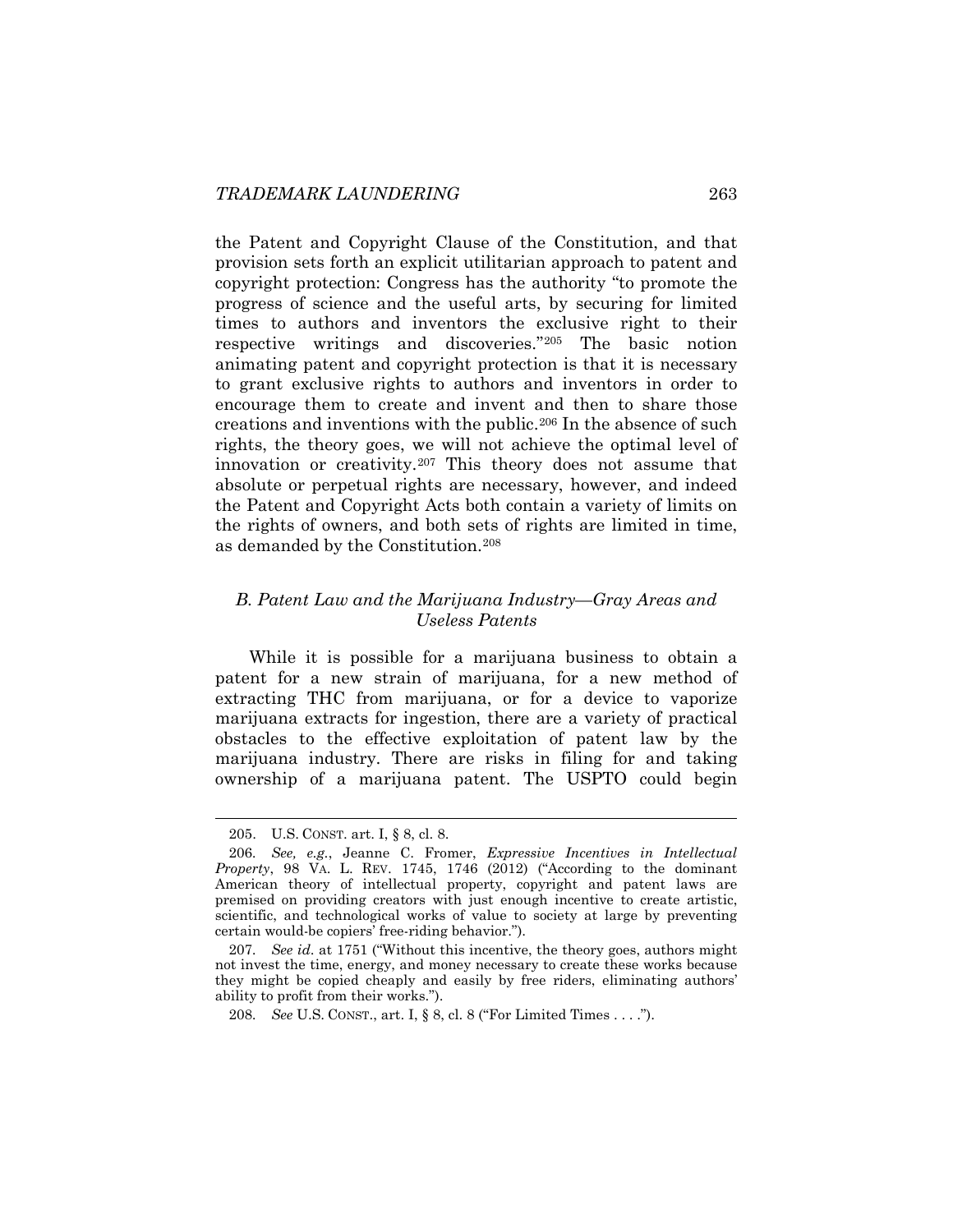the Patent and Copyright Clause of the Constitution, and that provision sets forth an explicit utilitarian approach to patent and copyright protection: Congress has the authority "to promote the progress of science and the useful arts, by securing for limited times to authors and inventors the exclusive right to their respective writings and discoveries."[205] The basic notion animating patent and copyright protection is that it is necessary to grant exclusive rights to authors and inventors in order to encourage them to create and invent and then to share those creations and inventions with the public.[206] In the absence of such rights, the theory goes, we will not achieve the optimal level of innovation or creativity.[207] This theory does not assume that absolute or perpetual rights are necessary, however, and indeed the Patent and Copyright Acts both contain a variety of limits on the rights of owners, and both sets of rights are limited in time, as demanded by the Constitution.[208]

### *B. Patent Law and the Marijuana Industry—Gray Areas and Useless Patents*

While it is possible for a marijuana business to obtain a patent for a new strain of marijuana, for a new method of extracting THC from marijuana, or for a device to vaporize marijuana extracts for ingestion, there are a variety of practical obstacles to the effective exploitation of patent law by the marijuana industry. There are risks in filing for and taking ownership of a marijuana patent. The USPTO could begin

---

205. U.S. CONST. art. I, § 8, cl. 8.

206. *See, e.g.*, Jeanne C. Fromer, *Expressive Incentives in Intellectual Property*, 98 VA. L. REV. 1745, 1746 (2012) ("According to the dominant American theory of intellectual property, copyright and patent laws are premised on providing creators with just enough incentive to create artistic, scientific, and technological works of value to society at large by preventing certain would-be copiers' free-riding behavior.").

207. *See id.* at 1751 ("Without this incentive, the theory goes, authors might not invest the time, energy, and money necessary to create these works because they might be copied cheaply and easily by free riders, eliminating authors' ability to profit from their works.").

208. *See* U.S. CONST., art. I, § 8, cl. 8 ("For Limited Times . . . .").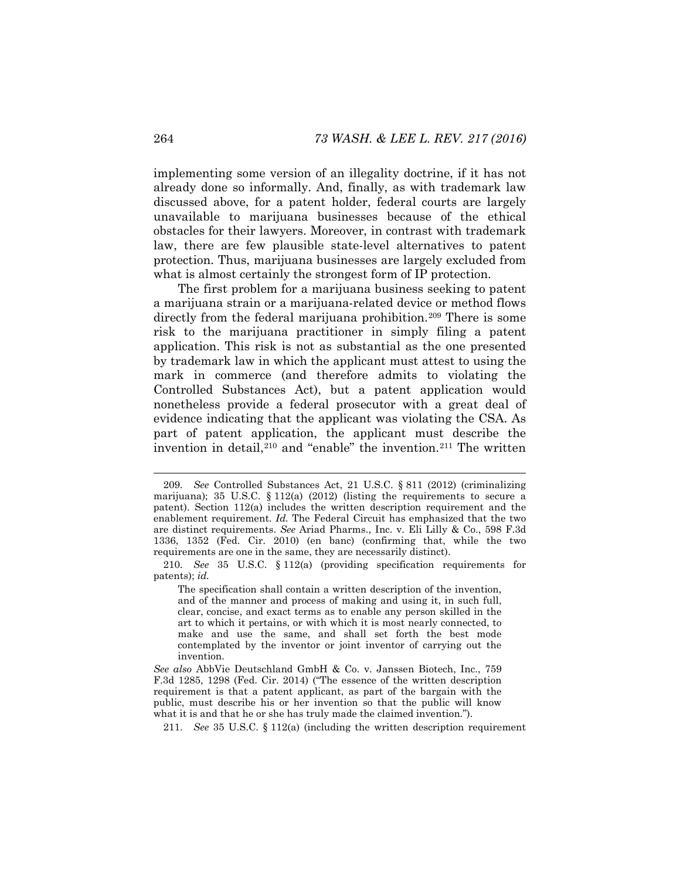implementing some version of an illegality doctrine, if it has not already done so informally. And, finally, as with trademark law discussed above, for a patent holder, federal courts are largely unavailable to marijuana businesses because of the ethical obstacles for their lawyers. Moreover, in contrast with trademark law, there are few plausible state-level alternatives to patent protection. Thus, marijuana businesses are largely excluded from what is almost certainly the strongest form of IP protection.

The first problem for a marijuana business seeking to patent a marijuana strain or a marijuana-related device or method flows directly from the federal marijuana prohibition.[209] There is some risk to the marijuana practitioner in simply filing a patent application. This risk is not as substantial as the one presented by trademark law in which the applicant must attest to using the mark in commerce (and therefore admits to violating the Controlled Substances Act), but a patent application would nonetheless provide a federal prosecutor with a great deal of evidence indicating that the applicant was violating the CSA. As part of patent application, the applicant must describe the invention in detail,[210] and "enable" the invention.[211] The written

---

209. *See* Controlled Substances Act, 21 U.S.C. § 811 (2012) (criminalizing marijuana); 35 U.S.C. § 112(a) (2012) (listing the requirements to secure a patent). Section 112(a) includes the written description requirement and the enablement requirement. *Id.* The Federal Circuit has emphasized that the two are distinct requirements. *See* Ariad Pharms., Inc. v. Eli Lilly & Co., 598 F.3d 1336, 1352 (Fed. Cir. 2010) (en banc) (confirming that, while the two requirements are one in the same, they are necessarily distinct).

210. *See* 35 U.S.C. § 112(a) (providing specification requirements for patents); *id.*

> The specification shall contain a written description of the invention, and of the manner and process of making and using it, in such full, clear, concise, and exact terms as to enable any person skilled in the art to which it pertains, or with which it is most nearly connected, to make and use the same, and shall set forth the best mode contemplated by the inventor or joint inventor of carrying out the invention.

*See also* AbbVie Deutschland GmbH & Co. v. Janssen Biotech, Inc., 759 F.3d 1285, 1298 (Fed. Cir. 2014) ("The essence of the written description requirement is that a patent applicant, as part of the bargain with the public, must describe his or her invention so that the public will know what it is and that he or she has truly made the claimed invention.").

211. *See* 35 U.S.C. § 112(a) (including the written description requirement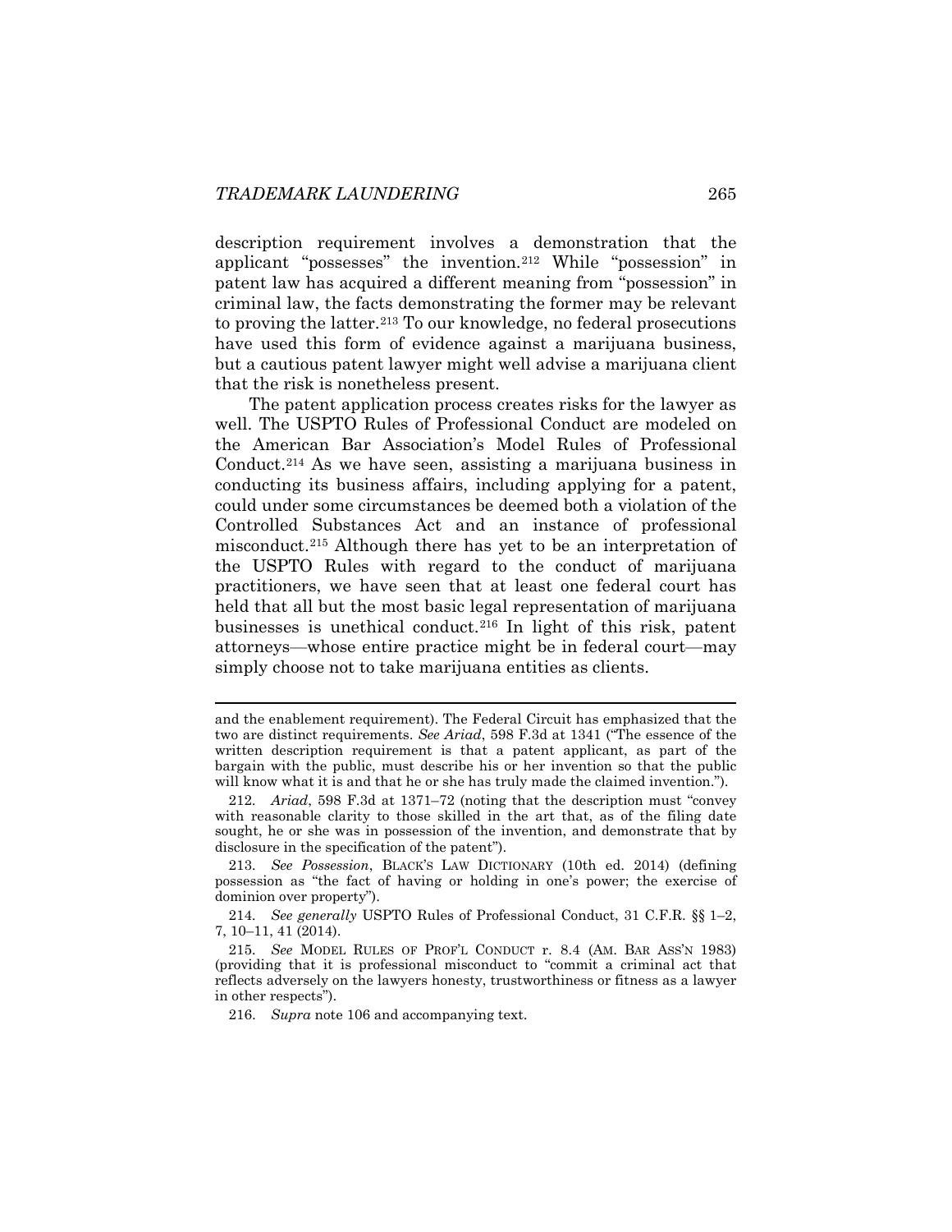description requirement involves a demonstration that the applicant "possesses" the invention.[212] While "possession" in patent law has acquired a different meaning from "possession" in criminal law, the facts demonstrating the former may be relevant to proving the latter.[213] To our knowledge, no federal prosecutions have used this form of evidence against a marijuana business, but a cautious patent lawyer might well advise a marijuana client that the risk is nonetheless present.

The patent application process creates risks for the lawyer as well. The USPTO Rules of Professional Conduct are modeled on the American Bar Association's Model Rules of Professional Conduct.[214] As we have seen, assisting a marijuana business in conducting its business affairs, including applying for a patent, could under some circumstances be deemed both a violation of the Controlled Substances Act and an instance of professional misconduct.[215] Although there has yet to be an interpretation of the USPTO Rules with regard to the conduct of marijuana practitioners, we have seen that at least one federal court has held that all but the most basic legal representation of marijuana businesses is unethical conduct.[216] In light of this risk, patent attorneys—whose entire practice might be in federal court—may simply choose not to take marijuana entities as clients.

---

and the enablement requirement). The Federal Circuit has emphasized that the two are distinct requirements. *See Ariad*, 598 F.3d at 1341 ("The essence of the written description requirement is that a patent applicant, as part of the bargain with the public, must describe his or her invention so that the public will know what it is and that he or she has truly made the claimed invention.").

212. *Ariad*, 598 F.3d at 1371–72 (noting that the description must "convey with reasonable clarity to those skilled in the art that, as of the filing date sought, he or she was in possession of the invention, and demonstrate that by disclosure in the specification of the patent").

213. *See Possession*, BLACK'S LAW DICTIONARY (10th ed. 2014) (defining possession as "the fact of having or holding in one's power; the exercise of dominion over property").

214. *See generally* USPTO Rules of Professional Conduct, 31 C.F.R. §§ 1–2, 7, 10–11, 41 (2014).

215. *See* MODEL RULES OF PROF'L CONDUCT r. 8.4 (AM. BAR ASS'N 1983) (providing that it is professional misconduct to "commit a criminal act that reflects adversely on the lawyers honesty, trustworthiness or fitness as a lawyer in other respects").

216. *Supra* note 106 and accompanying text.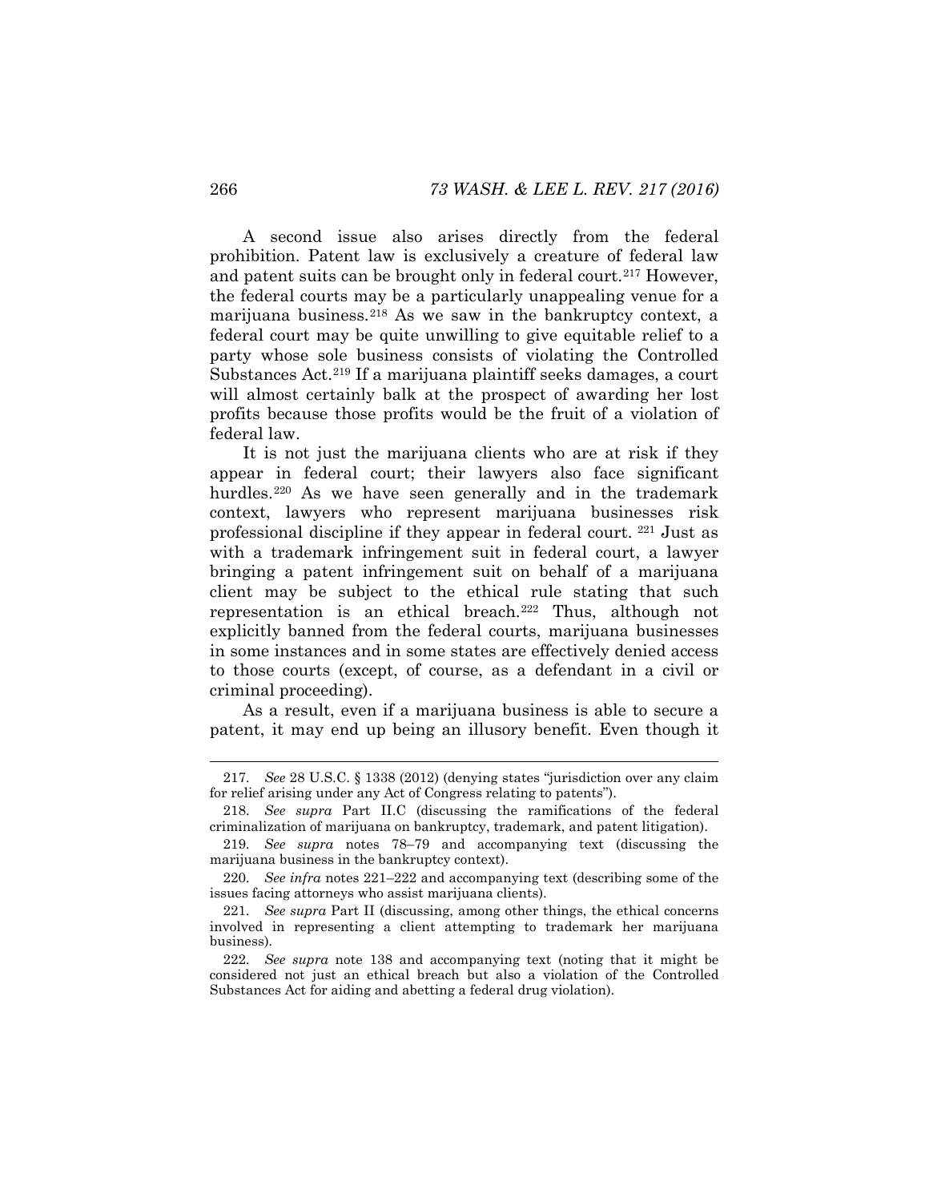A second issue also arises directly from the federal prohibition. Patent law is exclusively a creature of federal law and patent suits can be brought only in federal court.[217] However, the federal courts may be a particularly unappealing venue for a marijuana business.[218] As we saw in the bankruptcy context, a federal court may be quite unwilling to give equitable relief to a party whose sole business consists of violating the Controlled Substances Act.[219] If a marijuana plaintiff seeks damages, a court will almost certainly balk at the prospect of awarding her lost profits because those profits would be the fruit of a violation of federal law.

It is not just the marijuana clients who are at risk if they appear in federal court; their lawyers also face significant hurdles.[220] As we have seen generally and in the trademark context, lawyers who represent marijuana businesses risk professional discipline if they appear in federal court.[221] Just as with a trademark infringement suit in federal court, a lawyer bringing a patent infringement suit on behalf of a marijuana client may be subject to the ethical rule stating that such representation is an ethical breach.[222] Thus, although not explicitly banned from the federal courts, marijuana businesses in some instances and in some states are effectively denied access to those courts (except, of course, as a defendant in a civil or criminal proceeding).

As a result, even if a marijuana business is able to secure a patent, it may end up being an illusory benefit. Even though it

---

217. *See* 28 U.S.C. § 1338 (2012) (denying states "jurisdiction over any claim for relief arising under any Act of Congress relating to patents").

218. *See supra* Part II.C (discussing the ramifications of the federal criminalization of marijuana on bankruptcy, trademark, and patent litigation).

219. *See supra* notes 78–79 and accompanying text (discussing the marijuana business in the bankruptcy context).

220. *See infra* notes 221–222 and accompanying text (describing some of the issues facing attorneys who assist marijuana clients).

221. *See supra* Part II (discussing, among other things, the ethical concerns involved in representing a client attempting to trademark her marijuana business).

222. *See supra* note 138 and accompanying text (noting that it might be considered not just an ethical breach but also a violation of the Controlled Substances Act for aiding and abetting a federal drug violation).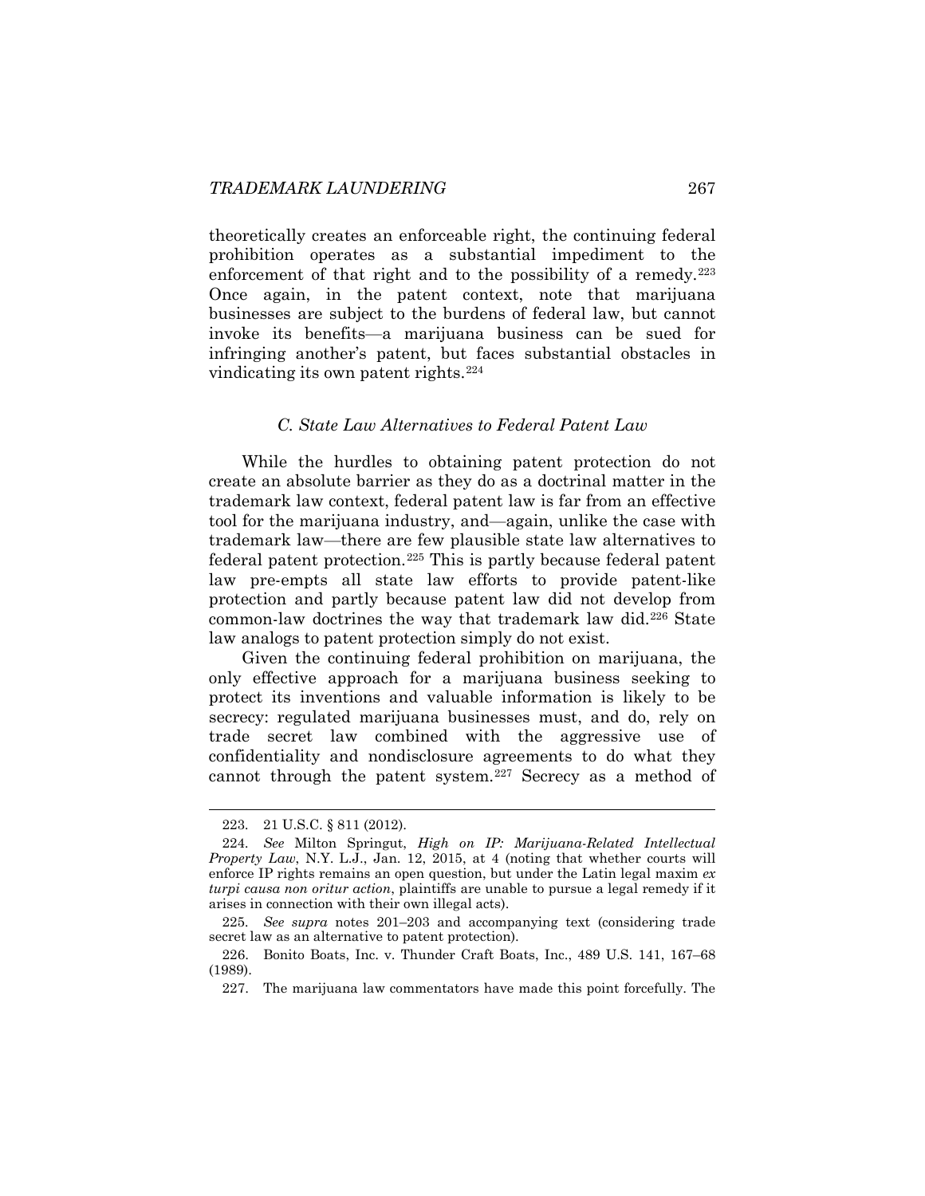theoretically creates an enforceable right, the continuing federal prohibition operates as a substantial impediment to the enforcement of that right and to the possibility of a remedy.[223] Once again, in the patent context, note that marijuana businesses are subject to the burdens of federal law, but cannot invoke its benefits—a marijuana business can be sued for infringing another's patent, but faces substantial obstacles in vindicating its own patent rights.[224]

### *C. State Law Alternatives to Federal Patent Law*

While the hurdles to obtaining patent protection do not create an absolute barrier as they do as a doctrinal matter in the trademark law context, federal patent law is far from an effective tool for the marijuana industry, and—again, unlike the case with trademark law—there are few plausible state law alternatives to federal patent protection.[225] This is partly because federal patent law pre-empts all state law efforts to provide patent-like protection and partly because patent law did not develop from common-law doctrines the way that trademark law did.[226] State law analogs to patent protection simply do not exist.

Given the continuing federal prohibition on marijuana, the only effective approach for a marijuana business seeking to protect its inventions and valuable information is likely to be secrecy: regulated marijuana businesses must, and do, rely on trade secret law combined with the aggressive use of confidentiality and nondisclosure agreements to do what they cannot through the patent system.[227] Secrecy as a method of

---

223. 21 U.S.C. § 811 (2012).

224. *See* Milton Springut, *High on IP: Marijuana-Related Intellectual Property Law*, N.Y. L.J., Jan. 12, 2015, at 4 (noting that whether courts will enforce IP rights remains an open question, but under the Latin legal maxim *ex turpi causa non oritur action*, plaintiffs are unable to pursue a legal remedy if it arises in connection with their own illegal acts).

225. *See supra* notes 201–203 and accompanying text (considering trade secret law as an alternative to patent protection).

226. Bonito Boats, Inc. v. Thunder Craft Boats, Inc., 489 U.S. 141, 167–68 (1989).

227. The marijuana law commentators have made this point forcefully. The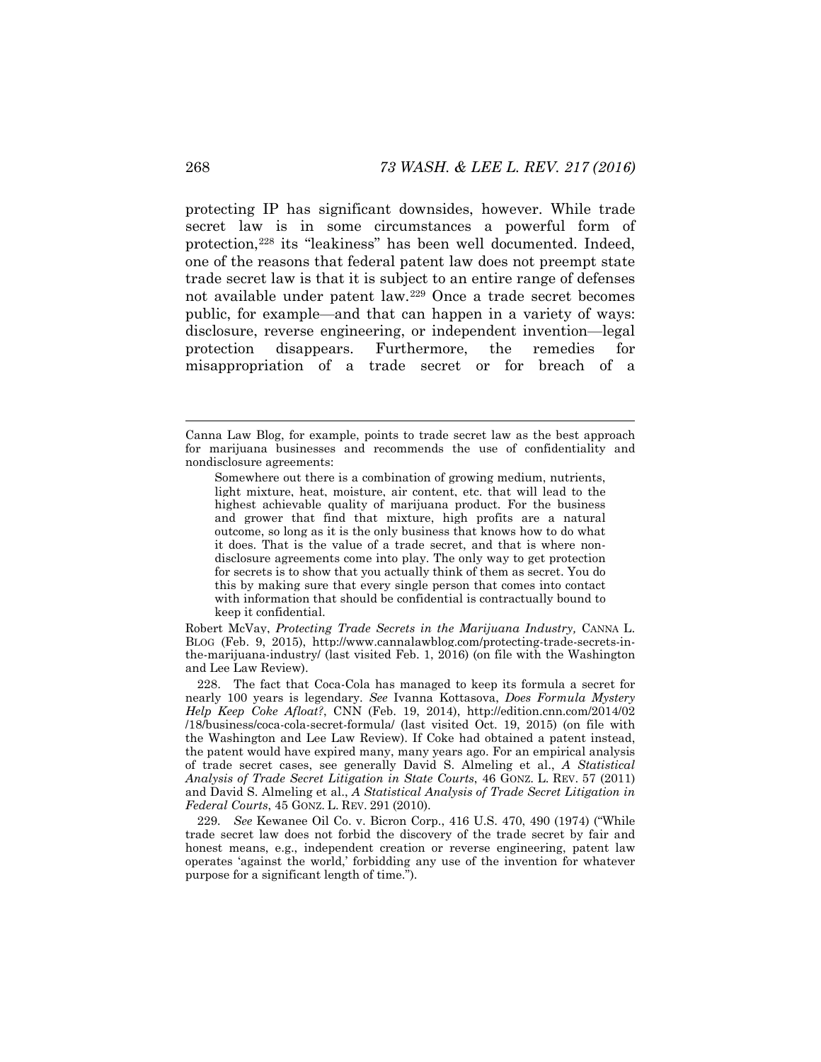protecting IP has significant downsides, however. While trade secret law is in some circumstances a powerful form of protection,[228] its "leakiness" has been well documented. Indeed, one of the reasons that federal patent law does not preempt state trade secret law is that it is subject to an entire range of defenses not available under patent law.[229] Once a trade secret becomes public, for example—and that can happen in a variety of ways: disclosure, reverse engineering, or independent invention—legal protection disappears. Furthermore, the remedies for misappropriation of a trade secret or for breach of a

---

Canna Law Blog, for example, points to trade secret law as the best approach for marijuana businesses and recommends the use of confidentiality and nondisclosure agreements:

> Somewhere out there is a combination of growing medium, nutrients, light mixture, heat, moisture, air content, etc. that will lead to the highest achievable quality of marijuana product. For the business and grower that find that mixture, high profits are a natural outcome, so long as it is the only business that knows how to do what it does. That is the value of a trade secret, and that is where non-disclosure agreements come into play. The only way to get protection for secrets is to show that you actually think of them as secret. You do this by making sure that every single person that comes into contact with information that should be confidential is contractually bound to keep it confidential.

Robert McVay, *Protecting Trade Secrets in the Marijuana Industry,* CANNA L. BLOG (Feb. 9, 2015), http://www.cannalawblog.com/protecting-trade-secrets-in-the-marijuana-industry/ (last visited Feb. 1, 2016) (on file with the Washington and Lee Law Review).

228. The fact that Coca-Cola has managed to keep its formula a secret for nearly 100 years is legendary. *See* Ivanna Kottasova, *Does Formula Mystery Help Keep Coke Afloat?*, CNN (Feb. 19, 2014), http://edition.cnn.com/2014/02/18/business/coca-cola-secret-formula/ (last visited Oct. 19, 2015) (on file with the Washington and Lee Law Review). If Coke had obtained a patent instead, the patent would have expired many, many years ago. For an empirical analysis of trade secret cases, see generally David S. Almeling et al., *A Statistical Analysis of Trade Secret Litigation in State Courts*, 46 GONZ. L. REV. 57 (2011) and David S. Almeling et al., *A Statistical Analysis of Trade Secret Litigation in Federal Courts*, 45 GONZ. L. REV. 291 (2010).

229. *See* Kewanee Oil Co. v. Bicron Corp., 416 U.S. 470, 490 (1974) ("While trade secret law does not forbid the discovery of the trade secret by fair and honest means, e.g., independent creation or reverse engineering, patent law operates 'against the world,' forbidding any use of the invention for whatever purpose for a significant length of time.").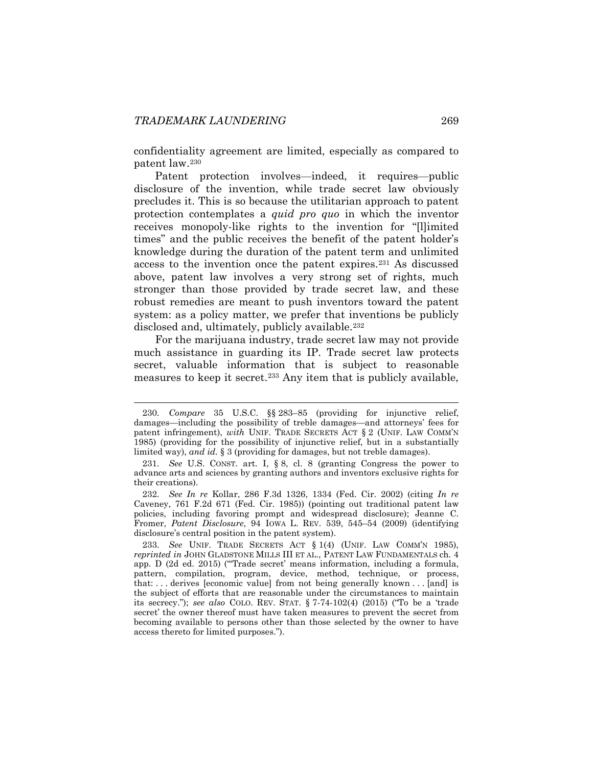confidentiality agreement are limited, especially as compared to patent law.[230]

Patent protection involves—indeed, it requires—public disclosure of the invention, while trade secret law obviously precludes it. This is so because the utilitarian approach to patent protection contemplates a *quid pro quo* in which the inventor receives monopoly-like rights to the invention for "[l]imited times" and the public receives the benefit of the patent holder's knowledge during the duration of the patent term and unlimited access to the invention once the patent expires.[231] As discussed above, patent law involves a very strong set of rights, much stronger than those provided by trade secret law, and these robust remedies are meant to push inventors toward the patent system: as a policy matter, we prefer that inventions be publicly disclosed and, ultimately, publicly available.[232]

For the marijuana industry, trade secret law may not provide much assistance in guarding its IP. Trade secret law protects secret, valuable information that is subject to reasonable measures to keep it secret.[233] Any item that is publicly available,

---

230. *Compare* 35 U.S.C. §§ 283–85 (providing for injunctive relief, damages—including the possibility of treble damages—and attorneys' fees for patent infringement), *with* UNIF. TRADE SECRETS ACT § 2 (UNIF. LAW COMM'N 1985) (providing for the possibility of injunctive relief, but in a substantially limited way), *and id.* § 3 (providing for damages, but not treble damages).

231. *See* U.S. CONST. art. I, § 8, cl. 8 (granting Congress the power to advance arts and sciences by granting authors and inventors exclusive rights for their creations).

232. *See In re* Kollar, 286 F.3d 1326, 1334 (Fed. Cir. 2002) (citing *In re* Caveney, 761 F.2d 671 (Fed. Cir. 1985)) (pointing out traditional patent law policies, including favoring prompt and widespread disclosure); Jeanne C. Fromer, *Patent Disclosure*, 94 IOWA L. REV. 539, 545–54 (2009) (identifying disclosure's central position in the patent system).

233. *See* UNIF. TRADE SECRETS ACT § 1(4) (UNIF. LAW COMM'N 1985), *reprinted in* JOHN GLADSTONE MILLS III ET AL., PATENT LAW FUNDAMENTALS ch. 4 app. D (2d ed. 2015) ("'Trade secret' means information, including a formula, pattern, compilation, program, device, method, technique, or process, that: . . . derives [economic value] from not being generally known . . . [and] is the subject of efforts that are reasonable under the circumstances to maintain its secrecy."); *see also* COLO. REV. STAT. § 7-74-102(4) (2015) ("To be a 'trade secret' the owner thereof must have taken measures to prevent the secret from becoming available to persons other than those selected by the owner to have access thereto for limited purposes.").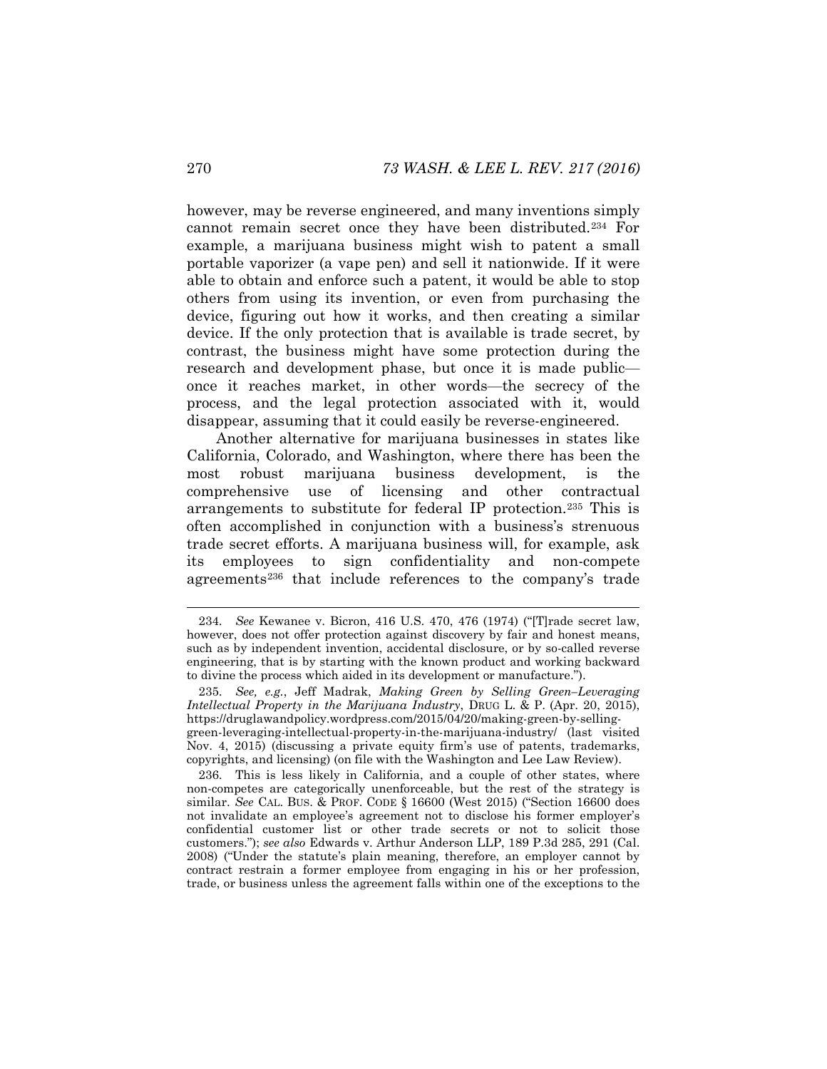however, may be reverse engineered, and many inventions simply cannot remain secret once they have been distributed.[234] For example, a marijuana business might wish to patent a small portable vaporizer (a vape pen) and sell it nationwide. If it were able to obtain and enforce such a patent, it would be able to stop others from using its invention, or even from purchasing the device, figuring out how it works, and then creating a similar device. If the only protection that is available is trade secret, by contrast, the business might have some protection during the research and development phase, but once it is made public—once it reaches market, in other words—the secrecy of the process, and the legal protection associated with it, would disappear, assuming that it could easily be reverse-engineered.

Another alternative for marijuana businesses in states like California, Colorado, and Washington, where there has been the most robust marijuana business development, is the comprehensive use of licensing and other contractual arrangements to substitute for federal IP protection.[235] This is often accomplished in conjunction with a business's strenuous trade secret efforts. A marijuana business will, for example, ask its employees to sign confidentiality and non-compete agreements[236] that include references to the company's trade

---

234. *See* Kewanee v. Bicron, 416 U.S. 470, 476 (1974) ("[T]rade secret law, however, does not offer protection against discovery by fair and honest means, such as by independent invention, accidental disclosure, or by so-called reverse engineering, that is by starting with the known product and working backward to divine the process which aided in its development or manufacture.").

235. *See, e.g.*, Jeff Madrak, *Making Green by Selling Green–Leveraging Intellectual Property in the Marijuana Industry*, DRUG L. & P. (Apr. 20, 2015), https://druglawandpolicy.wordpress.com/2015/04/20/making-green-by-selling-green-leveraging-intellectual-property-in-the-marijuana-industry/ (last visited Nov. 4, 2015) (discussing a private equity firm's use of patents, trademarks, copyrights, and licensing) (on file with the Washington and Lee Law Review).

236. This is less likely in California, and a couple of other states, where non-competes are categorically unenforceable, but the rest of the strategy is similar. *See* CAL. BUS. & PROF. CODE § 16600 (West 2015) ("Section 16600 does not invalidate an employee's agreement not to disclose his former employer's confidential customer list or other trade secrets or not to solicit those customers."); *see also* Edwards v. Arthur Anderson LLP, 189 P.3d 285, 291 (Cal. 2008) ("Under the statute's plain meaning, therefore, an employer cannot by contract restrain a former employee from engaging in his or her profession, trade, or business unless the agreement falls within one of the exceptions to the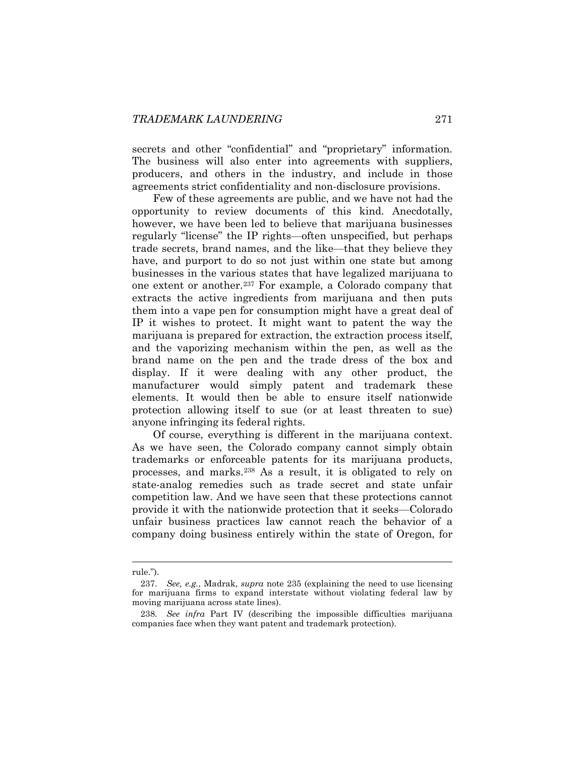secrets and other "confidential" and "proprietary" information. The business will also enter into agreements with suppliers, producers, and others in the industry, and include in those agreements strict confidentiality and non-disclosure provisions.

Few of these agreements are public, and we have not had the opportunity to review documents of this kind. Anecdotally, however, we have been led to believe that marijuana businesses regularly "license" the IP rights—often unspecified, but perhaps trade secrets, brand names, and the like—that they believe they have, and purport to do so not just within one state but among businesses in the various states that have legalized marijuana to one extent or another.[237] For example, a Colorado company that extracts the active ingredients from marijuana and then puts them into a vape pen for consumption might have a great deal of IP it wishes to protect. It might want to patent the way the marijuana is prepared for extraction, the extraction process itself, and the vaporizing mechanism within the pen, as well as the brand name on the pen and the trade dress of the box and display. If it were dealing with any other product, the manufacturer would simply patent and trademark these elements. It would then be able to ensure itself nationwide protection allowing itself to sue (or at least threaten to sue) anyone infringing its federal rights.

Of course, everything is different in the marijuana context. As we have seen, the Colorado company cannot simply obtain trademarks or enforceable patents for its marijuana products, processes, and marks.[238] As a result, it is obligated to rely on state-analog remedies such as trade secret and state unfair competition law. And we have seen that these protections cannot provide it with the nationwide protection that it seeks—Colorado unfair business practices law cannot reach the behavior of a company doing business entirely within the state of Oregon, for

---

rule.").

237. *See, e.g.*, Madrak, *supra* note 235 (explaining the need to use licensing for marijuana firms to expand interstate without violating federal law by moving marijuana across state lines).

238. *See infra* Part IV (describing the impossible difficulties marijuana companies face when they want patent and trademark protection).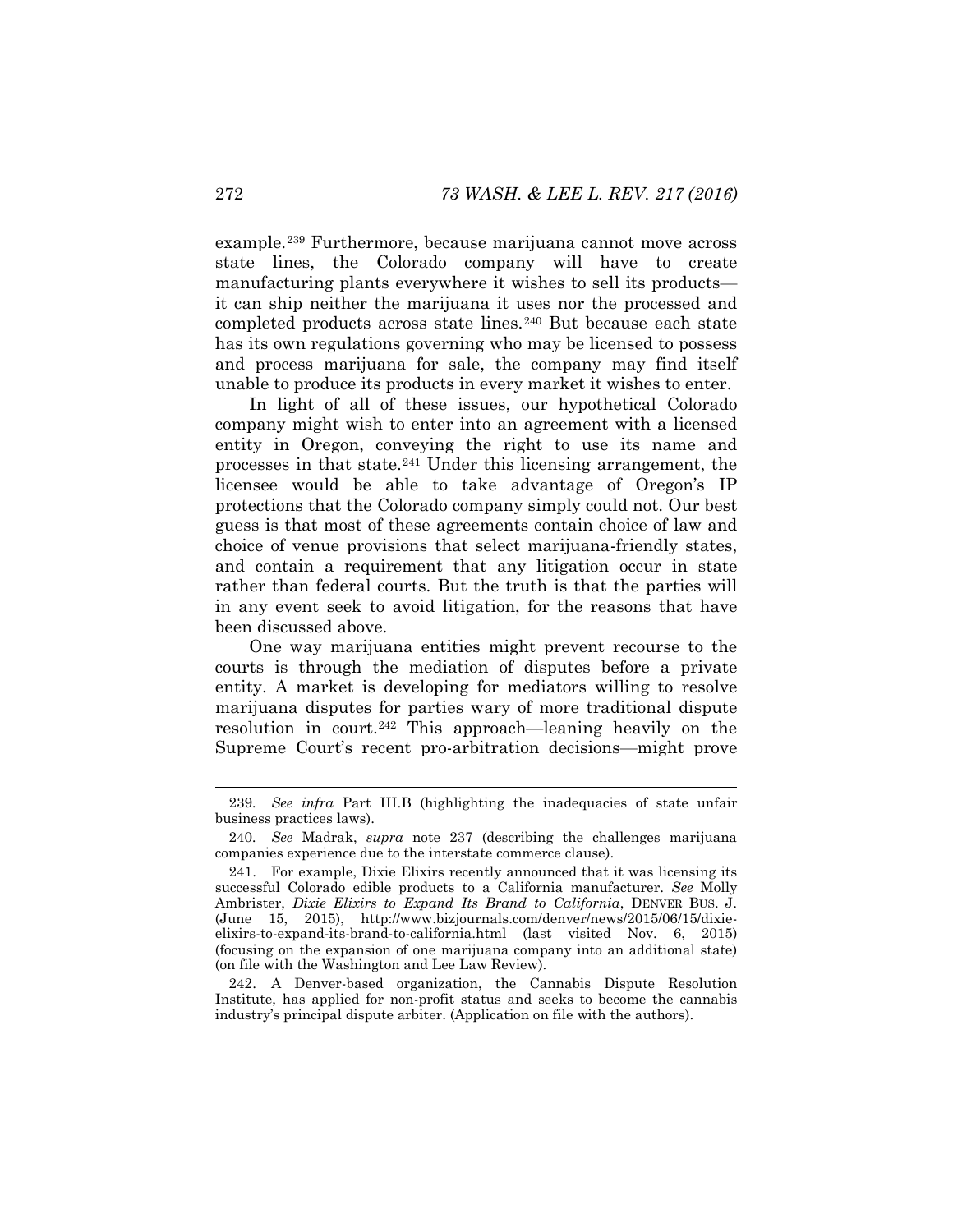example.[239] Furthermore, because marijuana cannot move across state lines, the Colorado company will have to create manufacturing plants everywhere it wishes to sell its products—it can ship neither the marijuana it uses nor the processed and completed products across state lines.[240] But because each state has its own regulations governing who may be licensed to possess and process marijuana for sale, the company may find itself unable to produce its products in every market it wishes to enter.

In light of all of these issues, our hypothetical Colorado company might wish to enter into an agreement with a licensed entity in Oregon, conveying the right to use its name and processes in that state.[241] Under this licensing arrangement, the licensee would be able to take advantage of Oregon's IP protections that the Colorado company simply could not. Our best guess is that most of these agreements contain choice of law and choice of venue provisions that select marijuana-friendly states, and contain a requirement that any litigation occur in state rather than federal courts. But the truth is that the parties will in any event seek to avoid litigation, for the reasons that have been discussed above.

One way marijuana entities might prevent recourse to the courts is through the mediation of disputes before a private entity. A market is developing for mediators willing to resolve marijuana disputes for parties wary of more traditional dispute resolution in court.[242] This approach—leaning heavily on the Supreme Court's recent pro-arbitration decisions—might prove

---

239. *See infra* Part III.B (highlighting the inadequacies of state unfair business practices laws).

240. *See* Madrak, *supra* note 237 (describing the challenges marijuana companies experience due to the interstate commerce clause).

241. For example, Dixie Elixirs recently announced that it was licensing its successful Colorado edible products to a California manufacturer. *See* Molly Ambrister, *Dixie Elixirs to Expand Its Brand to California*, DENVER BUS. J. (June 15, 2015), http://www.bizjournals.com/denver/news/2015/06/15/dixie-elixirs-to-expand-its-brand-to-california.html (last visited Nov. 6, 2015) (focusing on the expansion of one marijuana company into an additional state) (on file with the Washington and Lee Law Review).

242. A Denver-based organization, the Cannabis Dispute Resolution Institute, has applied for non-profit status and seeks to become the cannabis industry's principal dispute arbiter. (Application on file with the authors).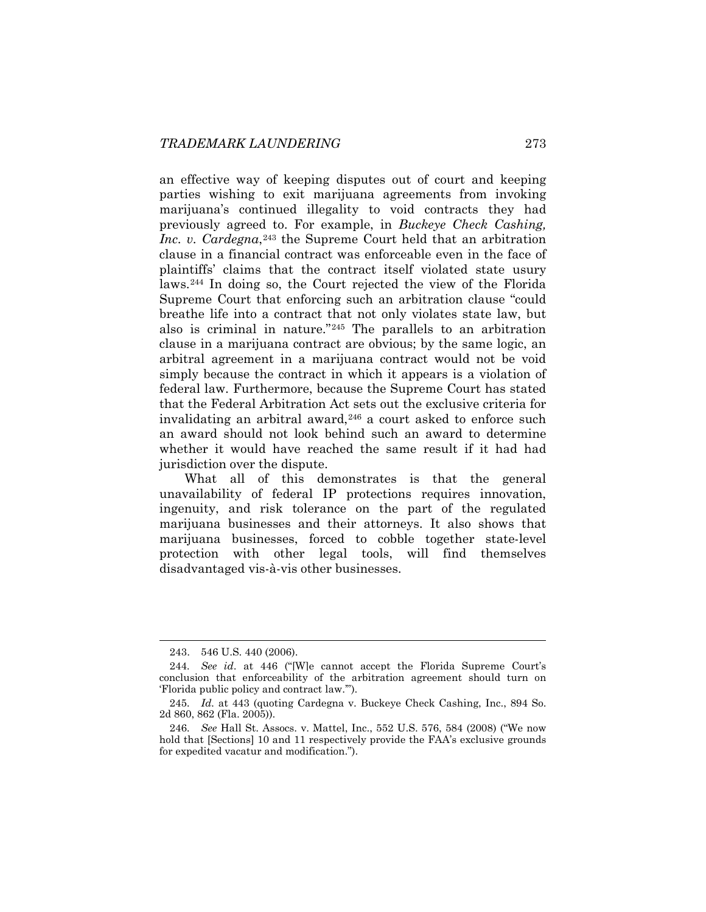an effective way of keeping disputes out of court and keeping parties wishing to exit marijuana agreements from invoking marijuana's continued illegality to void contracts they had previously agreed to. For example, in *Buckeye Check Cashing, Inc. v. Cardegna*,[243] the Supreme Court held that an arbitration clause in a financial contract was enforceable even in the face of plaintiffs' claims that the contract itself violated state usury laws.[244] In doing so, the Court rejected the view of the Florida Supreme Court that enforcing such an arbitration clause "could breathe life into a contract that not only violates state law, but also is criminal in nature."[245] The parallels to an arbitration clause in a marijuana contract are obvious; by the same logic, an arbitral agreement in a marijuana contract would not be void simply because the contract in which it appears is a violation of federal law. Furthermore, because the Supreme Court has stated that the Federal Arbitration Act sets out the exclusive criteria for invalidating an arbitral award,[246] a court asked to enforce such an award should not look behind such an award to determine whether it would have reached the same result if it had had jurisdiction over the dispute.

What all of this demonstrates is that the general unavailability of federal IP protections requires innovation, ingenuity, and risk tolerance on the part of the regulated marijuana businesses and their attorneys. It also shows that marijuana businesses, forced to cobble together state-level protection with other legal tools, will find themselves disadvantaged vis-à-vis other businesses.

---

243. 546 U.S. 440 (2006).

244. *See id*. at 446 ("[W]e cannot accept the Florida Supreme Court's conclusion that enforceability of the arbitration agreement should turn on 'Florida public policy and contract law.'").

245. *Id*. at 443 (quoting Cardegna v. Buckeye Check Cashing, Inc., 894 So. 2d 860, 862 (Fla. 2005)).

246. *See* Hall St. Assocs. v. Mattel, Inc., 552 U.S. 576, 584 (2008) ("We now hold that [Sections] 10 and 11 respectively provide the FAA's exclusive grounds for expedited vacatur and modification.").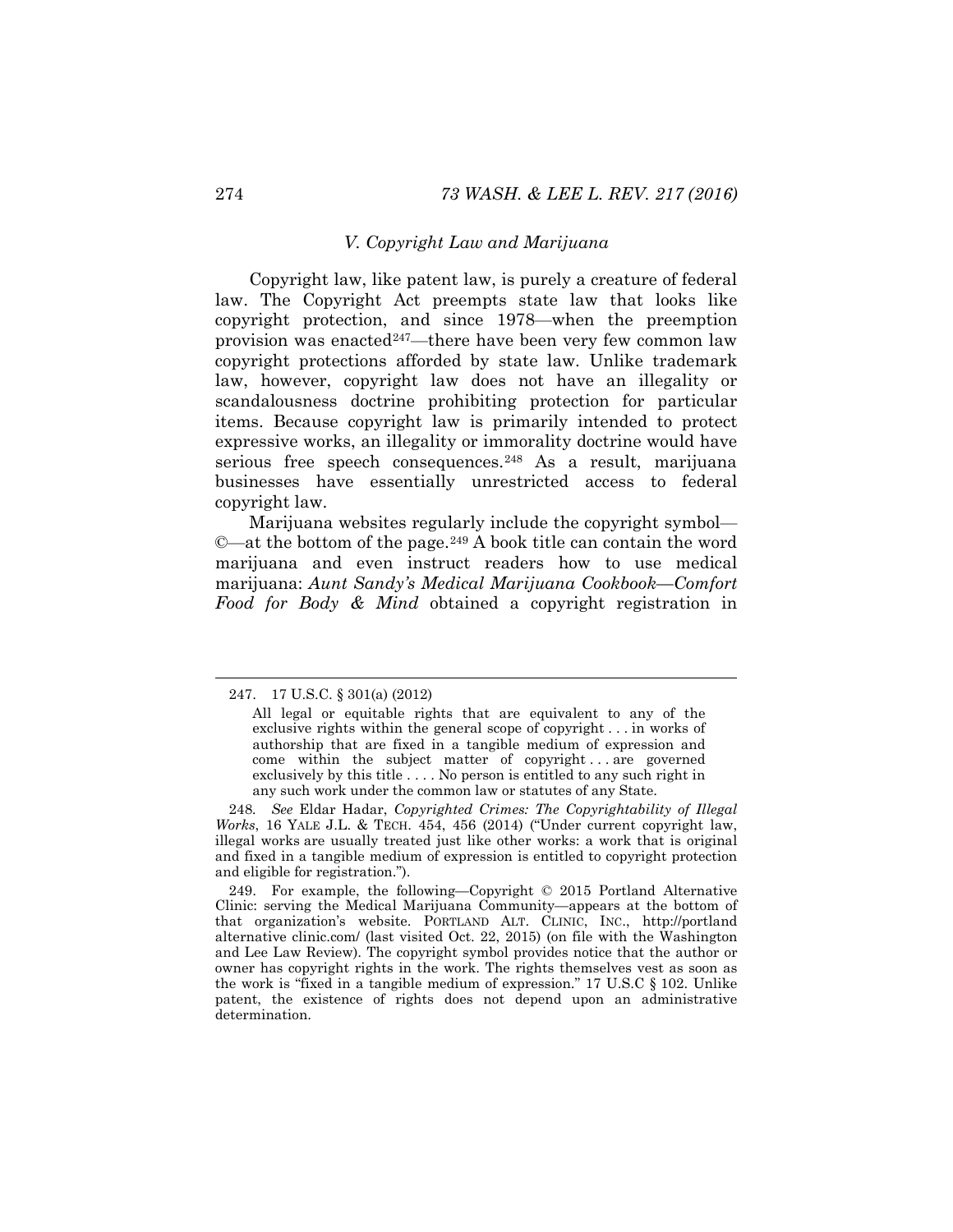### *V. Copyright Law and Marijuana*

Copyright law, like patent law, is purely a creature of federal law. The Copyright Act preempts state law that looks like copyright protection, and since 1978—when the preemption provision was enacted[247]—there have been very few common law copyright protections afforded by state law. Unlike trademark law, however, copyright law does not have an illegality or scandalousness doctrine prohibiting protection for particular items. Because copyright law is primarily intended to protect expressive works, an illegality or immorality doctrine would have serious free speech consequences.[248] As a result, marijuana businesses have essentially unrestricted access to federal copyright law.

Marijuana websites regularly include the copyright symbol—©—at the bottom of the page.[249] A book title can contain the word marijuana and even instruct readers how to use medical marijuana: *Aunt Sandy's Medical Marijuana Cookbook—Comfort Food for Body & Mind* obtained a copyright registration in

---

247. 17 U.S.C. § 301(a) (2012)

> All legal or equitable rights that are equivalent to any of the exclusive rights within the general scope of copyright . . . in works of authorship that are fixed in a tangible medium of expression and come within the subject matter of copyright . . . are governed exclusively by this title . . . . No person is entitled to any such right in any such work under the common law or statutes of any State.

248. *See* Eldar Hadar, *Copyrighted Crimes: The Copyrightability of Illegal Works*, 16 YALE J.L. & TECH. 454, 456 (2014) ("Under current copyright law, illegal works are usually treated just like other works: a work that is original and fixed in a tangible medium of expression is entitled to copyright protection and eligible for registration.").

249. For example, the following—Copyright © 2015 Portland Alternative Clinic: serving the Medical Marijuana Community—appears at the bottom of that organization's website. PORTLAND ALT. CLINIC, INC., http://portland alternative clinic.com/ (last visited Oct. 22, 2015) (on file with the Washington and Lee Law Review). The copyright symbol provides notice that the author or owner has copyright rights in the work. The rights themselves vest as soon as the work is "fixed in a tangible medium of expression." 17 U.S.C § 102. Unlike patent, the existence of rights does not depend upon an administrative determination.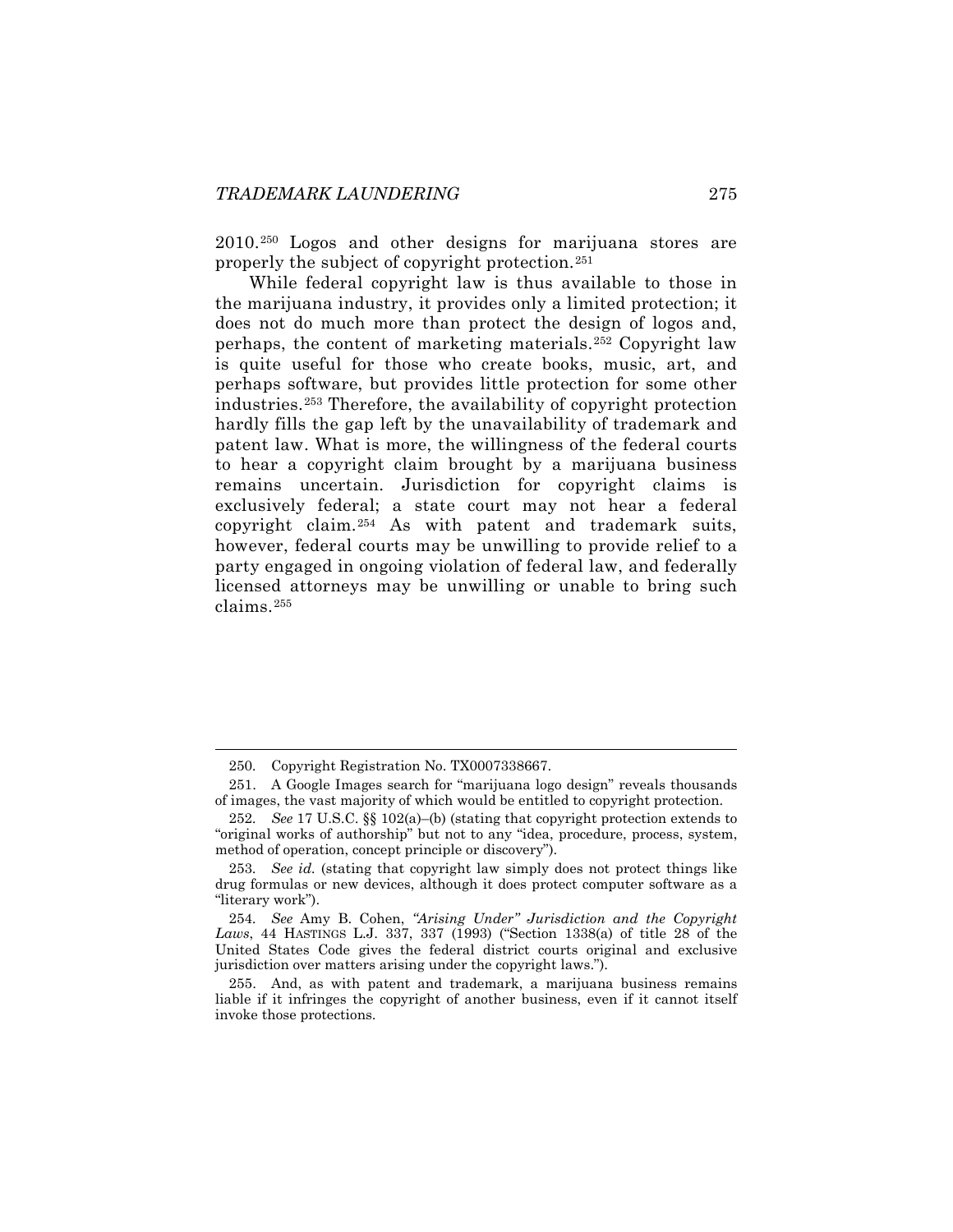2010.[250] Logos and other designs for marijuana stores are properly the subject of copyright protection.[251]

While federal copyright law is thus available to those in the marijuana industry, it provides only a limited protection; it does not do much more than protect the design of logos and, perhaps, the content of marketing materials.[252] Copyright law is quite useful for those who create books, music, art, and perhaps software, but provides little protection for some other industries.[253] Therefore, the availability of copyright protection hardly fills the gap left by the unavailability of trademark and patent law. What is more, the willingness of the federal courts to hear a copyright claim brought by a marijuana business remains uncertain. Jurisdiction for copyright claims is exclusively federal; a state court may not hear a federal copyright claim.[254] As with patent and trademark suits, however, federal courts may be unwilling to provide relief to a party engaged in ongoing violation of federal law, and federally licensed attorneys may be unwilling or unable to bring such claims.[255]

---

250. Copyright Registration No. TX0007338667.

251. A Google Images search for "marijuana logo design" reveals thousands of images, the vast majority of which would be entitled to copyright protection.

252. *See* 17 U.S.C. §§ 102(a)–(b) (stating that copyright protection extends to "original works of authorship" but not to any "idea, procedure, process, system, method of operation, concept principle or discovery").

253. *See id.* (stating that copyright law simply does not protect things like drug formulas or new devices, although it does protect computer software as a "literary work").

254. *See* Amy B. Cohen, *"Arising Under" Jurisdiction and the Copyright Laws*, 44 HASTINGS L.J. 337, 337 (1993) ("Section 1338(a) of title 28 of the United States Code gives the federal district courts original and exclusive jurisdiction over matters arising under the copyright laws.").

255. And, as with patent and trademark, a marijuana business remains liable if it infringes the copyright of another business, even if it cannot itself invoke those protections.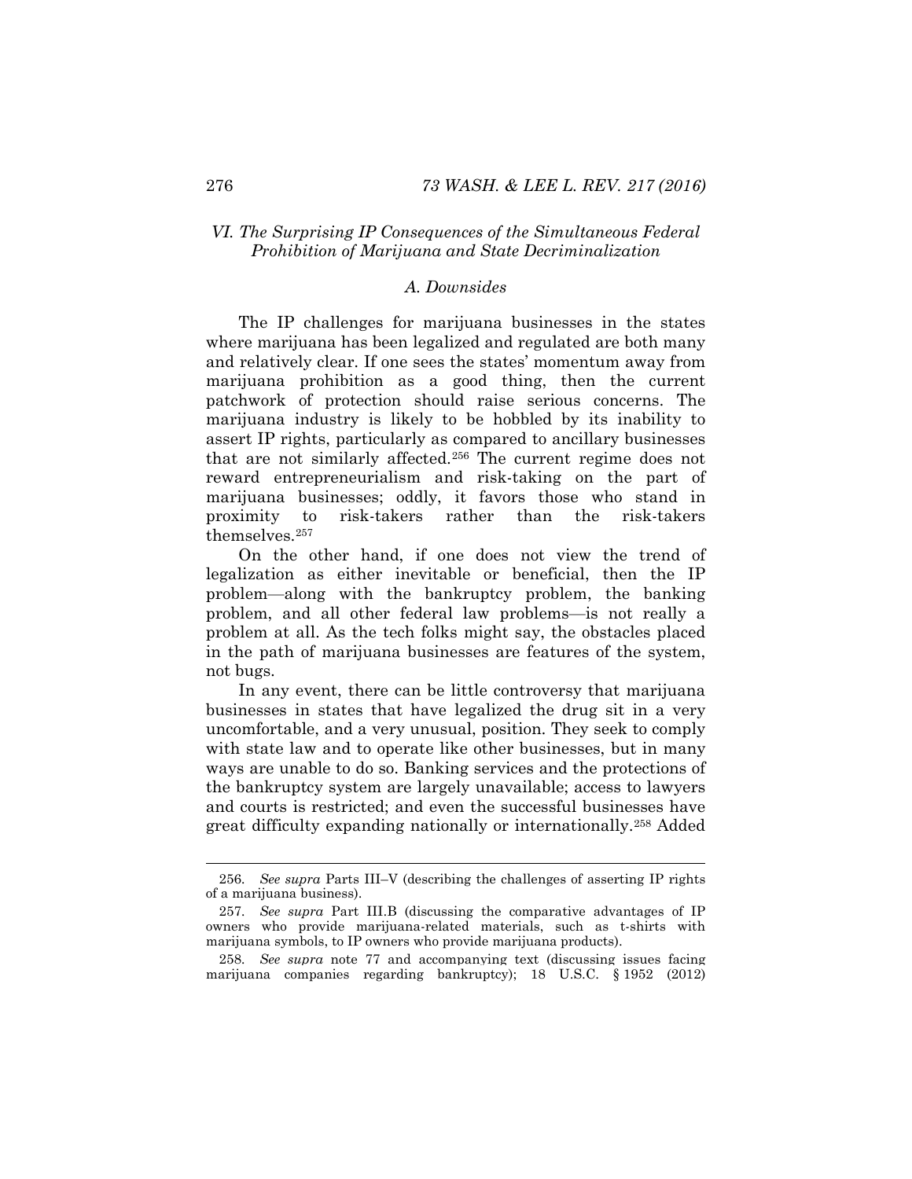## *VI. The Surprising IP Consequences of the Simultaneous Federal Prohibition of Marijuana and State Decriminalization*

### *A. Downsides*

The IP challenges for marijuana businesses in the states where marijuana has been legalized and regulated are both many and relatively clear. If one sees the states' momentum away from marijuana prohibition as a good thing, then the current patchwork of protection should raise serious concerns. The marijuana industry is likely to be hobbled by its inability to assert IP rights, particularly as compared to ancillary businesses that are not similarly affected.[256] The current regime does not reward entrepreneurialism and risk-taking on the part of marijuana businesses; oddly, it favors those who stand in proximity to risk-takers rather than the risk-takers themselves.[257]

On the other hand, if one does not view the trend of legalization as either inevitable or beneficial, then the IP problem—along with the bankruptcy problem, the banking problem, and all other federal law problems—is not really a problem at all. As the tech folks might say, the obstacles placed in the path of marijuana businesses are features of the system, not bugs.

In any event, there can be little controversy that marijuana businesses in states that have legalized the drug sit in a very uncomfortable, and a very unusual, position. They seek to comply with state law and to operate like other businesses, but in many ways are unable to do so. Banking services and the protections of the bankruptcy system are largely unavailable; access to lawyers and courts is restricted; and even the successful businesses have great difficulty expanding nationally or internationally.[258] Added

---

256. *See supra* Parts III–V (describing the challenges of asserting IP rights of a marijuana business).

257. *See supra* Part III.B (discussing the comparative advantages of IP owners who provide marijuana-related materials, such as t-shirts with marijuana symbols, to IP owners who provide marijuana products).

258. *See supra* note 77 and accompanying text (discussing issues facing marijuana companies regarding bankruptcy); 18 U.S.C. § 1952 (2012)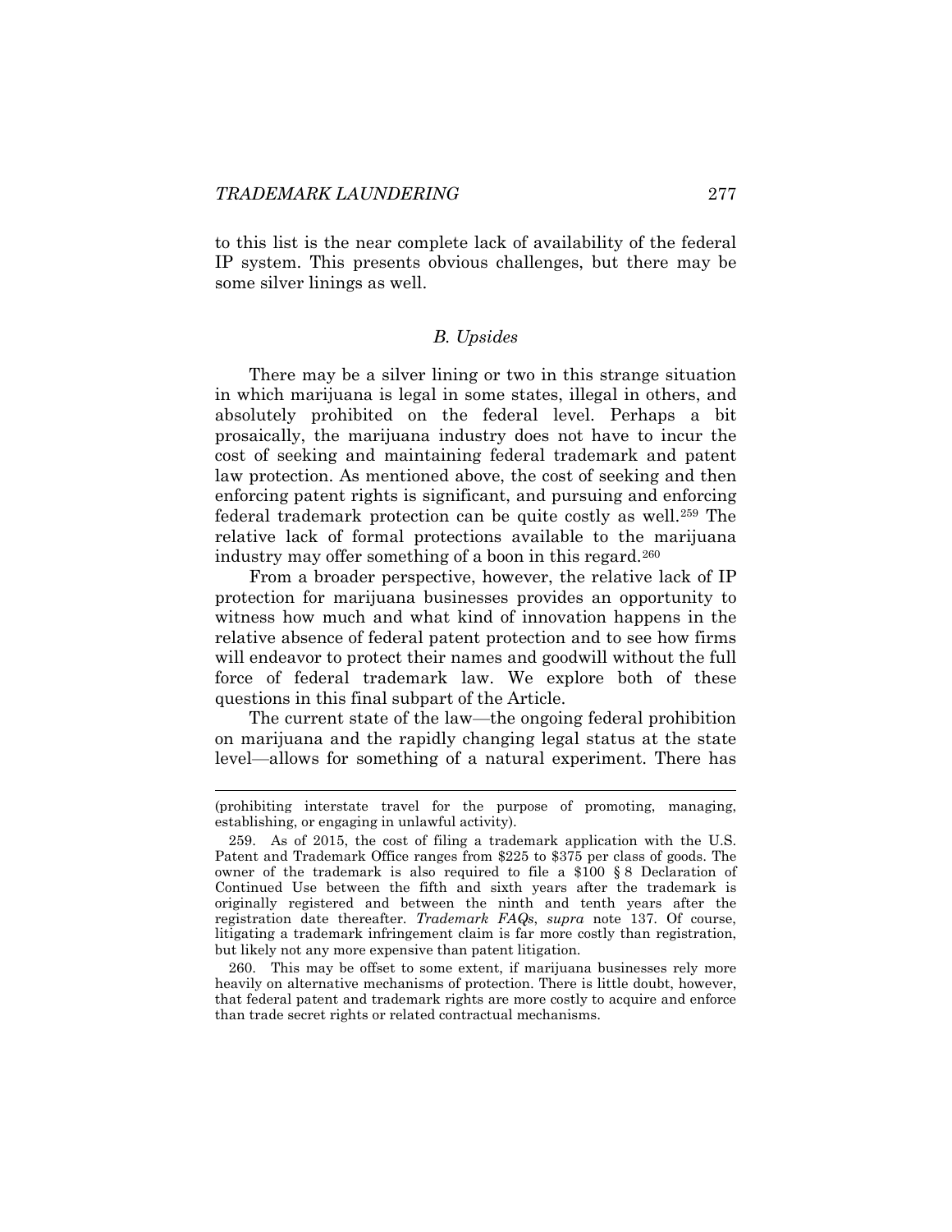to this list is the near complete lack of availability of the federal IP system. This presents obvious challenges, but there may be some silver linings as well.

### *B. Upsides*

There may be a silver lining or two in this strange situation in which marijuana is legal in some states, illegal in others, and absolutely prohibited on the federal level. Perhaps a bit prosaically, the marijuana industry does not have to incur the cost of seeking and maintaining federal trademark and patent law protection. As mentioned above, the cost of seeking and then enforcing patent rights is significant, and pursuing and enforcing federal trademark protection can be quite costly as well.[259] The relative lack of formal protections available to the marijuana industry may offer something of a boon in this regard.[260]

From a broader perspective, however, the relative lack of IP protection for marijuana businesses provides an opportunity to witness how much and what kind of innovation happens in the relative absence of federal patent protection and to see how firms will endeavor to protect their names and goodwill without the full force of federal trademark law. We explore both of these questions in this final subpart of the Article.

The current state of the law—the ongoing federal prohibition on marijuana and the rapidly changing legal status at the state level—allows for something of a natural experiment. There has

---

(prohibiting interstate travel for the purpose of promoting, managing, establishing, or engaging in unlawful activity).

259. As of 2015, the cost of filing a trademark application with the U.S. Patent and Trademark Office ranges from $225 to $375 per class of goods. The owner of the trademark is also required to file a $100 § 8 Declaration of Continued Use between the fifth and sixth years after the trademark is originally registered and between the ninth and tenth years after the registration date thereafter. *Trademark FAQs*, *supra* note 137. Of course, litigating a trademark infringement claim is far more costly than registration, but likely not any more expensive than patent litigation.

260. This may be offset to some extent, if marijuana businesses rely more heavily on alternative mechanisms of protection. There is little doubt, however, that federal patent and trademark rights are more costly to acquire and enforce than trade secret rights or related contractual mechanisms.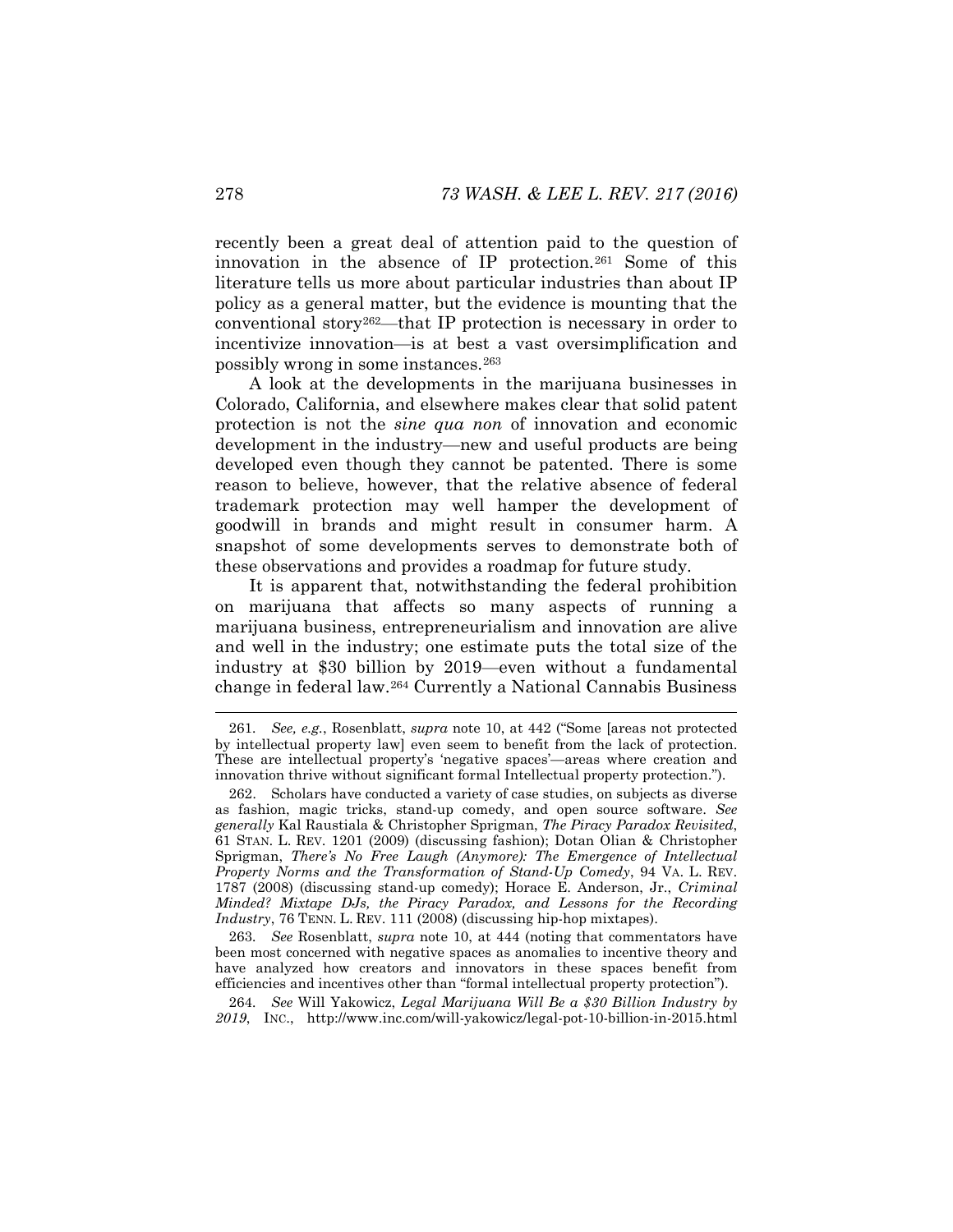recently been a great deal of attention paid to the question of innovation in the absence of IP protection.[261] Some of this literature tells us more about particular industries than about IP policy as a general matter, but the evidence is mounting that the conventional story[262]—that IP protection is necessary in order to incentivize innovation—is at best a vast oversimplification and possibly wrong in some instances.[263]

A look at the developments in the marijuana businesses in Colorado, California, and elsewhere makes clear that solid patent protection is not the *sine qua non* of innovation and economic development in the industry—new and useful products are being developed even though they cannot be patented. There is some reason to believe, however, that the relative absence of federal trademark protection may well hamper the development of goodwill in brands and might result in consumer harm. A snapshot of some developments serves to demonstrate both of these observations and provides a roadmap for future study.

It is apparent that, notwithstanding the federal prohibition on marijuana that affects so many aspects of running a marijuana business, entrepreneurialism and innovation are alive and well in the industry; one estimate puts the total size of the industry at $30 billion by 2019—even without a fundamental change in federal law.[264] Currently a National Cannabis Business

---

261. *See, e.g.*, Rosenblatt, *supra* note 10, at 442 ("Some [areas not protected by intellectual property law] even seem to benefit from the lack of protection. These are intellectual property's 'negative spaces'—areas where creation and innovation thrive without significant formal Intellectual property protection.").

262. Scholars have conducted a variety of case studies, on subjects as diverse as fashion, magic tricks, stand-up comedy, and open source software. *See generally* Kal Raustiala & Christopher Sprigman, *The Piracy Paradox Revisited*, 61 STAN. L. REV. 1201 (2009) (discussing fashion); Dotan Oliar & Christopher Sprigman, *There's No Free Laugh (Anymore): The Emergence of Intellectual Property Norms and the Transformation of Stand-Up Comedy*, 94 VA. L. REV. 1787 (2008) (discussing stand-up comedy); Horace E. Anderson, Jr., *Criminal Minded? Mixtape DJs, the Piracy Paradox, and Lessons for the Recording Industry*, 76 TENN. L. REV. 111 (2008) (discussing hip-hop mixtapes).

263. *See* Rosenblatt, *supra* note 10, at 444 (noting that commentators have been most concerned with negative spaces as anomalies to incentive theory and have analyzed how creators and innovators in these spaces benefit from efficiencies and incentives other than "formal intellectual property protection").

264. *See* Will Yakowicz, *Legal Marijuana Will Be a $30 Billion Industry by 2019*, INC., http://www.inc.com/will-yakowicz/legal-pot-10-billion-in-2015.html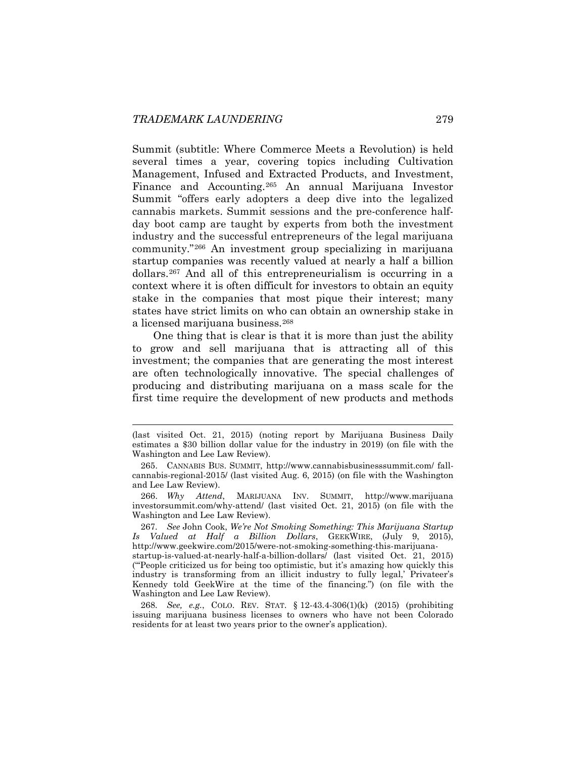Summit (subtitle: Where Commerce Meets a Revolution) is held several times a year, covering topics including Cultivation Management, Infused and Extracted Products, and Investment, Finance and Accounting.[265] An annual Marijuana Investor Summit "offers early adopters a deep dive into the legalized cannabis markets. Summit sessions and the pre-conference half-day boot camp are taught by experts from both the investment industry and the successful entrepreneurs of the legal marijuana community."[266] An investment group specializing in marijuana startup companies was recently valued at nearly a half a billion dollars.[267] And all of this entrepreneurialism is occurring in a context where it is often difficult for investors to obtain an equity stake in the companies that most pique their interest; many states have strict limits on who can obtain an ownership stake in a licensed marijuana business.[268]

One thing that is clear is that it is more than just the ability to grow and sell marijuana that is attracting all of this investment; the companies that are generating the most interest are often technologically innovative. The special challenges of producing and distributing marijuana on a mass scale for the first time require the development of new products and methods

---

(last visited Oct. 21, 2015) (noting report by Marijuana Business Daily estimates a $30 billion dollar value for the industry in 2019) (on file with the Washington and Lee Law Review).

265. CANNABIS BUS. SUMMIT, http://www.cannabisbusinesssummit.com/ fall-cannabis-regional-2015/ (last visited Aug. 6, 2015) (on file with the Washington and Lee Law Review).

266. *Why Attend*, MARIJUANA INV. SUMMIT, http://www.marijuana investorsummit.com/why-attend/ (last visited Oct. 21, 2015) (on file with the Washington and Lee Law Review).

267. *See* John Cook, *We're Not Smoking Something: This Marijuana Startup Is Valued at Half a Billion Dollars*, GEEKWIRE, (July 9, 2015), http://www.geekwire.com/2015/were-not-smoking-something-this-marijuana-startup-is-valued-at-nearly-half-a-billion-dollars/ (last visited Oct. 21, 2015) ("'People criticized us for being too optimistic, but it's amazing how quickly this industry is transforming from an illicit industry to fully legal,' Privateer's Kennedy told GeekWire at the time of the financing.") (on file with the Washington and Lee Law Review).

268. *See, e.g.*, COLO. REV. STAT. § 12-43.4-306(1)(k) (2015) (prohibiting issuing marijuana business licenses to owners who have not been Colorado residents for at least two years prior to the owner's application).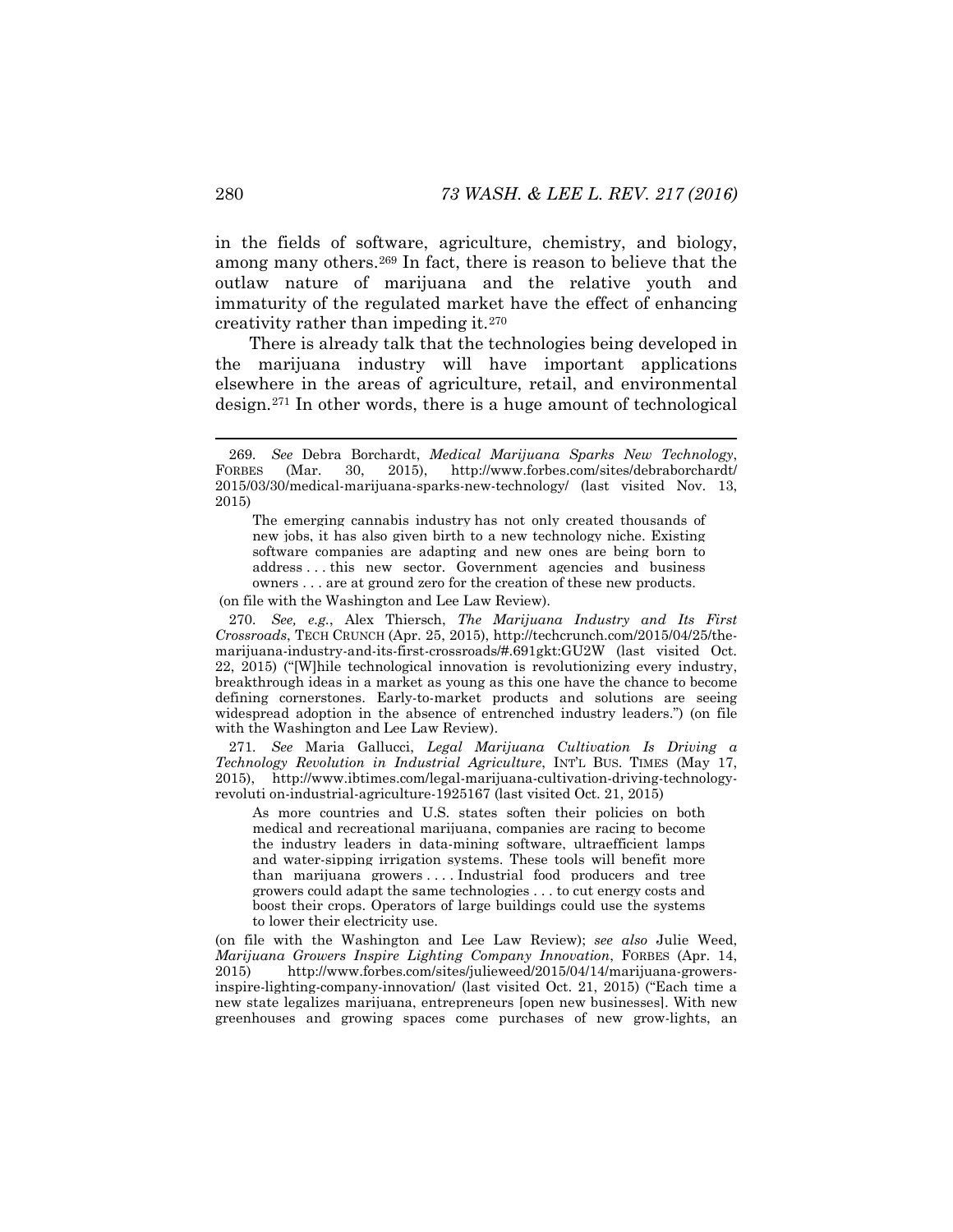in the fields of software, agriculture, chemistry, and biology, among many others.[269] In fact, there is reason to believe that the outlaw nature of marijuana and the relative youth and immaturity of the regulated market have the effect of enhancing creativity rather than impeding it.[270]

There is already talk that the technologies being developed in the marijuana industry will have important applications elsewhere in the areas of agriculture, retail, and environmental design.[271] In other words, there is a huge amount of technological

---

269. *See* Debra Borchardt, *Medical Marijuana Sparks New Technology*, FORBES (Mar. 30, 2015), http://www.forbes.com/sites/debraborchardt/2015/03/30/medical-marijuana-sparks-new-technology/ (last visited Nov. 13, 2015)

> The emerging cannabis industry has not only created thousands of new jobs, it has also given birth to a new technology niche. Existing software companies are adapting and new ones are being born to address . . . this new sector. Government agencies and business owners . . . are at ground zero for the creation of these new products.

(on file with the Washington and Lee Law Review).

270. *See, e.g.*, Alex Thiersch, *The Marijuana Industry and Its First Crossroads*, TECH CRUNCH (Apr. 25, 2015), http://techcrunch.com/2015/04/25/the-marijuana-industry-and-its-first-crossroads/#.691gkt:GU2W (last visited Oct. 22, 2015) ("[W]hile technological innovation is revolutionizing every industry, breakthrough ideas in a market as young as this one have the chance to become defining cornerstones. Early-to-market products and solutions are seeing widespread adoption in the absence of entrenched industry leaders.") (on file with the Washington and Lee Law Review).

271. *See* Maria Gallucci, *Legal Marijuana Cultivation Is Driving a Technology Revolution in Industrial Agriculture*, INT'L BUS. TIMES (May 17, 2015), http://www.ibtimes.com/legal-marijuana-cultivation-driving-technology-revoluti on-industrial-agriculture-1925167 (last visited Oct. 21, 2015)

> As more countries and U.S. states soften their policies on both medical and recreational marijuana, companies are racing to become the industry leaders in data-mining software, ultraefficient lamps and water-sipping irrigation systems. These tools will benefit more than marijuana growers . . . . Industrial food producers and tree growers could adapt the same technologies . . . to cut energy costs and boost their crops. Operators of large buildings could use the systems to lower their electricity use.

(on file with the Washington and Lee Law Review); *see also* Julie Weed, *Marijuana Growers Inspire Lighting Company Innovation*, FORBES (Apr. 14, 2015) http://www.forbes.com/sites/julieweed/2015/04/14/marijuana-growers-inspire-lighting-company-innovation/ (last visited Oct. 21, 2015) ("Each time a new state legalizes marijuana, entrepreneurs [open new businesses]. With new greenhouses and growing spaces come purchases of new grow-lights, an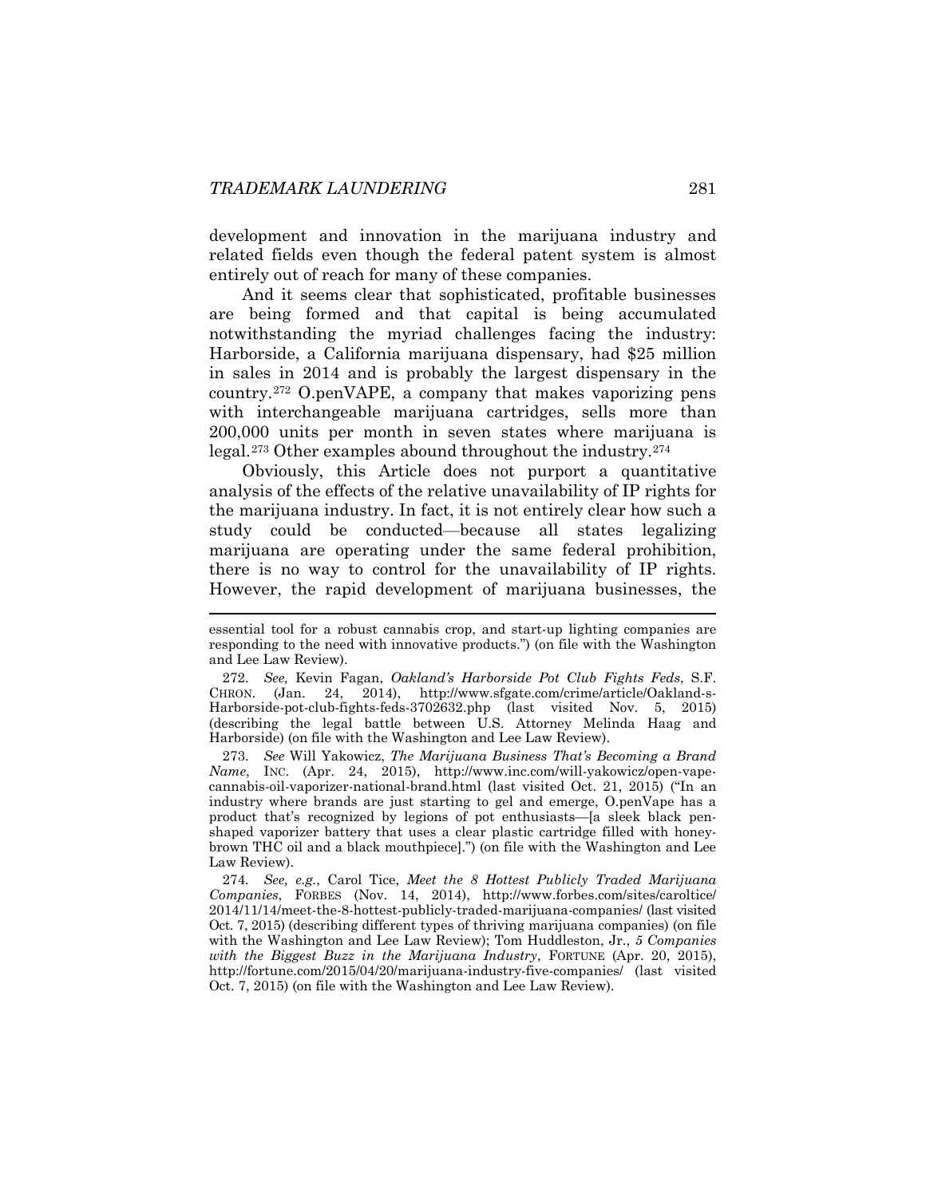development and innovation in the marijuana industry and related fields even though the federal patent system is almost entirely out of reach for many of these companies.

And it seems clear that sophisticated, profitable businesses are being formed and that capital is being accumulated notwithstanding the myriad challenges facing the industry: Harborside, a California marijuana dispensary, had $25 million in sales in 2014 and is probably the largest dispensary in the country.[272] O.penVAPE, a company that makes vaporizing pens with interchangeable marijuana cartridges, sells more than 200,000 units per month in seven states where marijuana is legal.[273] Other examples abound throughout the industry.[274]

Obviously, this Article does not purport a quantitative analysis of the effects of the relative unavailability of IP rights for the marijuana industry. In fact, it is not entirely clear how such a study could be conducted—because all states legalizing marijuana are operating under the same federal prohibition, there is no way to control for the unavailability of IP rights. However, the rapid development of marijuana businesses, the

---

essential tool for a robust cannabis crop, and start-up lighting companies are responding to the need with innovative products.") (on file with the Washington and Lee Law Review).

272. *See,* Kevin Fagan, *Oakland's Harborside Pot Club Fights Feds*, S.F. CHRON. (Jan. 24, 2014), http://www.sfgate.com/crime/article/Oakland-s-Harborside-pot-club-fights-feds-3702632.php (last visited Nov. 5, 2015) (describing the legal battle between U.S. Attorney Melinda Haag and Harborside) (on file with the Washington and Lee Law Review).

273. *See* Will Yakowicz, *The Marijuana Business That's Becoming a Brand Name*, INC. (Apr. 24, 2015), http://www.inc.com/will-yakowicz/open-vape-cannabis-oil-vaporizer-national-brand.html (last visited Oct. 21, 2015) ("In an industry where brands are just starting to gel and emerge, O.penVape has a product that's recognized by legions of pot enthusiasts—[a sleek black pen-shaped vaporizer battery that uses a clear plastic cartridge filled with honey-brown THC oil and a black mouthpiece].") (on file with the Washington and Lee Law Review).

274. *See, e.g.*, Carol Tice, *Meet the 8 Hottest Publicly Traded Marijuana Companies*, FORBES (Nov. 14, 2014), http://www.forbes.com/sites/caroltice/2014/11/14/meet-the-8-hottest-publicly-traded-marijuana-companies/ (last visited Oct. 7, 2015) (describing different types of thriving marijuana companies) (on file with the Washington and Lee Law Review); Tom Huddleston, Jr., *5 Companies with the Biggest Buzz in the Marijuana Industry*, FORTUNE (Apr. 20, 2015), http://fortune.com/2015/04/20/marijuana-industry-five-companies/ (last visited Oct. 7, 2015) (on file with the Washington and Lee Law Review).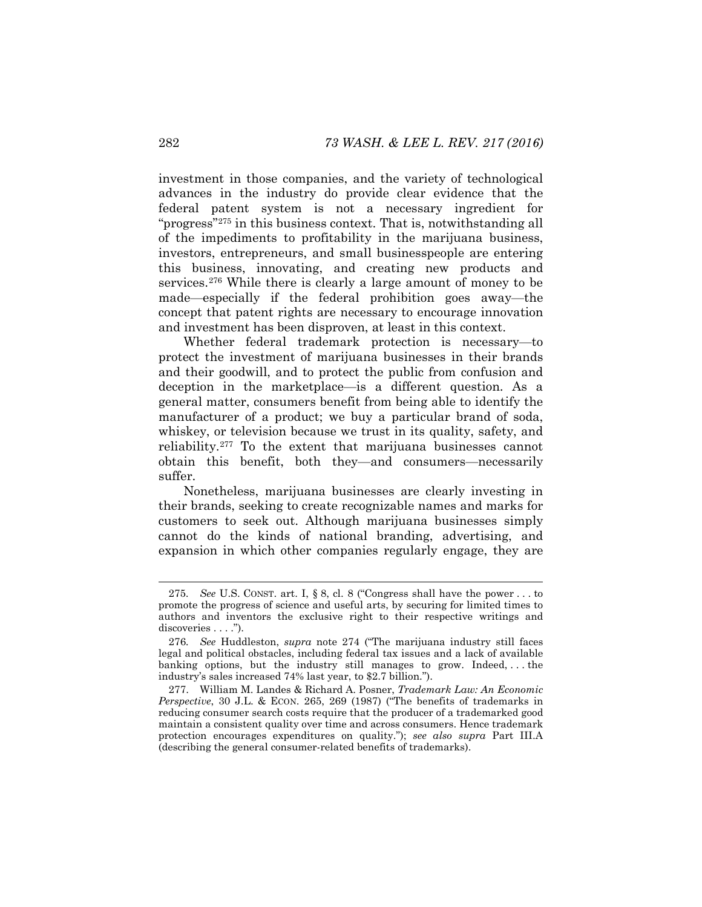investment in those companies, and the variety of technological advances in the industry do provide clear evidence that the federal patent system is not a necessary ingredient for "progress"[275] in this business context. That is, notwithstanding all of the impediments to profitability in the marijuana business, investors, entrepreneurs, and small businesspeople are entering this business, innovating, and creating new products and services.[276] While there is clearly a large amount of money to be made—especially if the federal prohibition goes away—the concept that patent rights are necessary to encourage innovation and investment has been disproven, at least in this context.

Whether federal trademark protection is necessary—to protect the investment of marijuana businesses in their brands and their goodwill, and to protect the public from confusion and deception in the marketplace—is a different question. As a general matter, consumers benefit from being able to identify the manufacturer of a product; we buy a particular brand of soda, whiskey, or television because we trust in its quality, safety, and reliability.[277] To the extent that marijuana businesses cannot obtain this benefit, both they—and consumers—necessarily suffer.

Nonetheless, marijuana businesses are clearly investing in their brands, seeking to create recognizable names and marks for customers to seek out. Although marijuana businesses simply cannot do the kinds of national branding, advertising, and expansion in which other companies regularly engage, they are

---

275. *See* U.S. CONST. art. I, § 8, cl. 8 ("Congress shall have the power . . . to promote the progress of science and useful arts, by securing for limited times to authors and inventors the exclusive right to their respective writings and discoveries . . . .").

276. *See* Huddleston, *supra* note 274 ("The marijuana industry still faces legal and political obstacles, including federal tax issues and a lack of available banking options, but the industry still manages to grow. Indeed, . . . the industry's sales increased 74% last year, to $2.7 billion.").

277. William M. Landes & Richard A. Posner, *Trademark Law: An Economic Perspective*, 30 J.L. & ECON. 265, 269 (1987) ("The benefits of trademarks in reducing consumer search costs require that the producer of a trademarked good maintain a consistent quality over time and across consumers. Hence trademark protection encourages expenditures on quality."); *see also supra* Part III.A (describing the general consumer-related benefits of trademarks).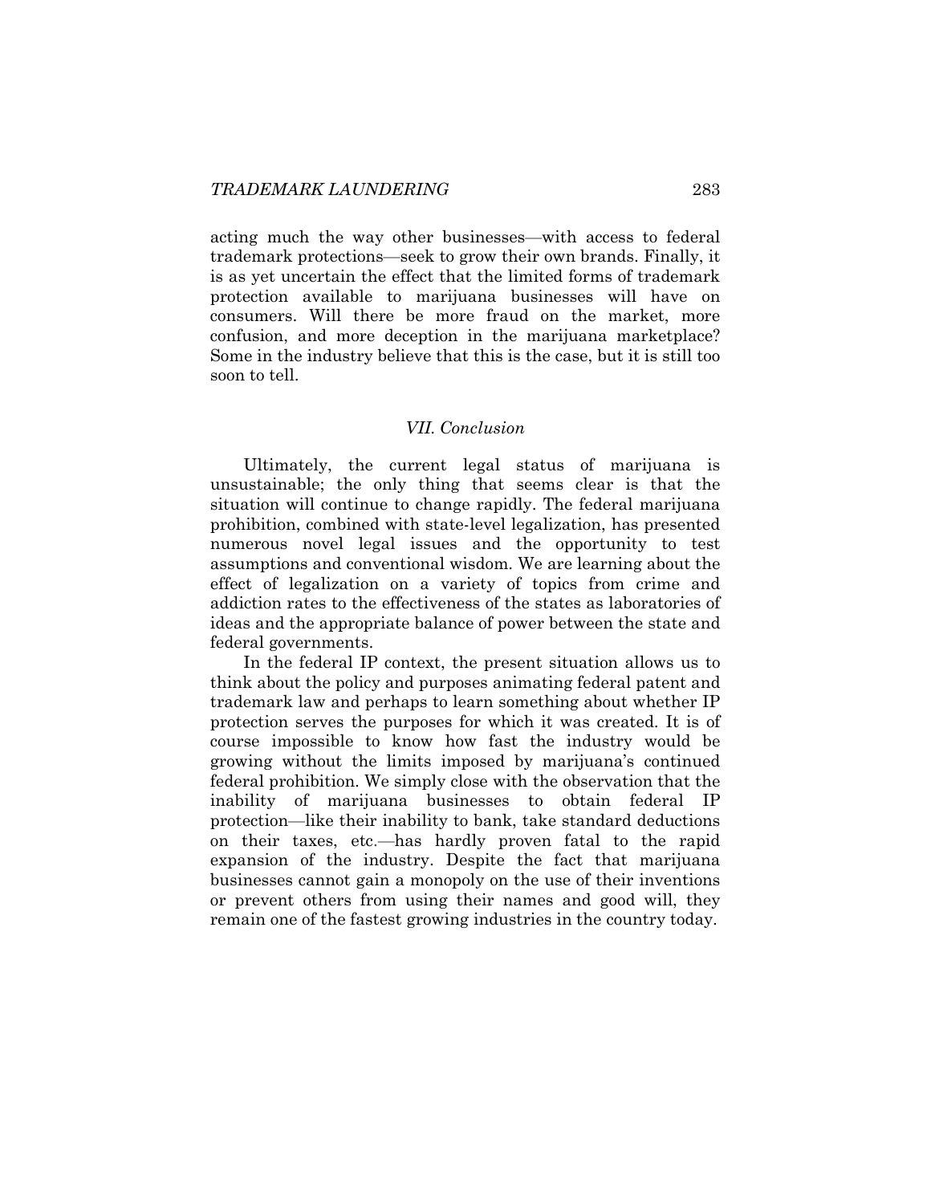acting much the way other businesses—with access to federal trademark protections—seek to grow their own brands. Finally, it is as yet uncertain the effect that the limited forms of trademark protection available to marijuana businesses will have on consumers. Will there be more fraud on the market, more confusion, and more deception in the marijuana marketplace? Some in the industry believe that this is the case, but it is still too soon to tell.

## *VII. Conclusion*

Ultimately, the current legal status of marijuana is unsustainable; the only thing that seems clear is that the situation will continue to change rapidly. The federal marijuana prohibition, combined with state-level legalization, has presented numerous novel legal issues and the opportunity to test assumptions and conventional wisdom. We are learning about the effect of legalization on a variety of topics from crime and addiction rates to the effectiveness of the states as laboratories of ideas and the appropriate balance of power between the state and federal governments.

In the federal IP context, the present situation allows us to think about the policy and purposes animating federal patent and trademark law and perhaps to learn something about whether IP protection serves the purposes for which it was created. It is of course impossible to know how fast the industry would be growing without the limits imposed by marijuana's continued federal prohibition. We simply close with the observation that the inability of marijuana businesses to obtain federal IP protection—like their inability to bank, take standard deductions on their taxes, etc.—has hardly proven fatal to the rapid expansion of the industry. Despite the fact that marijuana businesses cannot gain a monopoly on the use of their inventions or prevent others from using their names and good will, they remain one of the fastest growing industries in the country today.